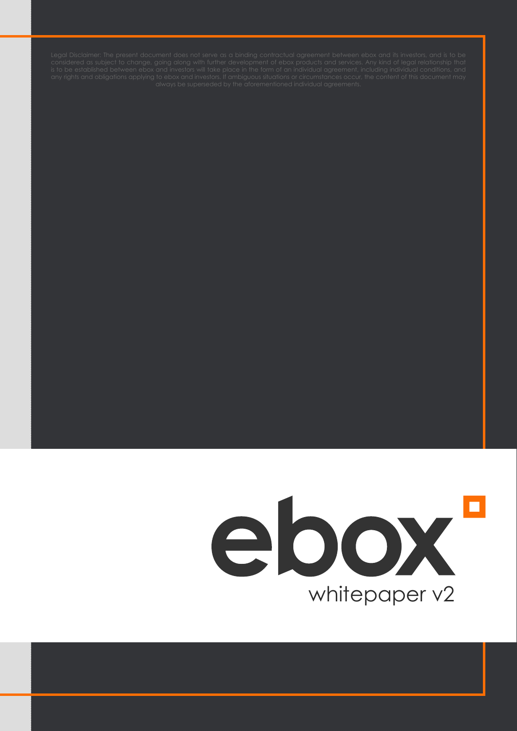Legal Disclaimer: The present document does not serve as a binding contractual agreement between ebox and its investors, and is to be considered as subject to change, going along with further development of ebox products and services. Any kind of legal relationship that is to be established between ebox and investors will take place in the form of an individual agreement, including individual conditions, and any rights and obligations applying to ebox and investors. If ambiguous situations or circumstances occur, the content of this document may always be superseded by the aforementioned individual agreements.

# ebox

whitepaper v2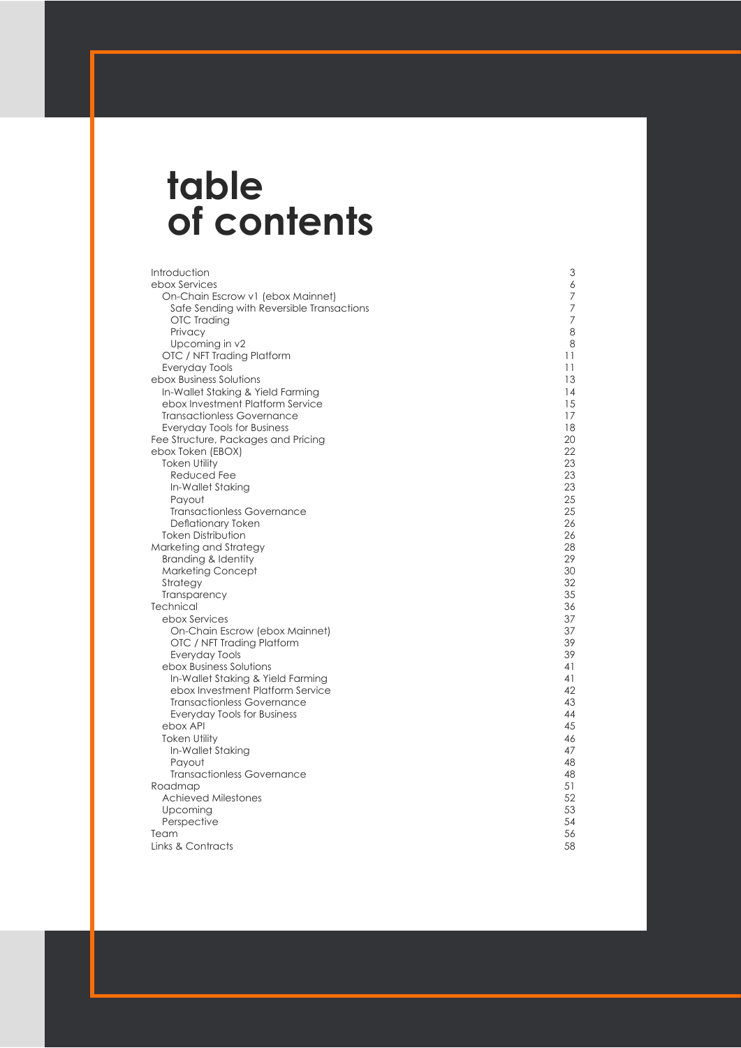# table of contents

| | |
|---|---|
| Introduction | 3 |
| ebox Services | 6 |
| On-Chain Escrow v1 (ebox Mainnet) | 7 |
| Safe Sending with Reversible Transactions | 7 |
| OTC Trading | 7 |
| Privacy | 8 |
| Upcoming in v2 | 8 |
| OTC / NFT Trading Platform | 11 |
| Everyday Tools | 11 |
| ebox Business Solutions | 13 |
| In-Wallet Staking & Yield Farming | 14 |
| ebox Investment Platform Service | 15 |
| Transactionless Governance | 17 |
| Everyday Tools for Business | 18 |
| Fee Structure, Packages and Pricing | 20 |
| ebox Token (EBOX) | 22 |
| Token Utility | 23 |
| Reduced Fee | 23 |
| In-Wallet Staking | 23 |
| Payout | 25 |
| Transactionless Governance | 25 |
| Deflationary Token | 26 |
| Token Distribution | 26 |
| Marketing and Strategy | 28 |
| Branding & Identity | 29 |
| Marketing Concept | 30 |
| Strategy | 32 |
| Transparency | 35 |
| Technical | 36 |
| ebox Services | 37 |
| On-Chain Escrow (ebox Mainnet) | 37 |
| OTC / NFT Trading Platform | 39 |
| Everyday Tools | 39 |
| ebox Business Solutions | 41 |
| In-Wallet Staking & Yield Farming | 41 |
| ebox Investment Platform Service | 42 |
| Transactionless Governance | 43 |
| Everyday Tools for Business | 44 |
| ebox API | 45 |
| Token Utility | 46 |
| In-Wallet Staking | 47 |
| Payout | 48 |
| Transactionless Governance | 48 |
| Roadmap | 51 |
| Achieved Milestones | 52 |
| Upcoming | 53 |
| Perspective | 54 |
| Team | 56 |
| Links & Contracts | 58 |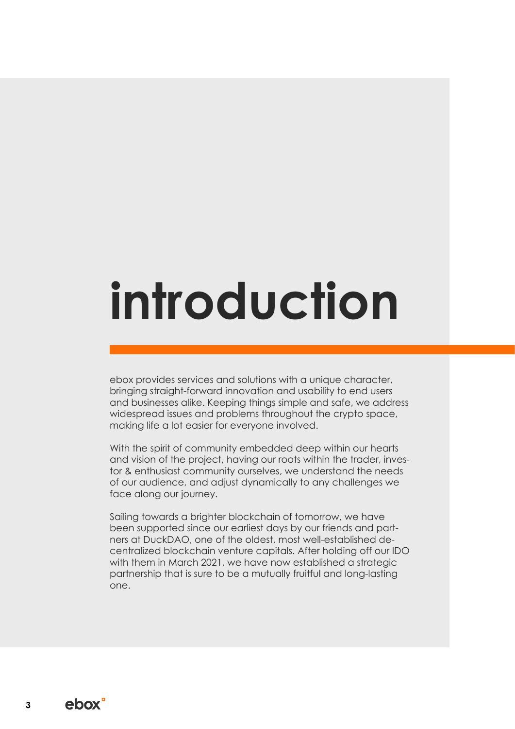# introduction

ebox provides services and solutions with a unique character, bringing straight-forward innovation and usability to end users and businesses alike. Keeping things simple and safe, we address widespread issues and problems throughout the crypto space, making life a lot easier for everyone involved.

With the spirit of community embedded deep within our hearts and vision of the project, having our roots within the trader, investor & enthusiast community ourselves, we understand the needs of our audience, and adjust dynamically to any challenges we face along our journey.

Sailing towards a brighter blockchain of tomorrow, we have been supported since our earliest days by our friends and partners at DuckDAO, one of the oldest, most well-established decentralized blockchain venture capitals. After holding off our IDO with them in March 2021, we have now established a strategic partnership that is sure to be a mutually fruitful and long-lasting one.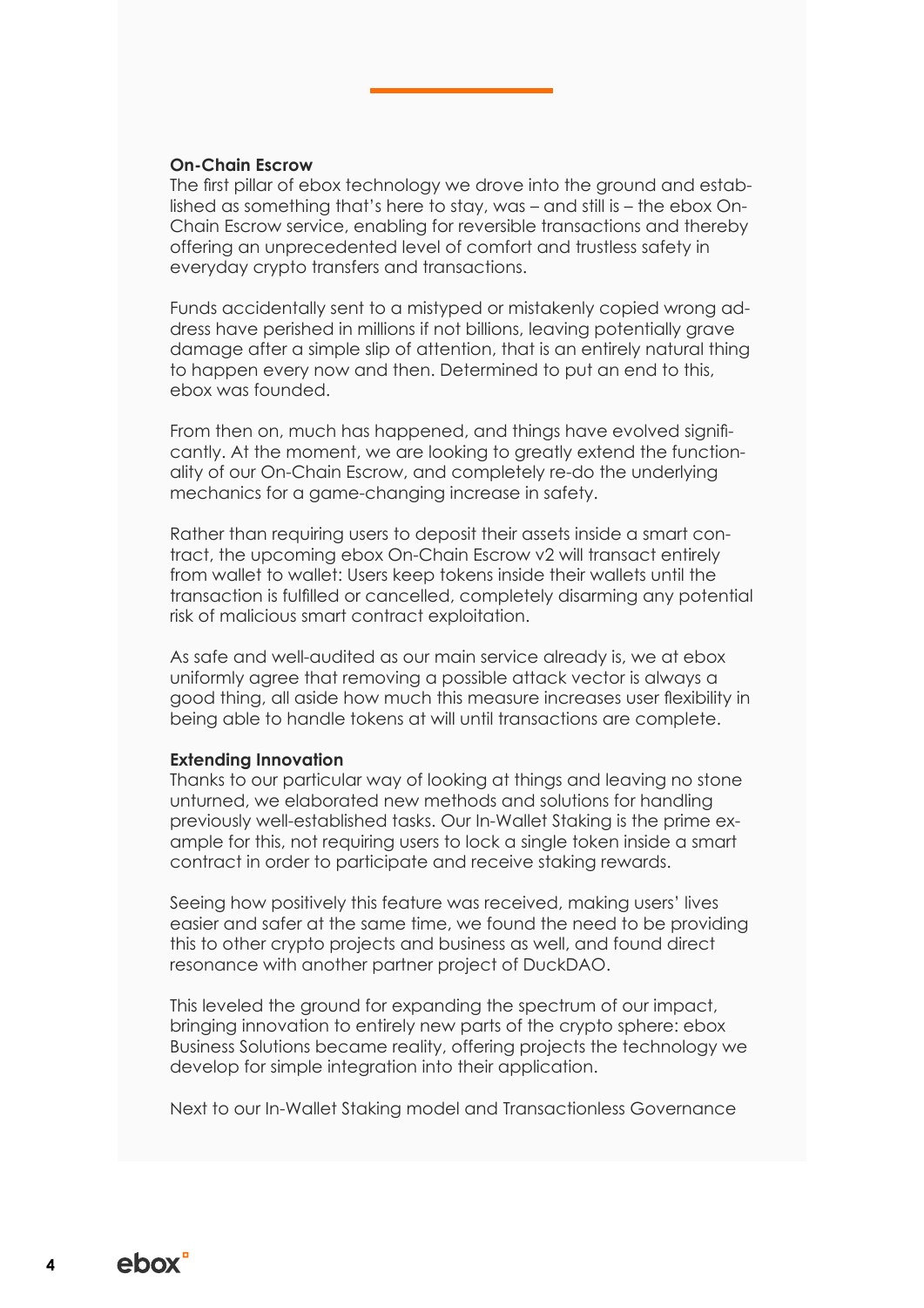**On-Chain Escrow**
The first pillar of ebox technology we drove into the ground and established as something that's here to stay, was – and still is – the ebox On-Chain Escrow service, enabling for reversible transactions and thereby offering an unprecedented level of comfort and trustless safety in everyday crypto transfers and transactions.

Funds accidentally sent to a mistyped or mistakenly copied wrong address have perished in millions if not billions, leaving potentially grave damage after a simple slip of attention, that is an entirely natural thing to happen every now and then. Determined to put an end to this, ebox was founded.

From then on, much has happened, and things have evolved significantly. At the moment, we are looking to greatly extend the functionality of our On-Chain Escrow, and completely re-do the underlying mechanics for a game-changing increase in safety.

Rather than requiring users to deposit their assets inside a smart contract, the upcoming ebox On-Chain Escrow v2 will transact entirely from wallet to wallet: Users keep tokens inside their wallets until the transaction is fulfilled or cancelled, completely disarming any potential risk of malicious smart contract exploitation.

As safe and well-audited as our main service already is, we at ebox uniformly agree that removing a possible attack vector is always a good thing, all aside how much this measure increases user flexibility in being able to handle tokens at will until transactions are complete.

**Extending Innovation**
Thanks to our particular way of looking at things and leaving no stone unturned, we elaborated new methods and solutions for handling previously well-established tasks. Our In-Wallet Staking is the prime example for this, not requiring users to lock a single token inside a smart contract in order to participate and receive staking rewards.

Seeing how positively this feature was received, making users' lives easier and safer at the same time, we found the need to be providing this to other crypto projects and business as well, and found direct resonance with another partner project of DuckDAO.

This leveled the ground for expanding the spectrum of our impact, bringing innovation to entirely new parts of the crypto sphere: ebox Business Solutions became reality, offering projects the technology we develop for simple integration into their application.

Next to our In-Wallet Staking model and Transactionless Governance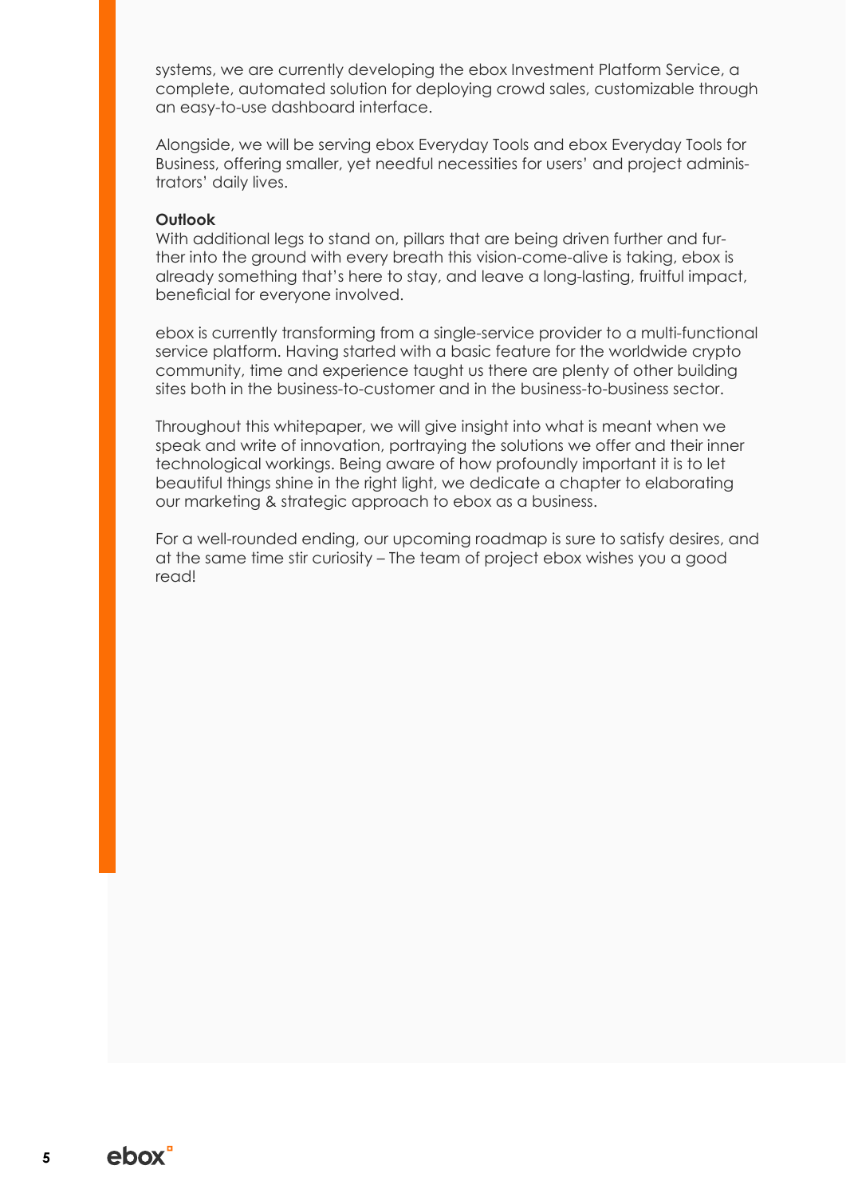systems, we are currently developing the ebox Investment Platform Service, a complete, automated solution for deploying crowd sales, customizable through an easy-to-use dashboard interface.

Alongside, we will be serving ebox Everyday Tools and ebox Everyday Tools for Business, offering smaller, yet needful necessities for users' and project administrators' daily lives.

**Outlook**

With additional legs to stand on, pillars that are being driven further and further into the ground with every breath this vision-come-alive is taking, ebox is already something that's here to stay, and leave a long-lasting, fruitful impact, beneficial for everyone involved.

ebox is currently transforming from a single-service provider to a multi-functional service platform. Having started with a basic feature for the worldwide crypto community, time and experience taught us there are plenty of other building sites both in the business-to-customer and in the business-to-business sector.

Throughout this whitepaper, we will give insight into what is meant when we speak and write of innovation, portraying the solutions we offer and their inner technological workings. Being aware of how profoundly important it is to let beautiful things shine in the right light, we dedicate a chapter to elaborating our marketing & strategic approach to ebox as a business.

For a well-rounded ending, our upcoming roadmap is sure to satisfy desires, and at the same time stir curiosity – The team of project ebox wishes you a good read!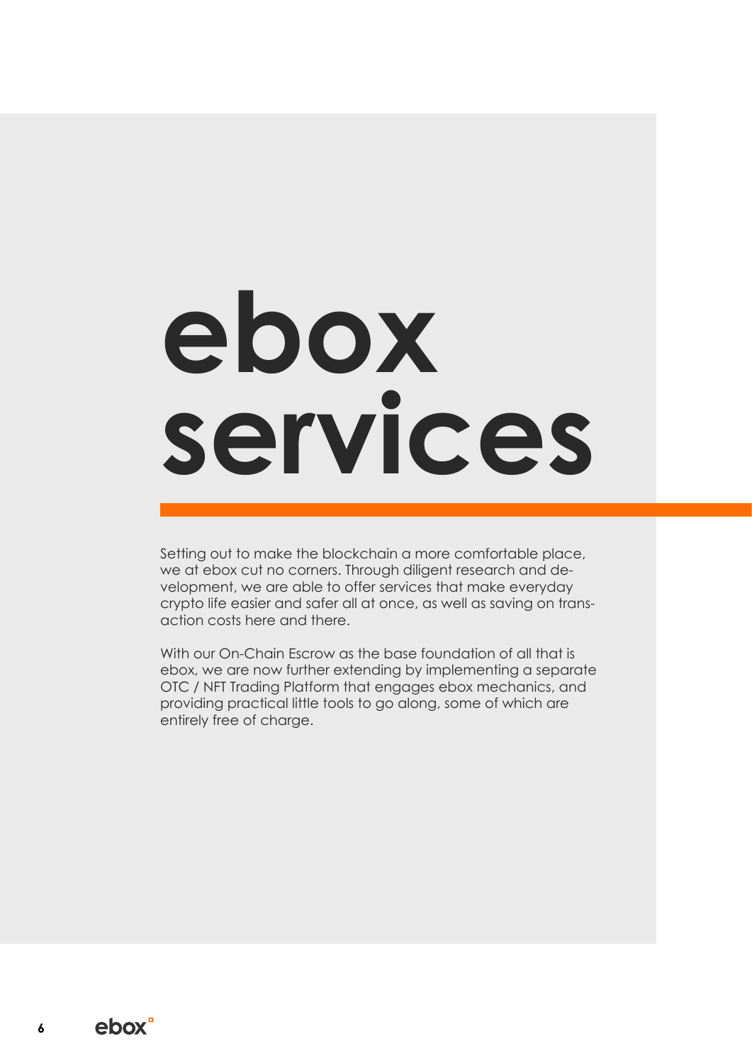# ebox services

Setting out to make the blockchain a more comfortable place, we at ebox cut no corners. Through diligent research and development, we are able to offer services that make everyday crypto life easier and safer all at once, as well as saving on transaction costs here and there.

With our On-Chain Escrow as the base foundation of all that is ebox, we are now further extending by implementing a separate OTC / NFT Trading Platform that engages ebox mechanics, and providing practical little tools to go along, some of which are entirely free of charge.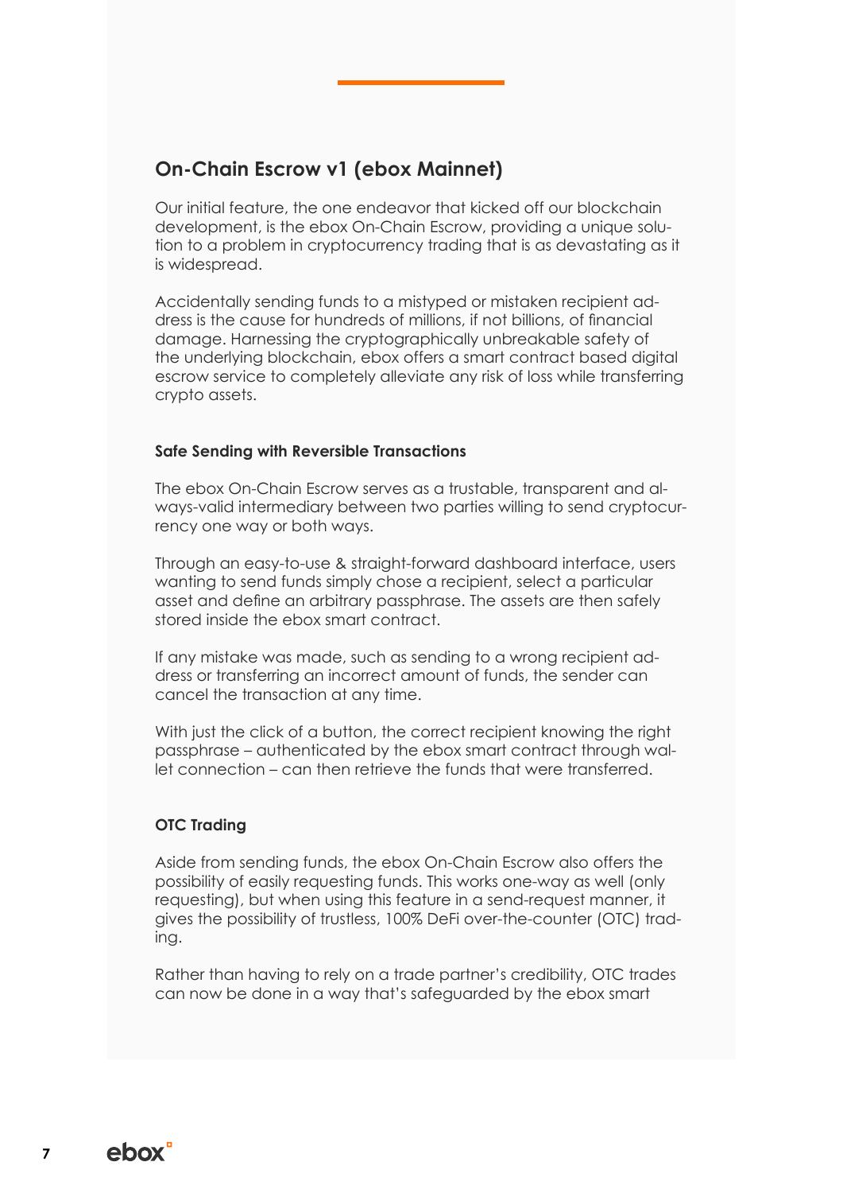## On-Chain Escrow v1 (ebox Mainnet)

Our initial feature, the one endeavor that kicked off our blockchain development, is the ebox On-Chain Escrow, providing a unique solution to a problem in cryptocurrency trading that is as devastating as it is widespread.

Accidentally sending funds to a mistyped or mistaken recipient address is the cause for hundreds of millions, if not billions, of financial damage. Harnessing the cryptographically unbreakable safety of the underlying blockchain, ebox offers a smart contract based digital escrow service to completely alleviate any risk of loss while transferring crypto assets.

### Safe Sending with Reversible Transactions

The ebox On-Chain Escrow serves as a trustable, transparent and always-valid intermediary between two parties willing to send cryptocurrency one way or both ways.

Through an easy-to-use & straight-forward dashboard interface, users wanting to send funds simply chose a recipient, select a particular asset and define an arbitrary passphrase. The assets are then safely stored inside the ebox smart contract.

If any mistake was made, such as sending to a wrong recipient address or transferring an incorrect amount of funds, the sender can cancel the transaction at any time.

With just the click of a button, the correct recipient knowing the right passphrase – authenticated by the ebox smart contract through wallet connection – can then retrieve the funds that were transferred.

### OTC Trading

Aside from sending funds, the ebox On-Chain Escrow also offers the possibility of easily requesting funds. This works one-way as well (only requesting), but when using this feature in a send-request manner, it gives the possibility of trustless, 100% DeFi over-the-counter (OTC) trading.

Rather than having to rely on a trade partner's credibility, OTC trades can now be done in a way that's safeguarded by the ebox smart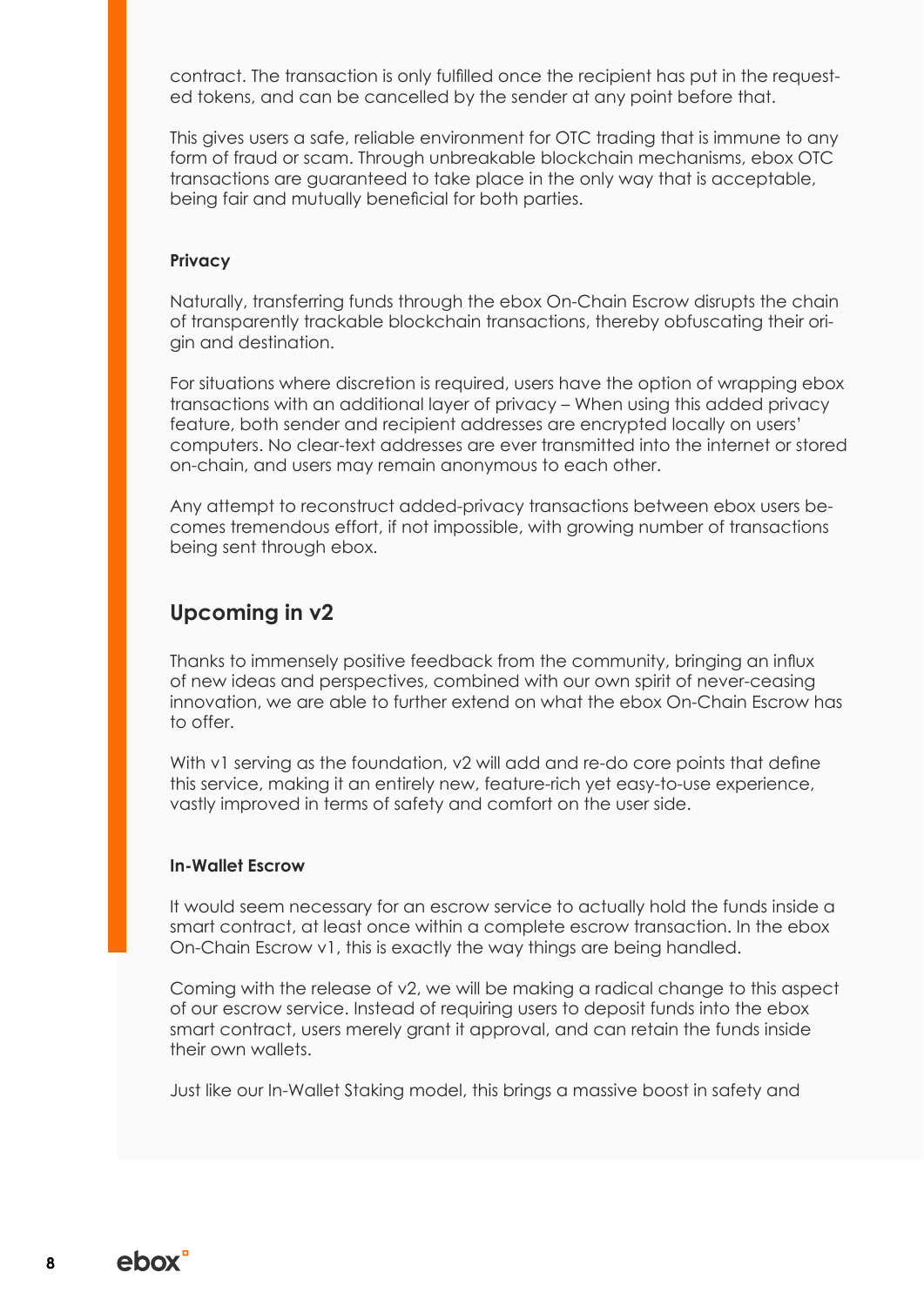contract. The transaction is only fulfilled once the recipient has put in the requested tokens, and can be cancelled by the sender at any point before that.

This gives users a safe, reliable environment for OTC trading that is immune to any form of fraud or scam. Through unbreakable blockchain mechanisms, ebox OTC transactions are guaranteed to take place in the only way that is acceptable, being fair and mutually beneficial for both parties.

### Privacy

Naturally, transferring funds through the ebox On-Chain Escrow disrupts the chain of transparently trackable blockchain transactions, thereby obfuscating their origin and destination.

For situations where discretion is required, users have the option of wrapping ebox transactions with an additional layer of privacy – When using this added privacy feature, both sender and recipient addresses are encrypted locally on users' computers. No clear-text addresses are ever transmitted into the internet or stored on-chain, and users may remain anonymous to each other.

Any attempt to reconstruct added-privacy transactions between ebox users becomes tremendous effort, if not impossible, with growing number of transactions being sent through ebox.

## Upcoming in v2

Thanks to immensely positive feedback from the community, bringing an influx of new ideas and perspectives, combined with our own spirit of never-ceasing innovation, we are able to further extend on what the ebox On-Chain Escrow has to offer.

With v1 serving as the foundation, v2 will add and re-do core points that define this service, making it an entirely new, feature-rich yet easy-to-use experience, vastly improved in terms of safety and comfort on the user side.

### In-Wallet Escrow

It would seem necessary for an escrow service to actually hold the funds inside a smart contract, at least once within a complete escrow transaction. In the ebox On-Chain Escrow v1, this is exactly the way things are being handled.

Coming with the release of v2, we will be making a radical change to this aspect of our escrow service. Instead of requiring users to deposit funds into the ebox smart contract, users merely grant it approval, and can retain the funds inside their own wallets.

Just like our In-Wallet Staking model, this brings a massive boost in safety and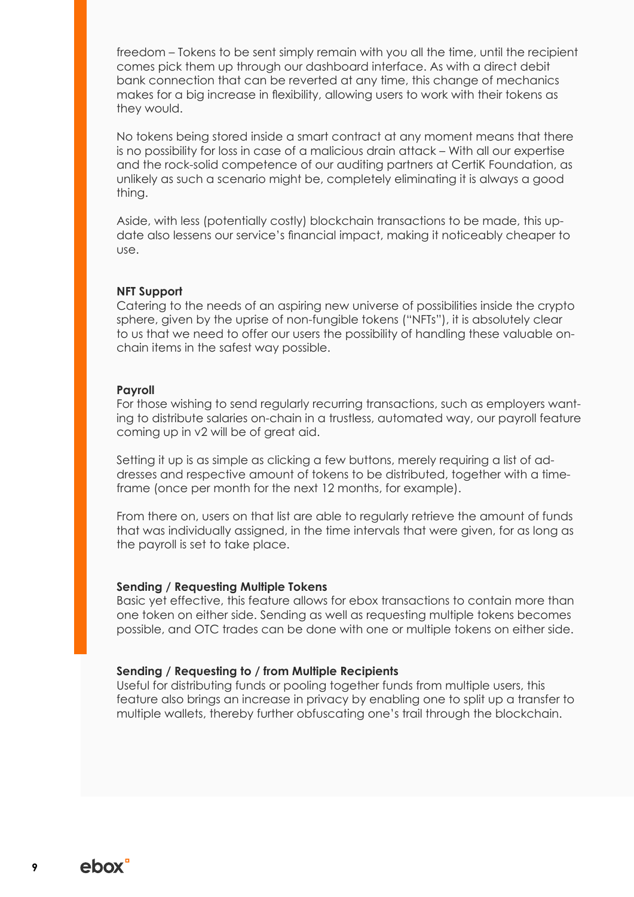freedom – Tokens to be sent simply remain with you all the time, until the recipient comes pick them up through our dashboard interface. As with a direct debit bank connection that can be reverted at any time, this change of mechanics makes for a big increase in flexibility, allowing users to work with their tokens as they would.

No tokens being stored inside a smart contract at any moment means that there is no possibility for loss in case of a malicious drain attack – With all our expertise and the rock-solid competence of our auditing partners at CertiK Foundation, as unlikely as such a scenario might be, completely eliminating it is always a good thing.

Aside, with less (potentially costly) blockchain transactions to be made, this update also lessens our service's financial impact, making it noticeably cheaper to use.

**NFT Support**

Catering to the needs of an aspiring new universe of possibilities inside the crypto sphere, given by the uprise of non-fungible tokens ("NFTs"), it is absolutely clear to us that we need to offer our users the possibility of handling these valuable on-chain items in the safest way possible.

**Payroll**

For those wishing to send regularly recurring transactions, such as employers wanting to distribute salaries on-chain in a trustless, automated way, our payroll feature coming up in v2 will be of great aid.

Setting it up is as simple as clicking a few buttons, merely requiring a list of addresses and respective amount of tokens to be distributed, together with a timeframe (once per month for the next 12 months, for example).

From there on, users on that list are able to regularly retrieve the amount of funds that was individually assigned, in the time intervals that were given, for as long as the payroll is set to take place.

**Sending / Requesting Multiple Tokens**

Basic yet effective, this feature allows for ebox transactions to contain more than one token on either side. Sending as well as requesting multiple tokens becomes possible, and OTC trades can be done with one or multiple tokens on either side.

**Sending / Requesting to / from Multiple Recipients**

Useful for distributing funds or pooling together funds from multiple users, this feature also brings an increase in privacy by enabling one to split up a transfer to multiple wallets, thereby further obfuscating one's trail through the blockchain.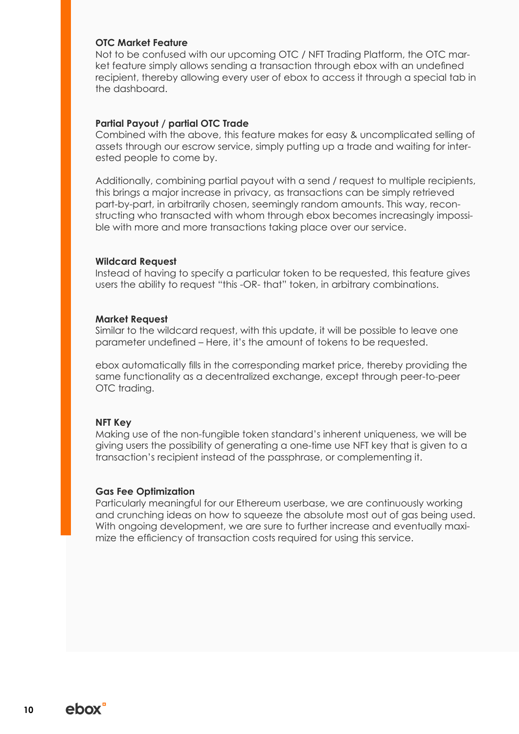### OTC Market Feature

Not to be confused with our upcoming OTC / NFT Trading Platform, the OTC market feature simply allows sending a transaction through ebox with an undefined recipient, thereby allowing every user of ebox to access it through a special tab in the dashboard.

### Partial Payout / partial OTC Trade

Combined with the above, this feature makes for easy & uncomplicated selling of assets through our escrow service, simply putting up a trade and waiting for interested people to come by.

Additionally, combining partial payout with a send / request to multiple recipients, this brings a major increase in privacy, as transactions can be simply retrieved part-by-part, in arbitrarily chosen, seemingly random amounts. This way, reconstructing who transacted with whom through ebox becomes increasingly impossible with more and more transactions taking place over our service.

### Wildcard Request

Instead of having to specify a particular token to be requested, this feature gives users the ability to request "this -OR- that" token, in arbitrary combinations.

### Market Request

Similar to the wildcard request, with this update, it will be possible to leave one parameter undefined – Here, it's the amount of tokens to be requested.

ebox automatically fills in the corresponding market price, thereby providing the same functionality as a decentralized exchange, except through peer-to-peer OTC trading.

### NFT Key

Making use of the non-fungible token standard's inherent uniqueness, we will be giving users the possibility of generating a one-time use NFT key that is given to a transaction's recipient instead of the passphrase, or complementing it.

### Gas Fee Optimization

Particularly meaningful for our Ethereum userbase, we are continuously working and crunching ideas on how to squeeze the absolute most out of gas being used. With ongoing development, we are sure to further increase and eventually maximize the efficiency of transaction costs required for using this service.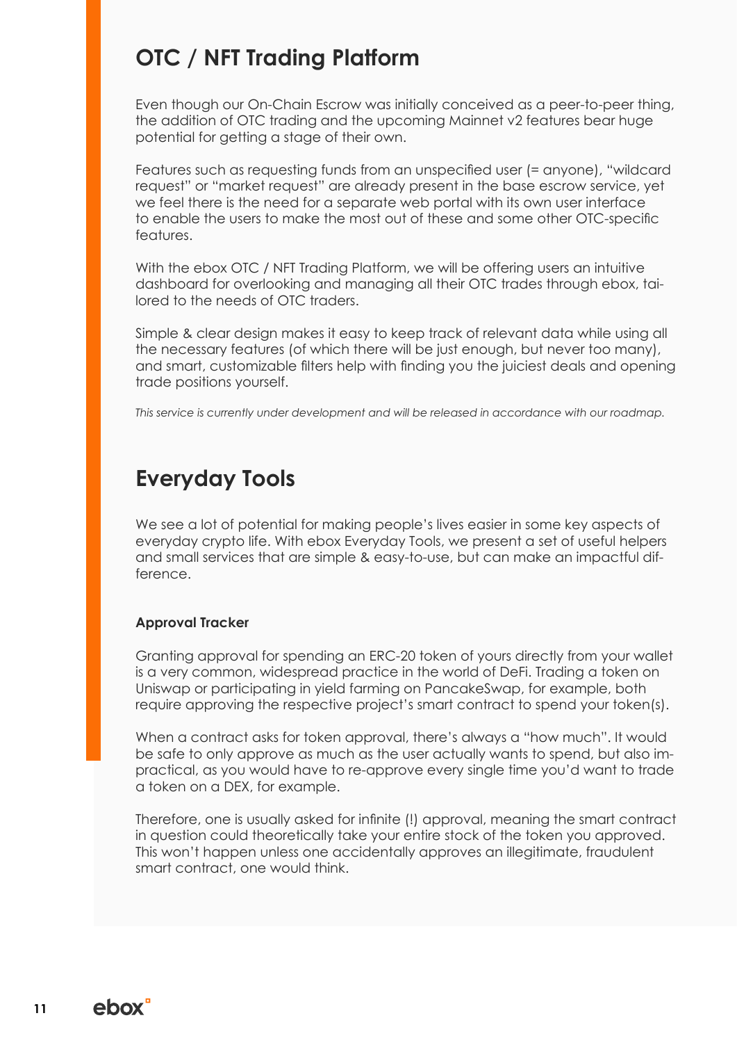## OTC / NFT Trading Platform

Even though our On-Chain Escrow was initially conceived as a peer-to-peer thing, the addition of OTC trading and the upcoming Mainnet v2 features bear huge potential for getting a stage of their own.

Features such as requesting funds from an unspecified user (= anyone), "wildcard request" or "market request" are already present in the base escrow service, yet we feel there is the need for a separate web portal with its own user interface to enable the users to make the most out of these and some other OTC-specific features.

With the ebox OTC / NFT Trading Platform, we will be offering users an intuitive dashboard for overlooking and managing all their OTC trades through ebox, tailored to the needs of OTC traders.

Simple & clear design makes it easy to keep track of relevant data while using all the necessary features (of which there will be just enough, but never too many), and smart, customizable filters help with finding you the juiciest deals and opening trade positions yourself.

*This service is currently under development and will be released in accordance with our roadmap.*

## Everyday Tools

We see a lot of potential for making people's lives easier in some key aspects of everyday crypto life. With ebox Everyday Tools, we present a set of useful helpers and small services that are simple & easy-to-use, but can make an impactful difference.

**Approval Tracker**

Granting approval for spending an ERC-20 token of yours directly from your wallet is a very common, widespread practice in the world of DeFi. Trading a token on Uniswap or participating in yield farming on PancakeSwap, for example, both require approving the respective project's smart contract to spend your token(s).

When a contract asks for token approval, there's always a "how much". It would be safe to only approve as much as the user actually wants to spend, but also impractical, as you would have to re-approve every single time you'd want to trade a token on a DEX, for example.

Therefore, one is usually asked for infinite (!) approval, meaning the smart contract in question could theoretically take your entire stock of the token you approved. This won't happen unless one accidentally approves an illegitimate, fraudulent smart contract, one would think.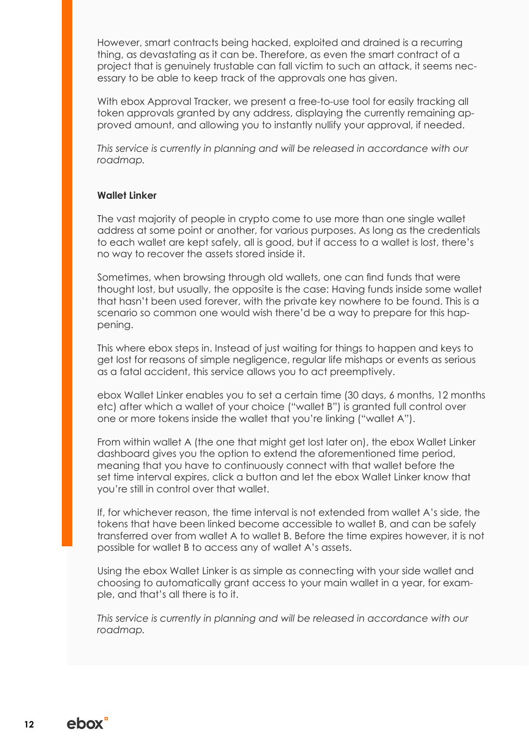However, smart contracts being hacked, exploited and drained is a recurring thing, as devastating as it can be. Therefore, as even the smart contract of a project that is genuinely trustable can fall victim to such an attack, it seems necessary to be able to keep track of the approvals one has given.

With ebox Approval Tracker, we present a free-to-use tool for easily tracking all token approvals granted by any address, displaying the currently remaining approved amount, and allowing you to instantly nullify your approval, if needed.

*This service is currently in planning and will be released in accordance with our roadmap.*

**Wallet Linker**

The vast majority of people in crypto come to use more than one single wallet address at some point or another, for various purposes. As long as the credentials to each wallet are kept safely, all is good, but if access to a wallet is lost, there's no way to recover the assets stored inside it.

Sometimes, when browsing through old wallets, one can find funds that were thought lost, but usually, the opposite is the case: Having funds inside some wallet that hasn't been used forever, with the private key nowhere to be found. This is a scenario so common one would wish there'd be a way to prepare for this happening.

This where ebox steps in. Instead of just waiting for things to happen and keys to get lost for reasons of simple negligence, regular life mishaps or events as serious as a fatal accident, this service allows you to act preemptively.

ebox Wallet Linker enables you to set a certain time (30 days, 6 months, 12 months etc) after which a wallet of your choice ("wallet B") is granted full control over one or more tokens inside the wallet that you're linking ("wallet A").

From within wallet A (the one that might get lost later on), the ebox Wallet Linker dashboard gives you the option to extend the aforementioned time period, meaning that you have to continuously connect with that wallet before the set time interval expires, click a button and let the ebox Wallet Linker know that you're still in control over that wallet.

If, for whichever reason, the time interval is not extended from wallet A's side, the tokens that have been linked become accessible to wallet B, and can be safely transferred over from wallet A to wallet B. Before the time expires however, it is not possible for wallet B to access any of wallet A's assets.

Using the ebox Wallet Linker is as simple as connecting with your side wallet and choosing to automatically grant access to your main wallet in a year, for example, and that's all there is to it.

*This service is currently in planning and will be released in accordance with our roadmap.*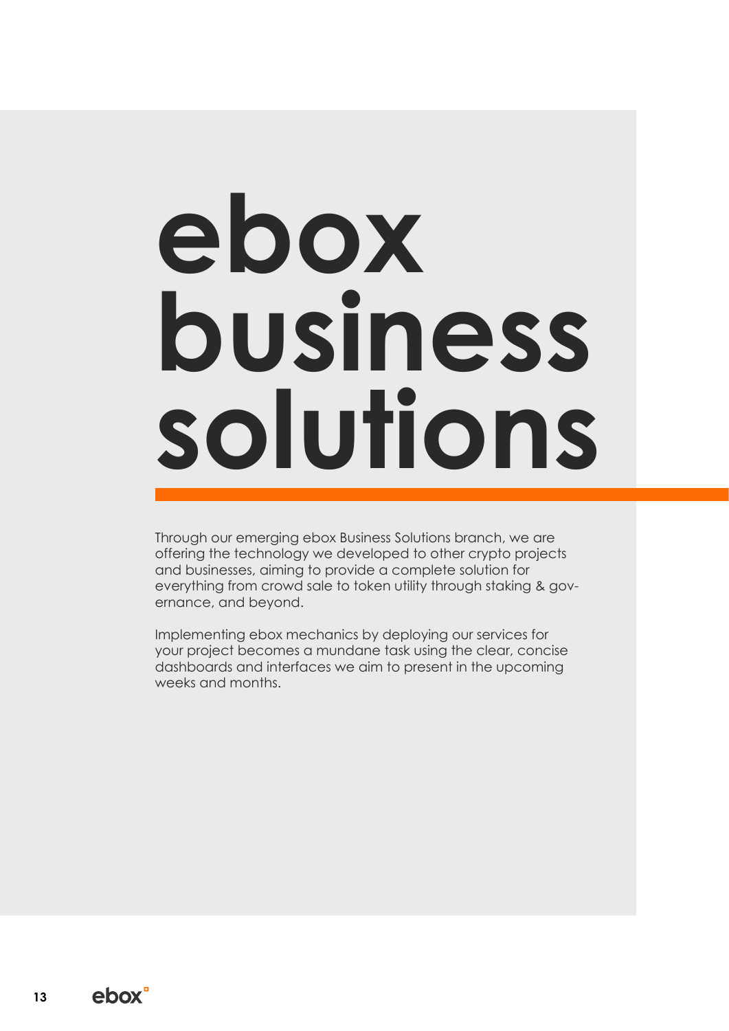# ebox business solutions

Through our emerging ebox Business Solutions branch, we are offering the technology we developed to other crypto projects and businesses, aiming to provide a complete solution for everything from crowd sale to token utility through staking & governance, and beyond.

Implementing ebox mechanics by deploying our services for your project becomes a mundane task using the clear, concise dashboards and interfaces we aim to present in the upcoming weeks and months.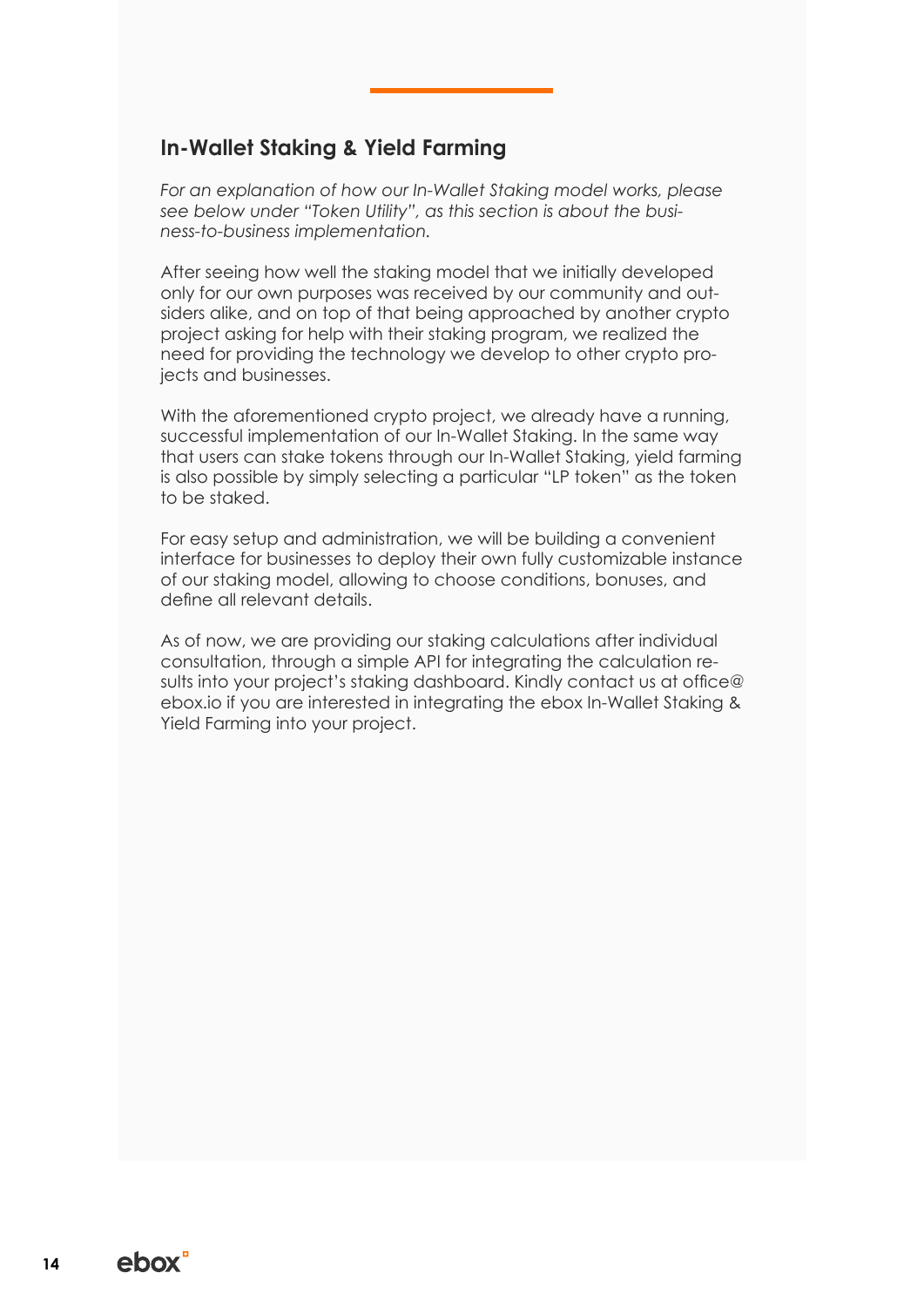## In-Wallet Staking & Yield Farming

*For an explanation of how our In-Wallet Staking model works, please see below under "Token Utility", as this section is about the business-to-business implementation.*

After seeing how well the staking model that we initially developed only for our own purposes was received by our community and outsiders alike, and on top of that being approached by another crypto project asking for help with their staking program, we realized the need for providing the technology we develop to other crypto projects and businesses.

With the aforementioned crypto project, we already have a running, successful implementation of our In-Wallet Staking. In the same way that users can stake tokens through our In-Wallet Staking, yield farming is also possible by simply selecting a particular "LP token" as the token to be staked.

For easy setup and administration, we will be building a convenient interface for businesses to deploy their own fully customizable instance of our staking model, allowing to choose conditions, bonuses, and define all relevant details.

As of now, we are providing our staking calculations after individual consultation, through a simple API for integrating the calculation results into your project's staking dashboard. Kindly contact us at office@ebox.io if you are interested in integrating the ebox In-Wallet Staking & Yield Farming into your project.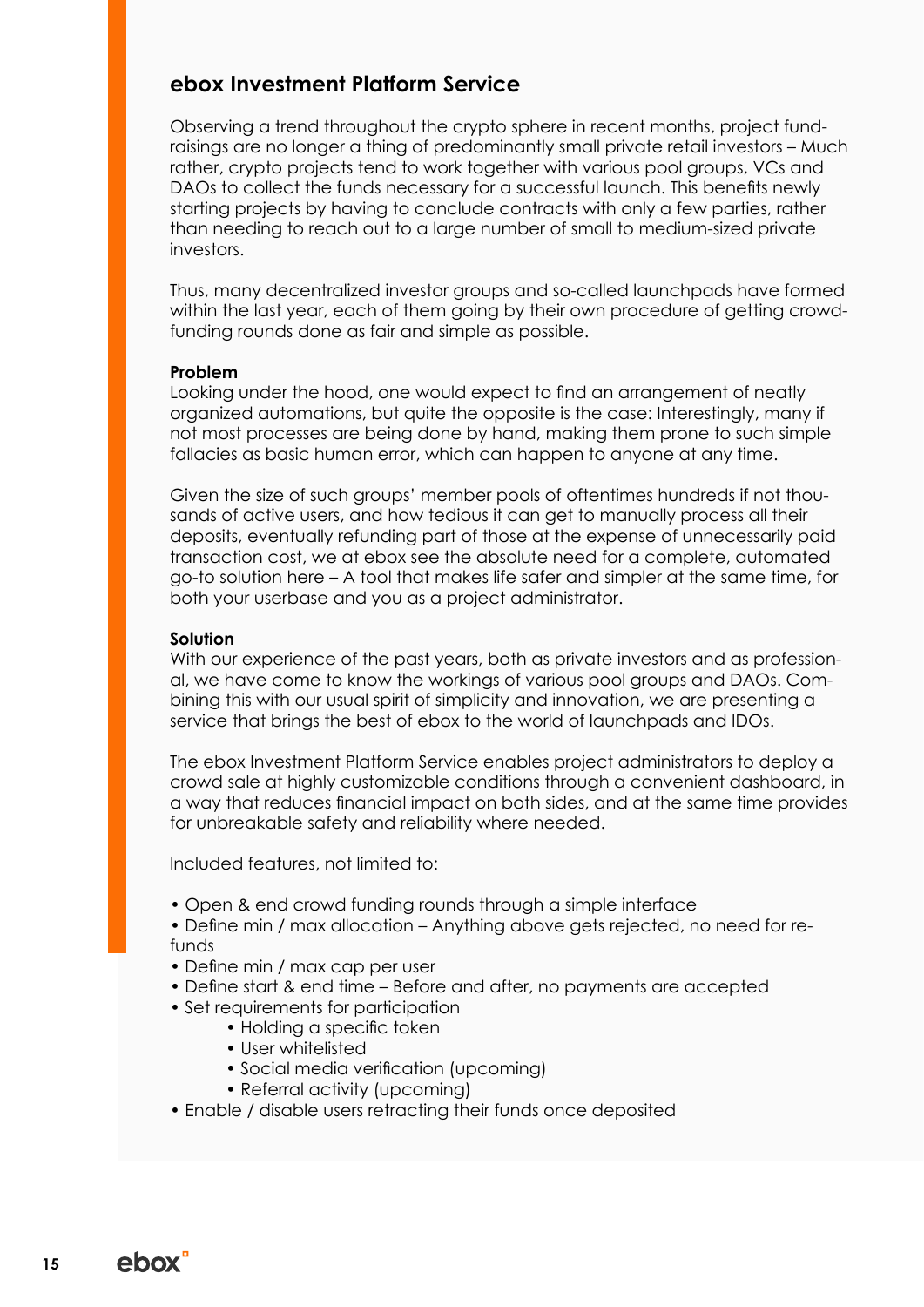## ebox Investment Platform Service

Observing a trend throughout the crypto sphere in recent months, project fund-raisings are no longer a thing of predominantly small private retail investors – Much rather, crypto projects tend to work together with various pool groups, VCs and DAOs to collect the funds necessary for a successful launch. This benefits newly starting projects by having to conclude contracts with only a few parties, rather than needing to reach out to a large number of small to medium-sized private investors.

Thus, many decentralized investor groups and so-called launchpads have formed within the last year, each of them going by their own procedure of getting crowd-funding rounds done as fair and simple as possible.

**Problem**

Looking under the hood, one would expect to find an arrangement of neatly organized automations, but quite the opposite is the case: Interestingly, many if not most processes are being done by hand, making them prone to such simple fallacies as basic human error, which can happen to anyone at any time.

Given the size of such groups' member pools of oftentimes hundreds if not thousands of active users, and how tedious it can get to manually process all their deposits, eventually refunding part of those at the expense of unnecessarily paid transaction cost, we at ebox see the absolute need for a complete, automated go-to solution here – A tool that makes life safer and simpler at the same time, for both your userbase and you as a project administrator.

**Solution**

With our experience of the past years, both as private investors and as professional, we have come to know the workings of various pool groups and DAOs. Combining this with our usual spirit of simplicity and innovation, we are presenting a service that brings the best of ebox to the world of launchpads and IDOs.

The ebox Investment Platform Service enables project administrators to deploy a crowd sale at highly customizable conditions through a convenient dashboard, in a way that reduces financial impact on both sides, and at the same time provides for unbreakable safety and reliability where needed.

Included features, not limited to:

- Open & end crowd funding rounds through a simple interface
- Define min / max allocation – Anything above gets rejected, no need for refunds
- Define min / max cap per user
- Define start & end time – Before and after, no payments are accepted
- Set requirements for participation
    - Holding a specific token
    - User whitelisted
    - Social media verification (upcoming)
    - Referral activity (upcoming)
- Enable / disable users retracting their funds once deposited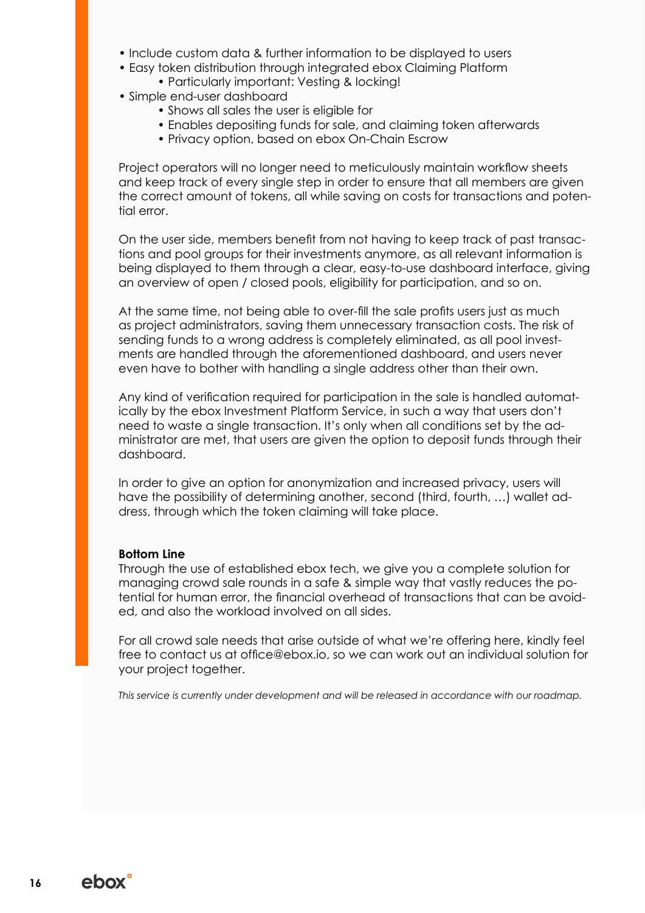- Include custom data & further information to be displayed to users
- Easy token distribution through integrated ebox Claiming Platform
    - Particularly important: Vesting & locking!
- Simple end-user dashboard
    - Shows all sales the user is eligible for
    - Enables depositing funds for sale, and claiming token afterwards
    - Privacy option, based on ebox On-Chain Escrow

Project operators will no longer need to meticulously maintain workflow sheets and keep track of every single step in order to ensure that all members are given the correct amount of tokens, all while saving on costs for transactions and potential error.

On the user side, members benefit from not having to keep track of past transactions and pool groups for their investments anymore, as all relevant information is being displayed to them through a clear, easy-to-use dashboard interface, giving an overview of open / closed pools, eligibility for participation, and so on.

At the same time, not being able to over-fill the sale profits users just as much as project administrators, saving them unnecessary transaction costs. The risk of sending funds to a wrong address is completely eliminated, as all pool investments are handled through the aforementioned dashboard, and users never even have to bother with handling a single address other than their own.

Any kind of verification required for participation in the sale is handled automatically by the ebox Investment Platform Service, in such a way that users don't need to waste a single transaction. It's only when all conditions set by the administrator are met, that users are given the option to deposit funds through their dashboard.

In order to give an option for anonymization and increased privacy, users will have the possibility of determining another, second (third, fourth, …) wallet address, through which the token claiming will take place.

**Bottom Line**
Through the use of established ebox tech, we give you a complete solution for managing crowd sale rounds in a safe & simple way that vastly reduces the potential for human error, the financial overhead of transactions that can be avoided, and also the workload involved on all sides.

For all crowd sale needs that arise outside of what we're offering here, kindly feel free to contact us at office@ebox.io, so we can work out an individual solution for your project together.

*This service is currently under development and will be released in accordance with our roadmap.*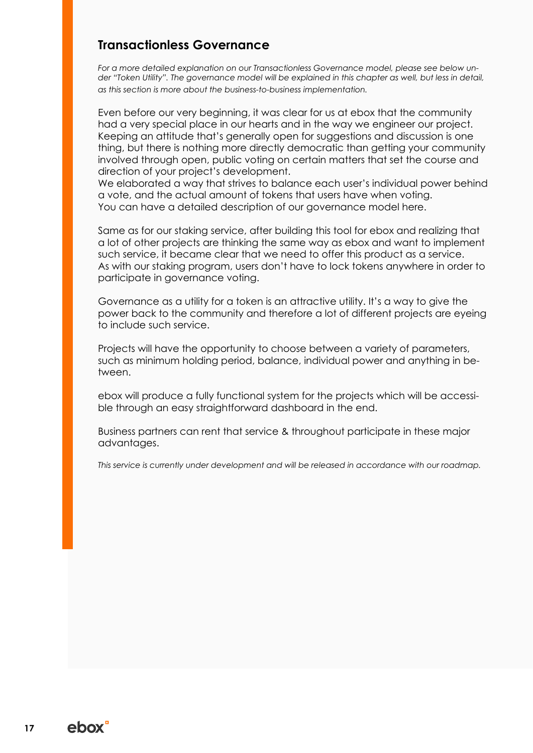## Transactionless Governance

*For a more detailed explanation on our Transactionless Governance model, please see below under "Token Utility". The governance model will be explained in this chapter as well, but less in detail, as this section is more about the business-to-business implementation.*

Even before our very beginning, it was clear for us at ebox that the community had a very special place in our hearts and in the way we engineer our project. Keeping an attitude that's generally open for suggestions and discussion is one thing, but there is nothing more directly democratic than getting your community involved through open, public voting on certain matters that set the course and direction of your project's development.
We elaborated a way that strives to balance each user's individual power behind a vote, and the actual amount of tokens that users have when voting.
You can have a detailed description of our governance model here.

Same as for our staking service, after building this tool for ebox and realizing that a lot of other projects are thinking the same way as ebox and want to implement such service, it became clear that we need to offer this product as a service.
As with our staking program, users don't have to lock tokens anywhere in order to participate in governance voting.

Governance as a utility for a token is an attractive utility. It's a way to give the power back to the community and therefore a lot of different projects are eyeing to include such service.

Projects will have the opportunity to choose between a variety of parameters, such as minimum holding period, balance, individual power and anything in between.

ebox will produce a fully functional system for the projects which will be accessible through an easy straightforward dashboard in the end.

Business partners can rent that service & throughout participate in these major advantages.

*This service is currently under development and will be released in accordance with our roadmap.*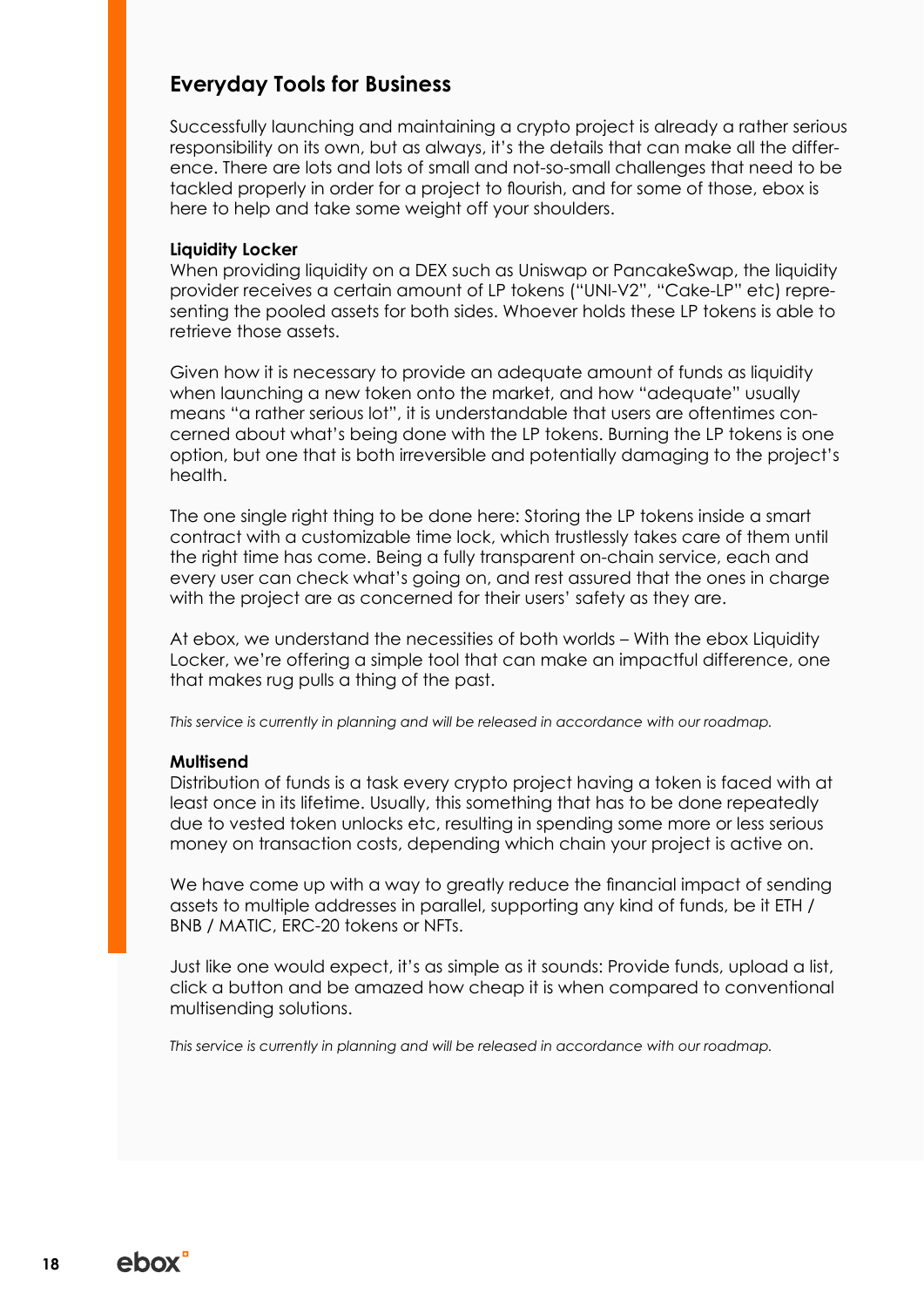## Everyday Tools for Business

Successfully launching and maintaining a crypto project is already a rather serious responsibility on its own, but as always, it's the details that can make all the difference. There are lots and lots of small and not-so-small challenges that need to be tackled properly in order for a project to flourish, and for some of those, ebox is here to help and take some weight off your shoulders.

**Liquidity Locker**

When providing liquidity on a DEX such as Uniswap or PancakeSwap, the liquidity provider receives a certain amount of LP tokens ("UNI-V2", "Cake-LP" etc) representing the pooled assets for both sides. Whoever holds these LP tokens is able to retrieve those assets.

Given how it is necessary to provide an adequate amount of funds as liquidity when launching a new token onto the market, and how "adequate" usually means "a rather serious lot", it is understandable that users are oftentimes concerned about what's being done with the LP tokens. Burning the LP tokens is one option, but one that is both irreversible and potentially damaging to the project's health.

The one single right thing to be done here: Storing the LP tokens inside a smart contract with a customizable time lock, which trustlessly takes care of them until the right time has come. Being a fully transparent on-chain service, each and every user can check what's going on, and rest assured that the ones in charge with the project are as concerned for their users' safety as they are.

At ebox, we understand the necessities of both worlds – With the ebox Liquidity Locker, we're offering a simple tool that can make an impactful difference, one that makes rug pulls a thing of the past.

*This service is currently in planning and will be released in accordance with our roadmap.*

**Multisend**

Distribution of funds is a task every crypto project having a token is faced with at least once in its lifetime. Usually, this something that has to be done repeatedly due to vested token unlocks etc, resulting in spending some more or less serious money on transaction costs, depending which chain your project is active on.

We have come up with a way to greatly reduce the financial impact of sending assets to multiple addresses in parallel, supporting any kind of funds, be it ETH / BNB / MATIC, ERC-20 tokens or NFTs.

Just like one would expect, it's as simple as it sounds: Provide funds, upload a list, click a button and be amazed how cheap it is when compared to conventional multisending solutions.

*This service is currently in planning and will be released in accordance with our roadmap.*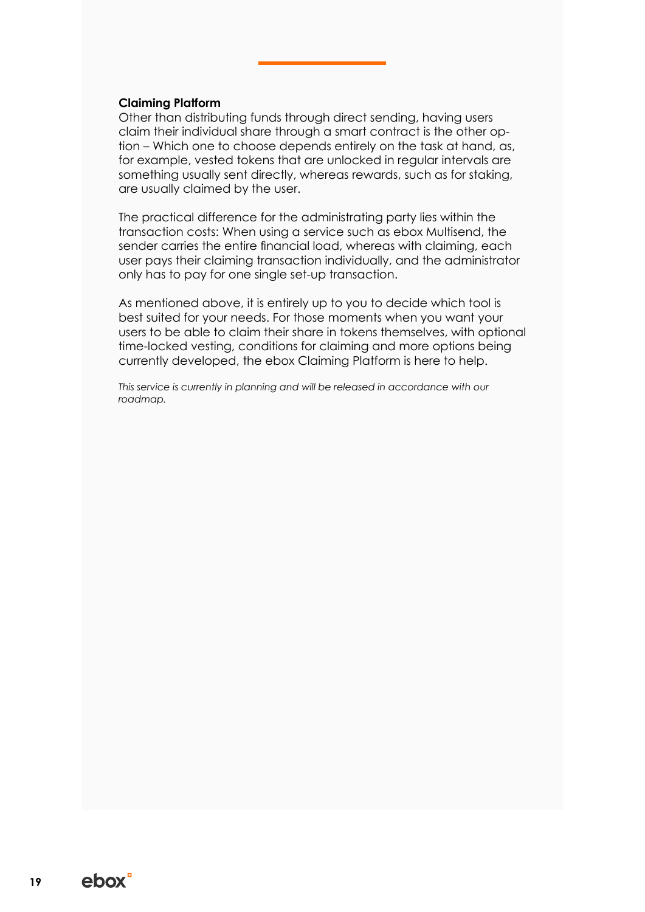**Claiming Platform**

Other than distributing funds through direct sending, having users claim their individual share through a smart contract is the other option – Which one to choose depends entirely on the task at hand, as, for example, vested tokens that are unlocked in regular intervals are something usually sent directly, whereas rewards, such as for staking, are usually claimed by the user.

The practical difference for the administrating party lies within the transaction costs: When using a service such as ebox Multisend, the sender carries the entire financial load, whereas with claiming, each user pays their claiming transaction individually, and the administrator only has to pay for one single set-up transaction.

As mentioned above, it is entirely up to you to decide which tool is best suited for your needs. For those moments when you want your users to be able to claim their share in tokens themselves, with optional time-locked vesting, conditions for claiming and more options being currently developed, the ebox Claiming Platform is here to help.

*This service is currently in planning and will be released in accordance with our roadmap.*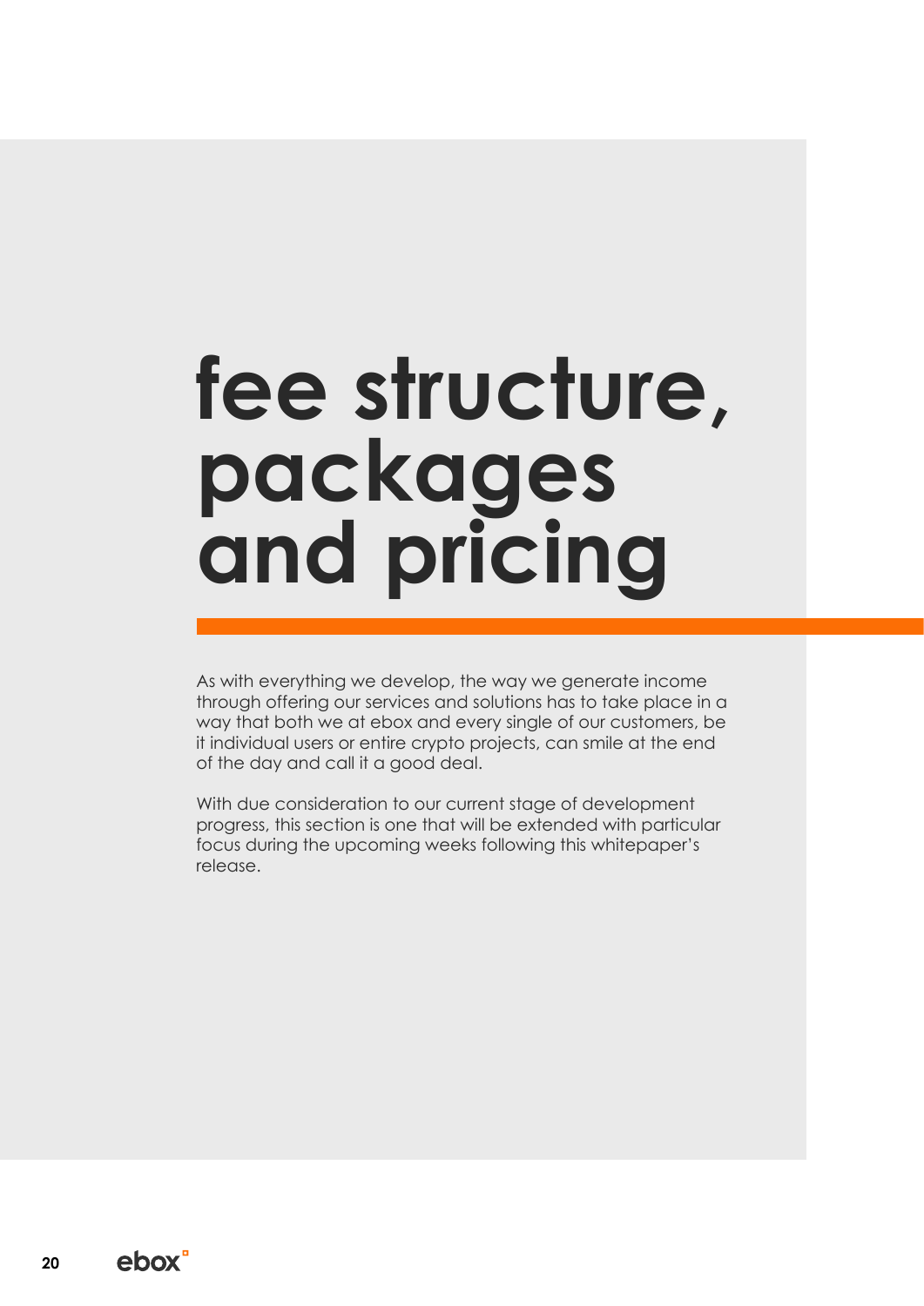# fee structure, packages and pricing

As with everything we develop, the way we generate income through offering our services and solutions has to take place in a way that both we at ebox and every single of our customers, be it individual users or entire crypto projects, can smile at the end of the day and call it a good deal.

With due consideration to our current stage of development progress, this section is one that will be extended with particular focus during the upcoming weeks following this whitepaper's release.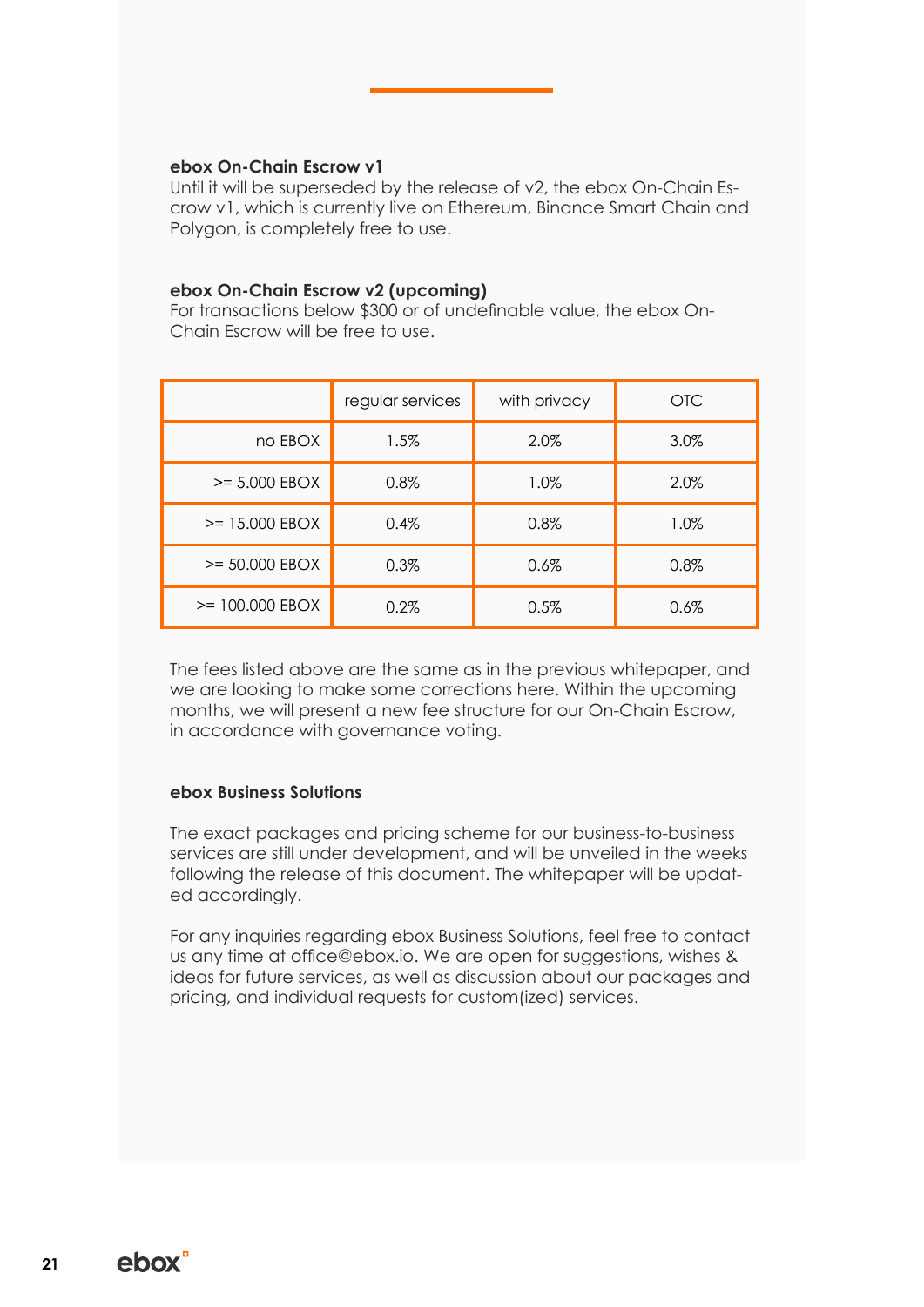**ebox On-Chain Escrow v1**

Until it will be superseded by the release of v2, the ebox On-Chain Escrow v1, which is currently live on Ethereum, Binance Smart Chain and Polygon, is completely free to use.

**ebox On-Chain Escrow v2 (upcoming)**

For transactions below $300 or of undefinable value, the ebox On-Chain Escrow will be free to use.

| | regular services | with privacy | OTC |
|---|---|---|---|
| no EBOX | 1.5% | 2.0% | 3.0% |
| >= 5.000 EBOX | 0.8% | 1.0% | 2.0% |
| >= 15.000 EBOX | 0.4% | 0.8% | 1.0% |
| >= 50.000 EBOX | 0.3% | 0.6% | 0.8% |
| >= 100.000 EBOX | 0.2% | 0.5% | 0.6% |

The fees listed above are the same as in the previous whitepaper, and we are looking to make some corrections here. Within the upcoming months, we will present a new fee structure for our On-Chain Escrow, in accordance with governance voting.

**ebox Business Solutions**

The exact packages and pricing scheme for our business-to-business services are still under development, and will be unveiled in the weeks following the release of this document. The whitepaper will be updated accordingly.

For any inquiries regarding ebox Business Solutions, feel free to contact us any time at office@ebox.io. We are open for suggestions, wishes & ideas for future services, as well as discussion about our packages and pricing, and individual requests for custom(ized) services.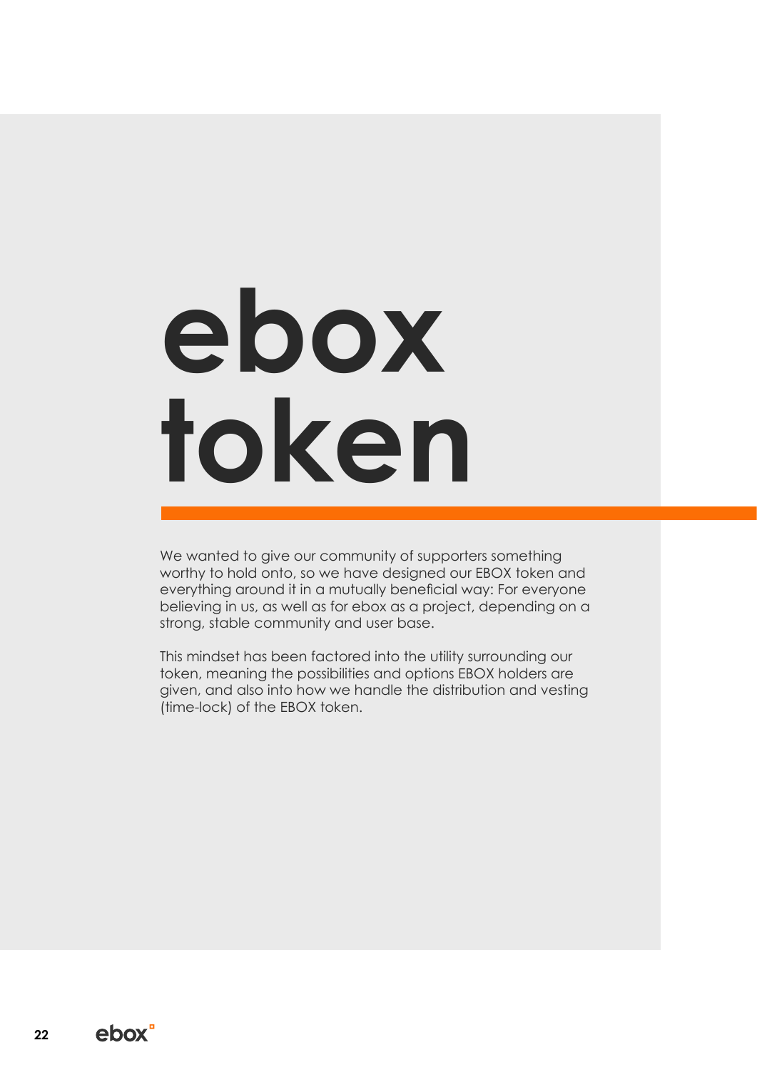# ebox token

We wanted to give our community of supporters something worthy to hold onto, so we have designed our EBOX token and everything around it in a mutually beneficial way: For everyone believing in us, as well as for ebox as a project, depending on a strong, stable community and user base.

This mindset has been factored into the utility surrounding our token, meaning the possibilities and options EBOX holders are given, and also into how we handle the distribution and vesting (time-lock) of the EBOX token.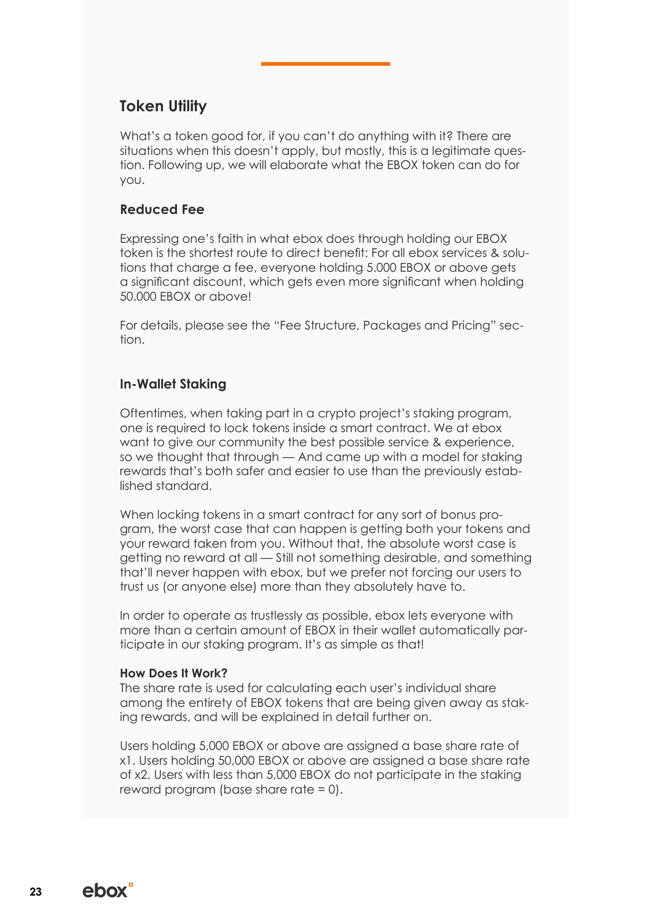## Token Utility

What's a token good for, if you can't do anything with it? There are situations when this doesn't apply, but mostly, this is a legitimate question. Following up, we will elaborate what the EBOX token can do for you.

### Reduced Fee

Expressing one's faith in what ebox does through holding our EBOX token is the shortest route to direct benefit: For all ebox services & solutions that charge a fee, everyone holding 5.000 EBOX or above gets a significant discount, which gets even more significant when holding 50.000 EBOX or above!

For details, please see the "Fee Structure, Packages and Pricing" section.

### In-Wallet Staking

Oftentimes, when taking part in a crypto project's staking program, one is required to lock tokens inside a smart contract. We at ebox want to give our community the best possible service & experience, so we thought that through — And came up with a model for staking rewards that's both safer and easier to use than the previously established standard.

When locking tokens in a smart contract for any sort of bonus program, the worst case that can happen is getting both your tokens and your reward taken from you. Without that, the absolute worst case is getting no reward at all — Still not something desirable, and something that'll never happen with ebox, but we prefer not forcing our users to trust us (or anyone else) more than they absolutely have to.

In order to operate as trustlessly as possible, ebox lets everyone with more than a certain amount of EBOX in their wallet automatically participate in our staking program. It's as simple as that!

#### How Does It Work?

The share rate is used for calculating each user's individual share among the entirety of EBOX tokens that are being given away as staking rewards, and will be explained in detail further on.

Users holding 5,000 EBOX or above are assigned a base share rate of x1. Users holding 50,000 EBOX or above are assigned a base share rate of x2. Users with less than 5,000 EBOX do not participate in the staking reward program (base share rate = 0).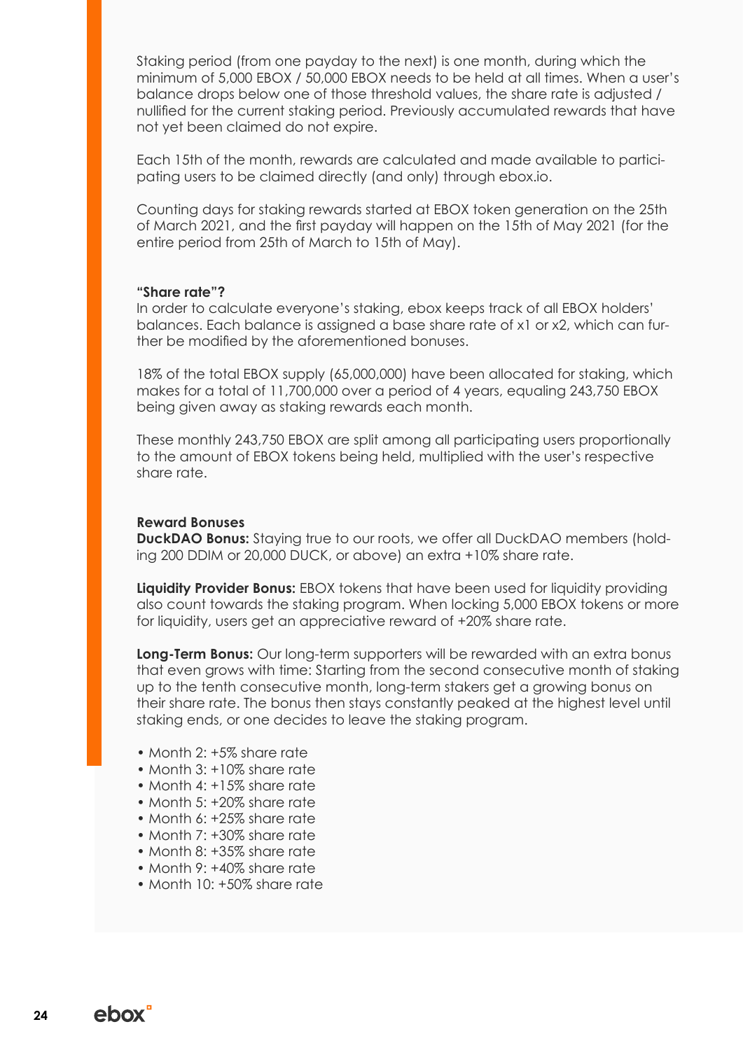Staking period (from one payday to the next) is one month, during which the minimum of 5,000 EBOX / 50,000 EBOX needs to be held at all times. When a user's balance drops below one of those threshold values, the share rate is adjusted / nullified for the current staking period. Previously accumulated rewards that have not yet been claimed do not expire.

Each 15th of the month, rewards are calculated and made available to participating users to be claimed directly (and only) through ebox.io.

Counting days for staking rewards started at EBOX token generation on the 25th of March 2021, and the first payday will happen on the 15th of May 2021 (for the entire period from 25th of March to 15th of May).

**"Share rate"?**

In order to calculate everyone's staking, ebox keeps track of all EBOX holders' balances. Each balance is assigned a base share rate of x1 or x2, which can further be modified by the aforementioned bonuses.

18% of the total EBOX supply (65,000,000) have been allocated for staking, which makes for a total of 11,700,000 over a period of 4 years, equaling 243,750 EBOX being given away as staking rewards each month.

These monthly 243,750 EBOX are split among all participating users proportionally to the amount of EBOX tokens being held, multiplied with the user's respective share rate.

**Reward Bonuses**

**DuckDAO Bonus:** Staying true to our roots, we offer all DuckDAO members (holding 200 DDIM or 20,000 DUCK, or above) an extra +10% share rate.

**Liquidity Provider Bonus:** EBOX tokens that have been used for liquidity providing also count towards the staking program. When locking 5,000 EBOX tokens or more for liquidity, users get an appreciative reward of +20% share rate.

**Long-Term Bonus:** Our long-term supporters will be rewarded with an extra bonus that even grows with time: Starting from the second consecutive month of staking up to the tenth consecutive month, long-term stakers get a growing bonus on their share rate. The bonus then stays constantly peaked at the highest level until staking ends, or one decides to leave the staking program.

- Month 2: +5% share rate
- Month 3: +10% share rate
- Month 4: +15% share rate
- Month 5: +20% share rate
- Month 6: +25% share rate
- Month 7: +30% share rate
- Month 8: +35% share rate
- Month 9: +40% share rate
- Month 10: +50% share rate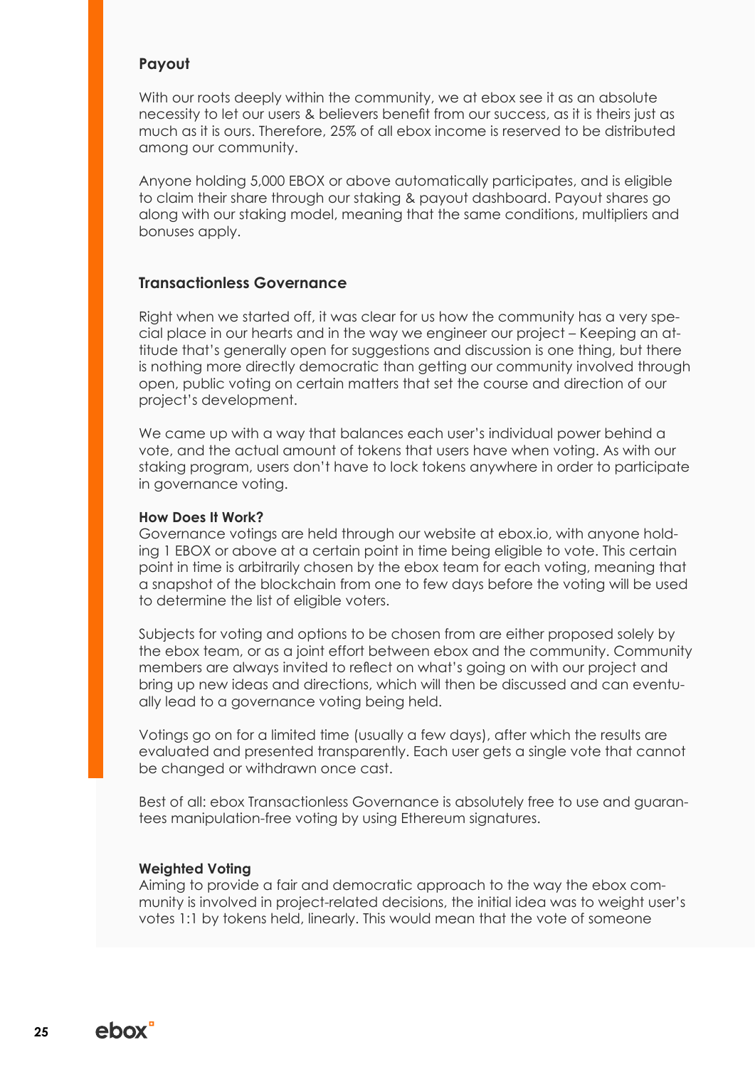## Payout

With our roots deeply within the community, we at ebox see it as an absolute necessity to let our users & believers benefit from our success, as it is theirs just as much as it is ours. Therefore, 25% of all ebox income is reserved to be distributed among our community.

Anyone holding 5,000 EBOX or above automatically participates, and is eligible to claim their share through our staking & payout dashboard. Payout shares go along with our staking model, meaning that the same conditions, multipliers and bonuses apply.

## Transactionless Governance

Right when we started off, it was clear for us how the community has a very special place in our hearts and in the way we engineer our project – Keeping an attitude that's generally open for suggestions and discussion is one thing, but there is nothing more directly democratic than getting our community involved through open, public voting on certain matters that set the course and direction of our project's development.

We came up with a way that balances each user's individual power behind a vote, and the actual amount of tokens that users have when voting. As with our staking program, users don't have to lock tokens anywhere in order to participate in governance voting.

### How Does It Work?

Governance votings are held through our website at ebox.io, with anyone holding 1 EBOX or above at a certain point in time being eligible to vote. This certain point in time is arbitrarily chosen by the ebox team for each voting, meaning that a snapshot of the blockchain from one to few days before the voting will be used to determine the list of eligible voters.

Subjects for voting and options to be chosen from are either proposed solely by the ebox team, or as a joint effort between ebox and the community. Community members are always invited to reflect on what's going on with our project and bring up new ideas and directions, which will then be discussed and can eventually lead to a governance voting being held.

Votings go on for a limited time (usually a few days), after which the results are evaluated and presented transparently. Each user gets a single vote that cannot be changed or withdrawn once cast.

Best of all: ebox Transactionless Governance is absolutely free to use and guarantees manipulation-free voting by using Ethereum signatures.

### Weighted Voting

Aiming to provide a fair and democratic approach to the way the ebox community is involved in project-related decisions, the initial idea was to weight user's votes 1:1 by tokens held, linearly. This would mean that the vote of someone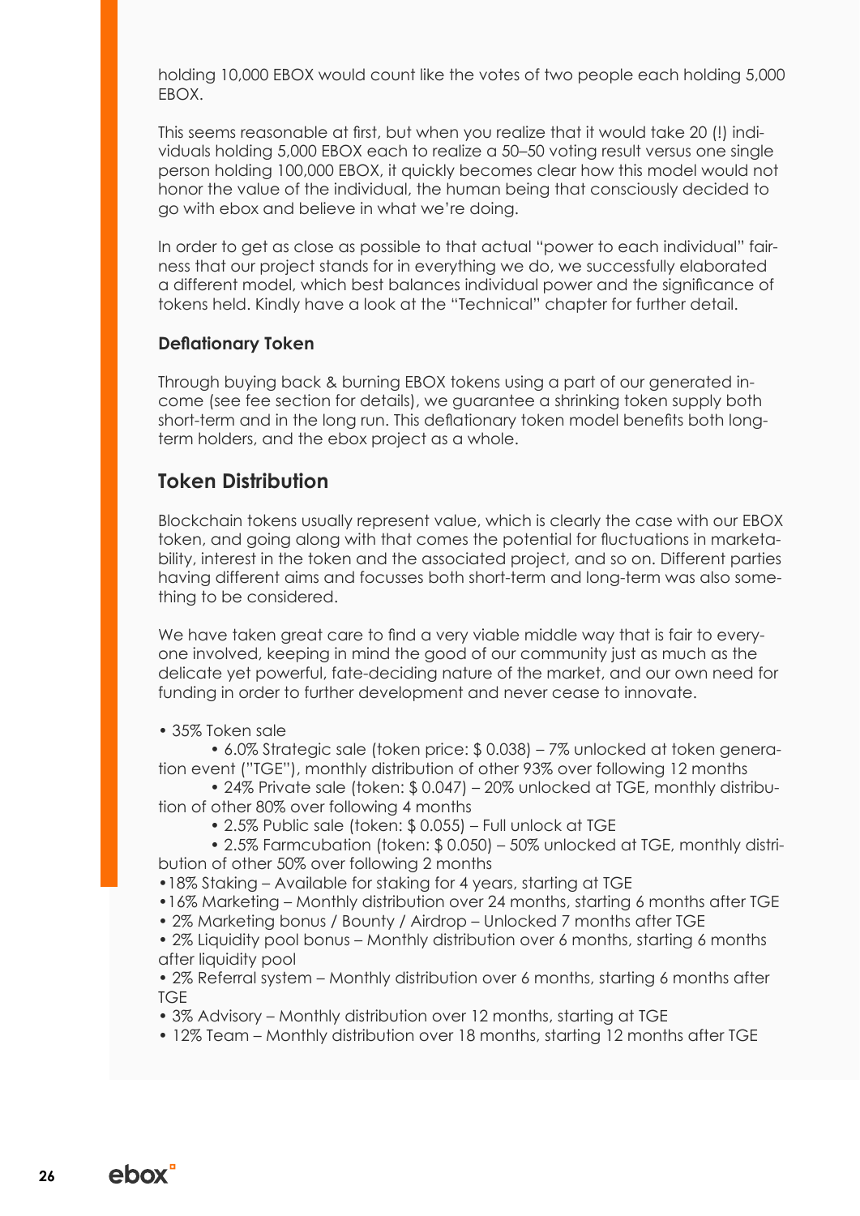holding 10,000 EBOX would count like the votes of two people each holding 5,000 EBOX.

This seems reasonable at first, but when you realize that it would take 20 (!) individuals holding 5,000 EBOX each to realize a 50–50 voting result versus one single person holding 100,000 EBOX, it quickly becomes clear how this model would not honor the value of the individual, the human being that consciously decided to go with ebox and believe in what we're doing.

In order to get as close as possible to that actual "power to each individual" fairness that our project stands for in everything we do, we successfully elaborated a different model, which best balances individual power and the significance of tokens held. Kindly have a look at the "Technical" chapter for further detail.

**Deflationary Token**

Through buying back & burning EBOX tokens using a part of our generated income (see fee section for details), we guarantee a shrinking token supply both short-term and in the long run. This deflationary token model benefits both long-term holders, and the ebox project as a whole.

## Token Distribution

Blockchain tokens usually represent value, which is clearly the case with our EBOX token, and going along with that comes the potential for fluctuations in marketability, interest in the token and the associated project, and so on. Different parties having different aims and focusses both short-term and long-term was also something to be considered.

We have taken great care to find a very viable middle way that is fair to everyone involved, keeping in mind the good of our community just as much as the delicate yet powerful, fate-deciding nature of the market, and our own need for funding in order to further development and never cease to innovate.

- 35% Token sale
  - 6.0% Strategic sale (token price: $ 0.038) – 7% unlocked at token generation event ("TGE"), monthly distribution of other 93% over following 12 months
  - 24% Private sale (token: $ 0.047) – 20% unlocked at TGE, monthly distribution of other 80% over following 4 months
  - 2.5% Public sale (token: $ 0.055) – Full unlock at TGE
  - 2.5% Farmcubation (token: $ 0.050) – 50% unlocked at TGE, monthly distribution of other 50% over following 2 months
- 18% Staking – Available for staking for 4 years, starting at TGE
- 16% Marketing – Monthly distribution over 24 months, starting 6 months after TGE
- 2% Marketing bonus / Bounty / Airdrop – Unlocked 7 months after TGE
- 2% Liquidity pool bonus – Monthly distribution over 6 months, starting 6 months after liquidity pool
- 2% Referral system – Monthly distribution over 6 months, starting 6 months after TGE
- 3% Advisory – Monthly distribution over 12 months, starting at TGE
- 12% Team – Monthly distribution over 18 months, starting 12 months after TGE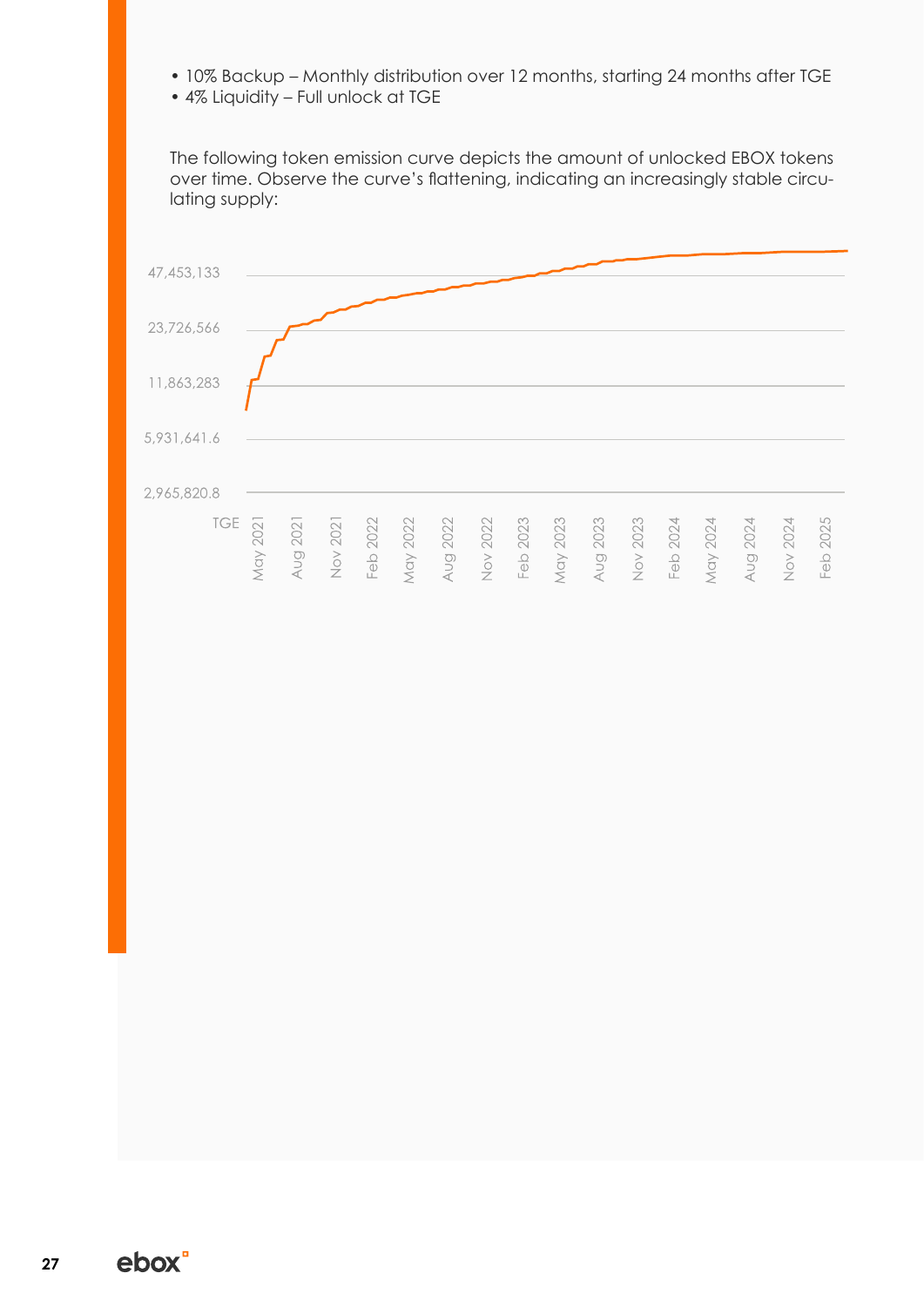- 10% Backup – Monthly distribution over 12 months, starting 24 months after TGE
- 4% Liquidity – Full unlock at TGE

The following token emission curve depicts the amount of unlocked EBOX tokens over time. Observe the curve's flattening, indicating an increasingly stable circulating supply:

47,453,133
23,726,566
11,863,283
5,931,641.6
2,965,820.8

TGE, May 2021, Aug 2021, Nov 2021, Feb 2022, May 2022, Aug 2022, Nov 2022, Feb 2023, May 2023, Aug 2023, Nov 2023, Feb 2024, May 2024, Aug 2024, Nov 2024, Feb 2025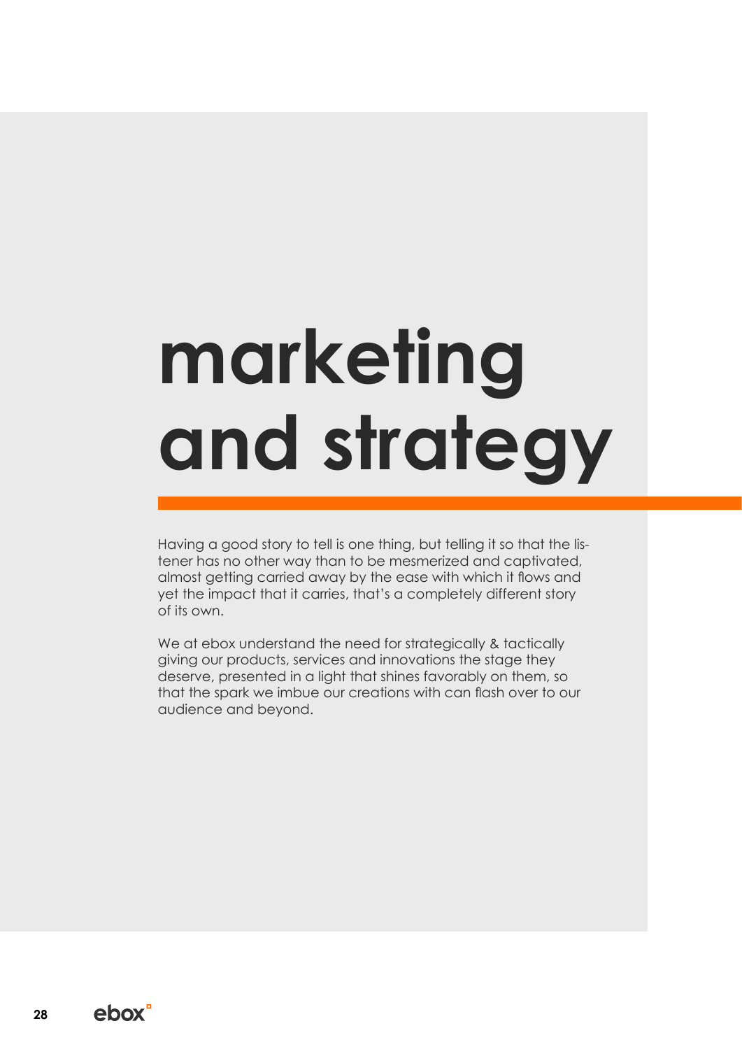# marketing and strategy

Having a good story to tell is one thing, but telling it so that the listener has no other way than to be mesmerized and captivated, almost getting carried away by the ease with which it flows and yet the impact that it carries, that's a completely different story of its own.

We at ebox understand the need for strategically & tactically giving our products, services and innovations the stage they deserve, presented in a light that shines favorably on them, so that the spark we imbue our creations with can flash over to our audience and beyond.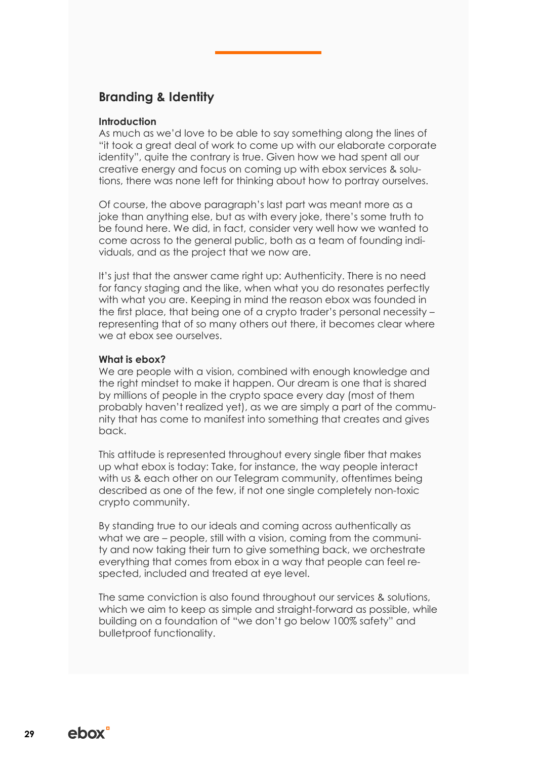## Branding & Identity

**Introduction**

As much as we'd love to be able to say something along the lines of "it took a great deal of work to come up with our elaborate corporate identity", quite the contrary is true. Given how we had spent all our creative energy and focus on coming up with ebox services & solutions, there was none left for thinking about how to portray ourselves.

Of course, the above paragraph's last part was meant more as a joke than anything else, but as with every joke, there's some truth to be found here. We did, in fact, consider very well how we wanted to come across to the general public, both as a team of founding individuals, and as the project that we now are.

It's just that the answer came right up: Authenticity. There is no need for fancy staging and the like, when what you do resonates perfectly with what you are. Keeping in mind the reason ebox was founded in the first place, that being one of a crypto trader's personal necessity – representing that of so many others out there, it becomes clear where we at ebox see ourselves.

**What is ebox?**

We are people with a vision, combined with enough knowledge and the right mindset to make it happen. Our dream is one that is shared by millions of people in the crypto space every day (most of them probably haven't realized yet), as we are simply a part of the community that has come to manifest into something that creates and gives back.

This attitude is represented throughout every single fiber that makes up what ebox is today: Take, for instance, the way people interact with us & each other on our Telegram community, oftentimes being described as one of the few, if not one single completely non-toxic crypto community.

By standing true to our ideals and coming across authentically as what we are – people, still with a vision, coming from the community and now taking their turn to give something back, we orchestrate everything that comes from ebox in a way that people can feel respected, included and treated at eye level.

The same conviction is also found throughout our services & solutions, which we aim to keep as simple and straight-forward as possible, while building on a foundation of "we don't go below 100% safety" and bulletproof functionality.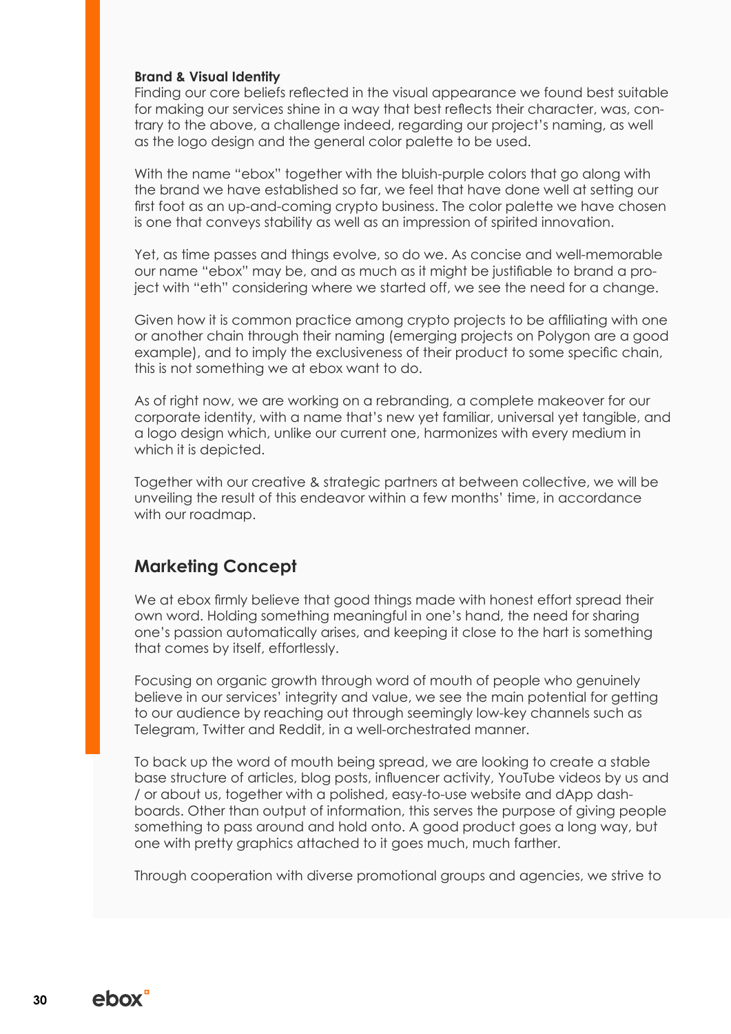**Brand & Visual Identity**

Finding our core beliefs reflected in the visual appearance we found best suitable for making our services shine in a way that best reflects their character, was, contrary to the above, a challenge indeed, regarding our project's naming, as well as the logo design and the general color palette to be used.

With the name "ebox" together with the bluish-purple colors that go along with the brand we have established so far, we feel that have done well at setting our first foot as an up-and-coming crypto business. The color palette we have chosen is one that conveys stability as well as an impression of spirited innovation.

Yet, as time passes and things evolve, so do we. As concise and well-memorable our name "ebox" may be, and as much as it might be justifiable to brand a project with "eth" considering where we started off, we see the need for a change.

Given how it is common practice among crypto projects to be affiliating with one or another chain through their naming (emerging projects on Polygon are a good example), and to imply the exclusiveness of their product to some specific chain, this is not something we at ebox want to do.

As of right now, we are working on a rebranding, a complete makeover for our corporate identity, with a name that's new yet familiar, universal yet tangible, and a logo design which, unlike our current one, harmonizes with every medium in which it is depicted.

Together with our creative & strategic partners at between collective, we will be unveiling the result of this endeavor within a few months' time, in accordance with our roadmap.

## Marketing Concept

We at ebox firmly believe that good things made with honest effort spread their own word. Holding something meaningful in one's hand, the need for sharing one's passion automatically arises, and keeping it close to the hart is something that comes by itself, effortlessly.

Focusing on organic growth through word of mouth of people who genuinely believe in our services' integrity and value, we see the main potential for getting to our audience by reaching out through seemingly low-key channels such as Telegram, Twitter and Reddit, in a well-orchestrated manner.

To back up the word of mouth being spread, we are looking to create a stable base structure of articles, blog posts, influencer activity, YouTube videos by us and / or about us, together with a polished, easy-to-use website and dApp dashboards. Other than output of information, this serves the purpose of giving people something to pass around and hold onto. A good product goes a long way, but one with pretty graphics attached to it goes much, much farther.

Through cooperation with diverse promotional groups and agencies, we strive to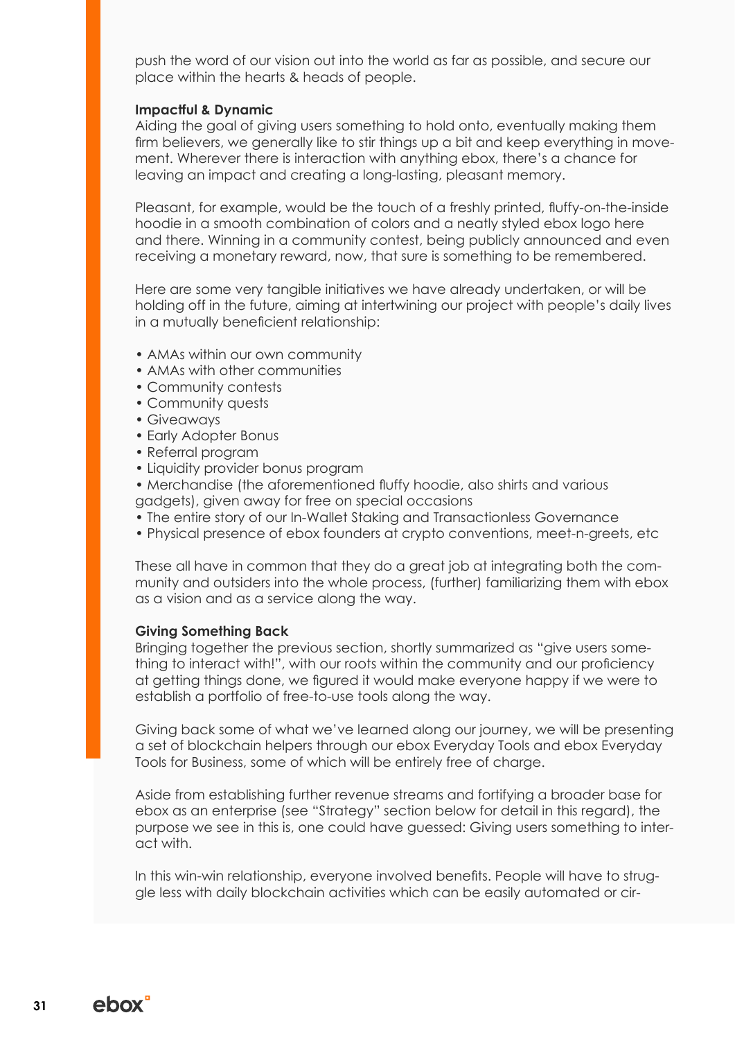push the word of our vision out into the world as far as possible, and secure our place within the hearts & heads of people.

**Impactful & Dynamic**
Aiding the goal of giving users something to hold onto, eventually making them firm believers, we generally like to stir things up a bit and keep everything in movement. Wherever there is interaction with anything ebox, there's a chance for leaving an impact and creating a long-lasting, pleasant memory.

Pleasant, for example, would be the touch of a freshly printed, fluffy-on-the-inside hoodie in a smooth combination of colors and a neatly styled ebox logo here and there. Winning in a community contest, being publicly announced and even receiving a monetary reward, now, that sure is something to be remembered.

Here are some very tangible initiatives we have already undertaken, or will be holding off in the future, aiming at intertwining our project with people's daily lives in a mutually beneficient relationship:

- AMAs within our own community
- AMAs with other communities
- Community contests
- Community quests
- Giveaways
- Early Adopter Bonus
- Referral program
- Liquidity provider bonus program
- Merchandise (the aforementioned fluffy hoodie, also shirts and various gadgets), given away for free on special occasions
- The entire story of our In-Wallet Staking and Transactionless Governance
- Physical presence of ebox founders at crypto conventions, meet-n-greets, etc

These all have in common that they do a great job at integrating both the community and outsiders into the whole process, (further) familiarizing them with ebox as a vision and as a service along the way.

**Giving Something Back**
Bringing together the previous section, shortly summarized as "give users something to interact with!", with our roots within the community and our proficiency at getting things done, we figured it would make everyone happy if we were to establish a portfolio of free-to-use tools along the way.

Giving back some of what we've learned along our journey, we will be presenting a set of blockchain helpers through our ebox Everyday Tools and ebox Everyday Tools for Business, some of which will be entirely free of charge.

Aside from establishing further revenue streams and fortifying a broader base for ebox as an enterprise (see "Strategy" section below for detail in this regard), the purpose we see in this is, one could have guessed: Giving users something to interact with.

In this win-win relationship, everyone involved benefits. People will have to struggle less with daily blockchain activities which can be easily automated or cir-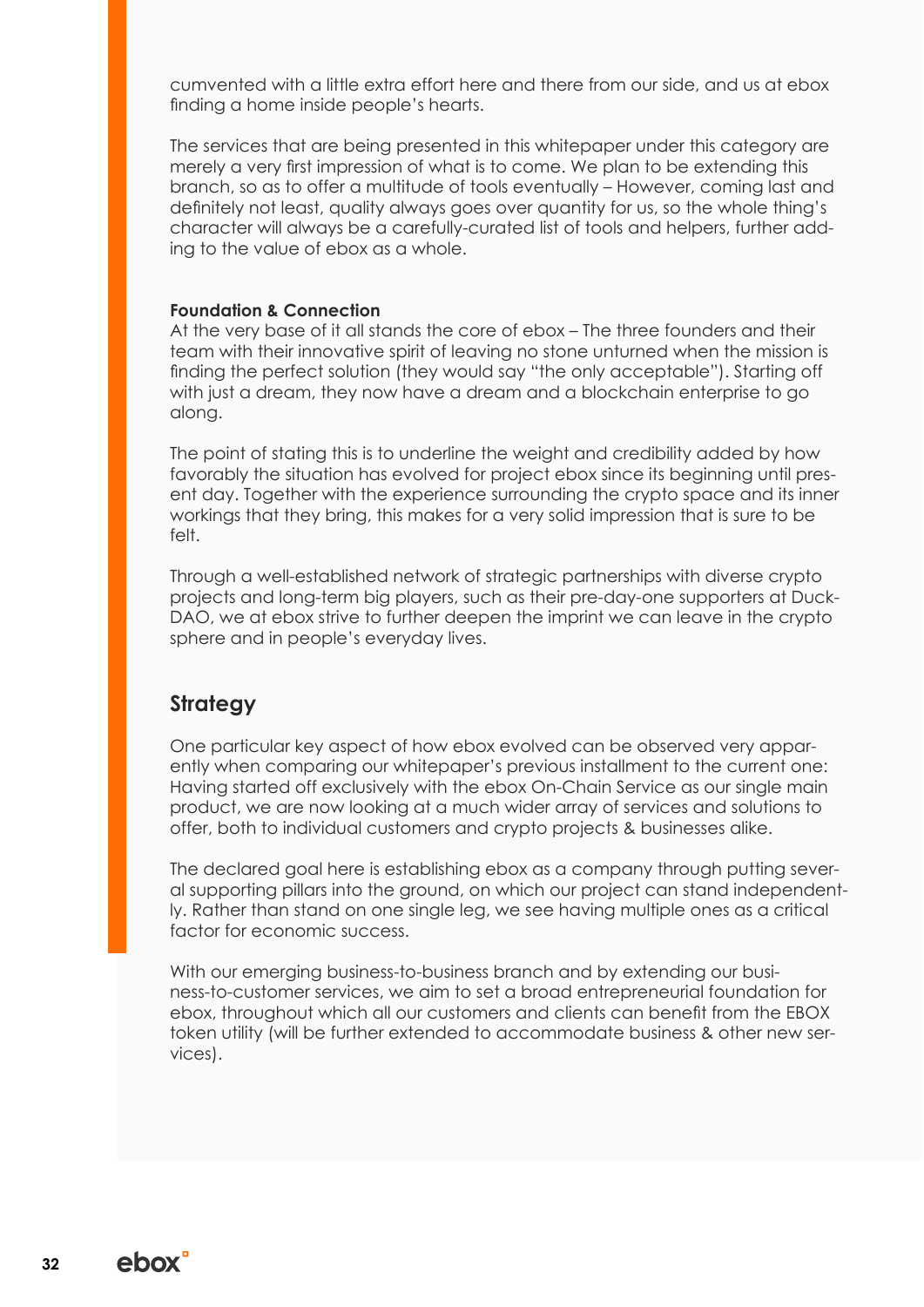cumvented with a little extra effort here and there from our side, and us at ebox finding a home inside people's hearts.

The services that are being presented in this whitepaper under this category are merely a very first impression of what is to come. We plan to be extending this branch, so as to offer a multitude of tools eventually – However, coming last and definitely not least, quality always goes over quantity for us, so the whole thing's character will always be a carefully-curated list of tools and helpers, further adding to the value of ebox as a whole.

**Foundation & Connection**

At the very base of it all stands the core of ebox – The three founders and their team with their innovative spirit of leaving no stone unturned when the mission is finding the perfect solution (they would say "the only acceptable"). Starting off with just a dream, they now have a dream and a blockchain enterprise to go along.

The point of stating this is to underline the weight and credibility added by how favorably the situation has evolved for project ebox since its beginning until present day. Together with the experience surrounding the crypto space and its inner workings that they bring, this makes for a very solid impression that is sure to be felt.

Through a well-established network of strategic partnerships with diverse crypto projects and long-term big players, such as their pre-day-one supporters at DuckDAO, we at ebox strive to further deepen the imprint we can leave in the crypto sphere and in people's everyday lives.

## Strategy

One particular key aspect of how ebox evolved can be observed very apparently when comparing our whitepaper's previous installment to the current one: Having started off exclusively with the ebox On-Chain Service as our single main product, we are now looking at a much wider array of services and solutions to offer, both to individual customers and crypto projects & businesses alike.

The declared goal here is establishing ebox as a company through putting several supporting pillars into the ground, on which our project can stand independently. Rather than stand on one single leg, we see having multiple ones as a critical factor for economic success.

With our emerging business-to-business branch and by extending our business-to-customer services, we aim to set a broad entrepreneurial foundation for ebox, throughout which all our customers and clients can benefit from the EBOX token utility (will be further extended to accommodate business & other new services).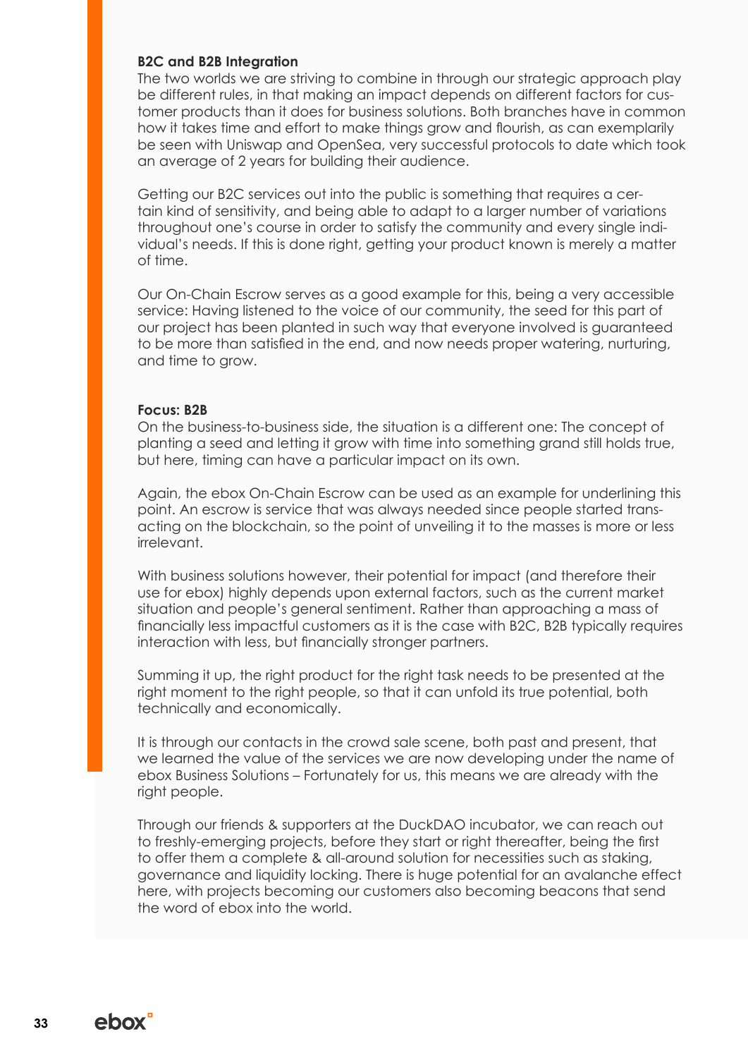**B2C and B2B Integration**

The two worlds we are striving to combine in through our strategic approach play be different rules, in that making an impact depends on different factors for customer products than it does for business solutions. Both branches have in common how it takes time and effort to make things grow and flourish, as can exemplarily be seen with Uniswap and OpenSea, very successful protocols to date which took an average of 2 years for building their audience.

Getting our B2C services out into the public is something that requires a certain kind of sensitivity, and being able to adapt to a larger number of variations throughout one's course in order to satisfy the community and every single individual's needs. If this is done right, getting your product known is merely a matter of time.

Our On-Chain Escrow serves as a good example for this, being a very accessible service: Having listened to the voice of our community, the seed for this part of our project has been planted in such way that everyone involved is guaranteed to be more than satisfied in the end, and now needs proper watering, nurturing, and time to grow.

**Focus: B2B**

On the business-to-business side, the situation is a different one: The concept of planting a seed and letting it grow with time into something grand still holds true, but here, timing can have a particular impact on its own.

Again, the ebox On-Chain Escrow can be used as an example for underlining this point. An escrow is service that was always needed since people started transacting on the blockchain, so the point of unveiling it to the masses is more or less irrelevant.

With business solutions however, their potential for impact (and therefore their use for ebox) highly depends upon external factors, such as the current market situation and people's general sentiment. Rather than approaching a mass of financially less impactful customers as it is the case with B2C, B2B typically requires interaction with less, but financially stronger partners.

Summing it up, the right product for the right task needs to be presented at the right moment to the right people, so that it can unfold its true potential, both technically and economically.

It is through our contacts in the crowd sale scene, both past and present, that we learned the value of the services we are now developing under the name of ebox Business Solutions – Fortunately for us, this means we are already with the right people.

Through our friends & supporters at the DuckDAO incubator, we can reach out to freshly-emerging projects, before they start or right thereafter, being the first to offer them a complete & all-around solution for necessities such as staking, governance and liquidity locking. There is huge potential for an avalanche effect here, with projects becoming our customers also becoming beacons that send the word of ebox into the world.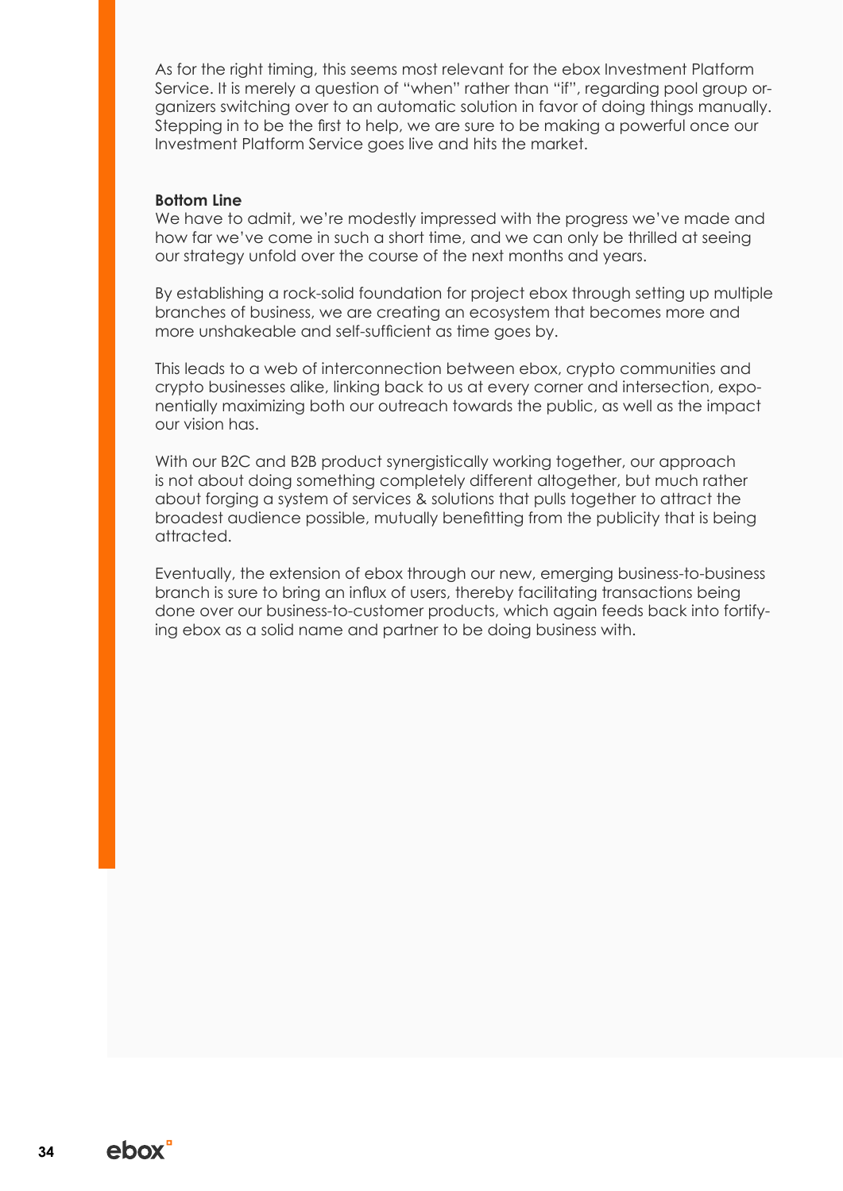As for the right timing, this seems most relevant for the ebox Investment Platform Service. It is merely a question of "when" rather than "if", regarding pool group organizers switching over to an automatic solution in favor of doing things manually. Stepping in to be the first to help, we are sure to be making a powerful once our Investment Platform Service goes live and hits the market.

**Bottom Line**

We have to admit, we're modestly impressed with the progress we've made and how far we've come in such a short time, and we can only be thrilled at seeing our strategy unfold over the course of the next months and years.

By establishing a rock-solid foundation for project ebox through setting up multiple branches of business, we are creating an ecosystem that becomes more and more unshakeable and self-sufficient as time goes by.

This leads to a web of interconnection between ebox, crypto communities and crypto businesses alike, linking back to us at every corner and intersection, exponentially maximizing both our outreach towards the public, as well as the impact our vision has.

With our B2C and B2B product synergistically working together, our approach is not about doing something completely different altogether, but much rather about forging a system of services & solutions that pulls together to attract the broadest audience possible, mutually benefitting from the publicity that is being attracted.

Eventually, the extension of ebox through our new, emerging business-to-business branch is sure to bring an influx of users, thereby facilitating transactions being done over our business-to-customer products, which again feeds back into fortifying ebox as a solid name and partner to be doing business with.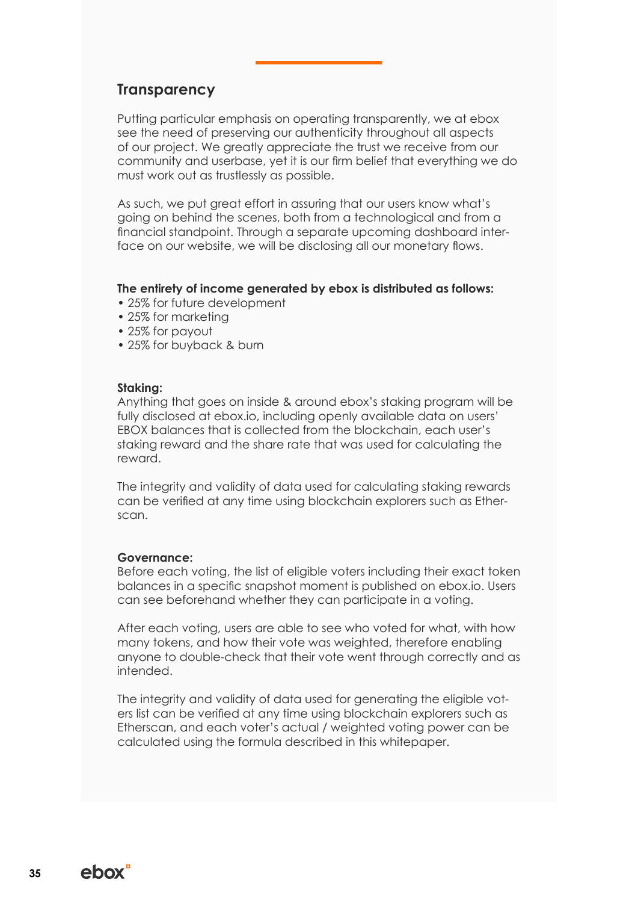## Transparency

Putting particular emphasis on operating transparently, we at ebox see the need of preserving our authenticity throughout all aspects of our project. We greatly appreciate the trust we receive from our community and userbase, yet it is our firm belief that everything we do must work out as trustlessly as possible.

As such, we put great effort in assuring that our users know what's going on behind the scenes, both from a technological and from a financial standpoint. Through a separate upcoming dashboard interface on our website, we will be disclosing all our monetary flows.

**The entirety of income generated by ebox is distributed as follows:**

- 25% for future development
- 25% for marketing
- 25% for payout
- 25% for buyback & burn

**Staking:**
Anything that goes on inside & around ebox's staking program will be fully disclosed at ebox.io, including openly available data on users' EBOX balances that is collected from the blockchain, each user's staking reward and the share rate that was used for calculating the reward.

The integrity and validity of data used for calculating staking rewards can be verified at any time using blockchain explorers such as Etherscan.

**Governance:**
Before each voting, the list of eligible voters including their exact token balances in a specific snapshot moment is published on ebox.io. Users can see beforehand whether they can participate in a voting.

After each voting, users are able to see who voted for what, with how many tokens, and how their vote was weighted, therefore enabling anyone to double-check that their vote went through correctly and as intended.

The integrity and validity of data used for generating the eligible voters list can be verified at any time using blockchain explorers such as Etherscan, and each voter's actual / weighted voting power can be calculated using the formula described in this whitepaper.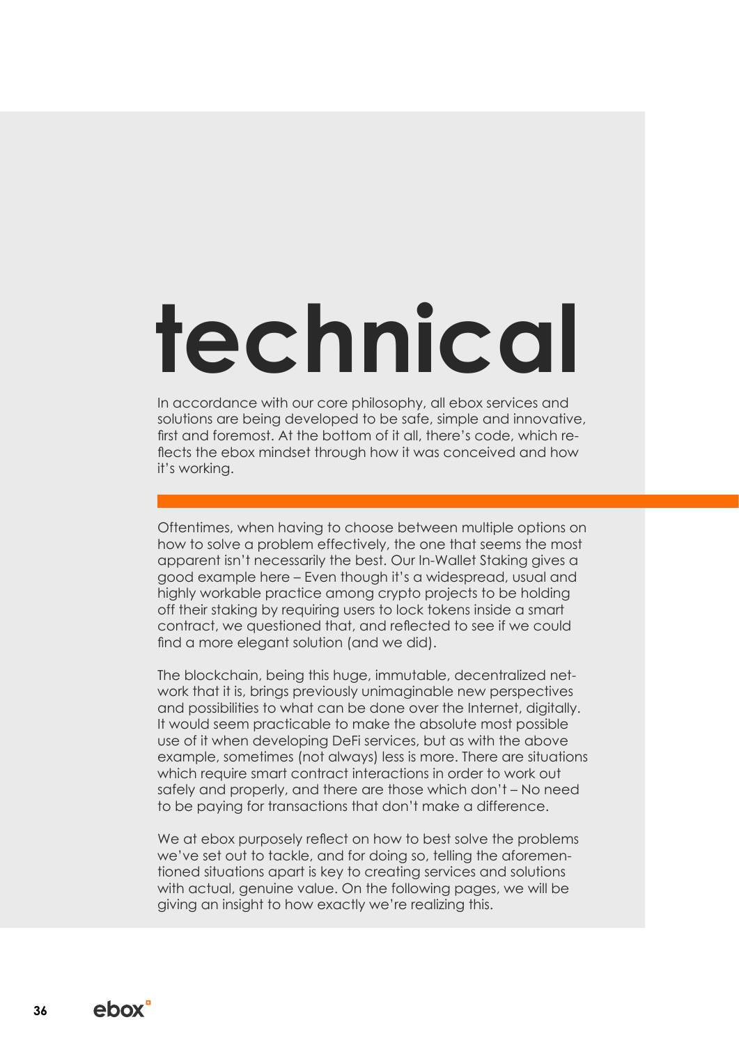# technical

In accordance with our core philosophy, all ebox services and solutions are being developed to be safe, simple and innovative, first and foremost. At the bottom of it all, there's code, which reflects the ebox mindset through how it was conceived and how it's working.

Oftentimes, when having to choose between multiple options on how to solve a problem effectively, the one that seems the most apparent isn't necessarily the best. Our In-Wallet Staking gives a good example here – Even though it's a widespread, usual and highly workable practice among crypto projects to be holding off their staking by requiring users to lock tokens inside a smart contract, we questioned that, and reflected to see if we could find a more elegant solution (and we did).

The blockchain, being this huge, immutable, decentralized network that it is, brings previously unimaginable new perspectives and possibilities to what can be done over the Internet, digitally. It would seem practicable to make the absolute most possible use of it when developing DeFi services, but as with the above example, sometimes (not always) less is more. There are situations which require smart contract interactions in order to work out safely and properly, and there are those which don't – No need to be paying for transactions that don't make a difference.

We at ebox purposely reflect on how to best solve the problems we've set out to tackle, and for doing so, telling the aforementioned situations apart is key to creating services and solutions with actual, genuine value. On the following pages, we will be giving an insight to how exactly we're realizing this.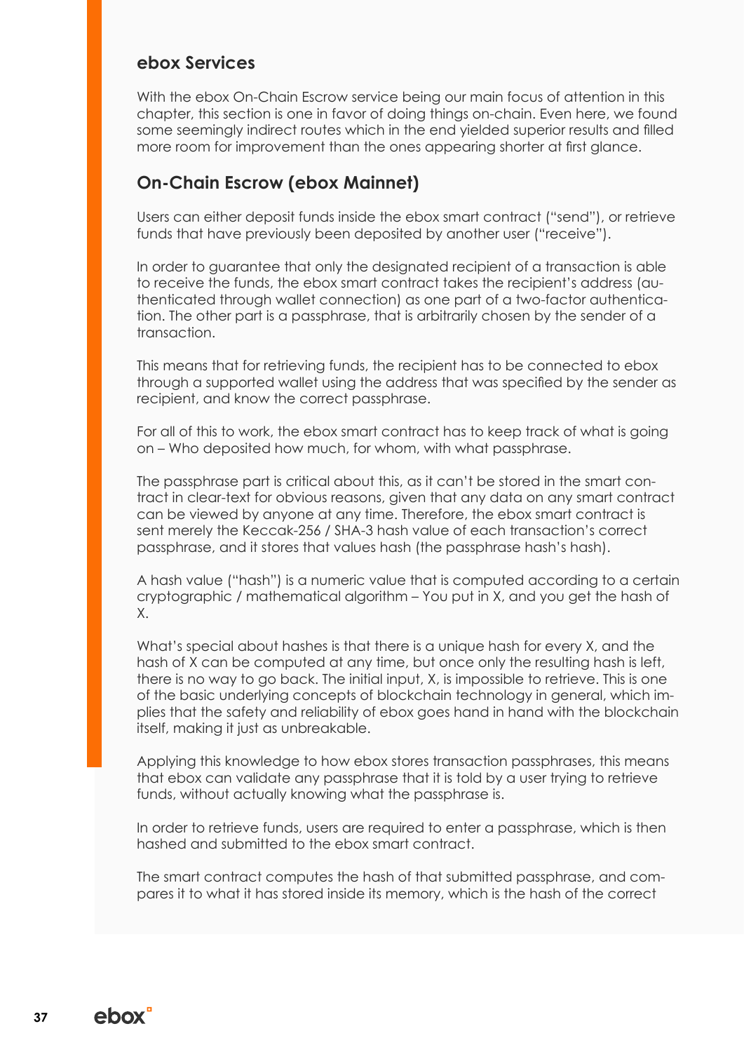## ebox Services

With the ebox On-Chain Escrow service being our main focus of attention in this chapter, this section is one in favor of doing things on-chain. Even here, we found some seemingly indirect routes which in the end yielded superior results and filled more room for improvement than the ones appearing shorter at first glance.

## On-Chain Escrow (ebox Mainnet)

Users can either deposit funds inside the ebox smart contract ("send"), or retrieve funds that have previously been deposited by another user ("receive").

In order to guarantee that only the designated recipient of a transaction is able to receive the funds, the ebox smart contract takes the recipient's address (authenticated through wallet connection) as one part of a two-factor authentication. The other part is a passphrase, that is arbitrarily chosen by the sender of a transaction.

This means that for retrieving funds, the recipient has to be connected to ebox through a supported wallet using the address that was specified by the sender as recipient, and know the correct passphrase.

For all of this to work, the ebox smart contract has to keep track of what is going on – Who deposited how much, for whom, with what passphrase.

The passphrase part is critical about this, as it can't be stored in the smart contract in clear-text for obvious reasons, given that any data on any smart contract can be viewed by anyone at any time. Therefore, the ebox smart contract is sent merely the Keccak-256 / SHA-3 hash value of each transaction's correct passphrase, and it stores that values hash (the passphrase hash's hash).

A hash value ("hash") is a numeric value that is computed according to a certain cryptographic / mathematical algorithm – You put in X, and you get the hash of X.

What's special about hashes is that there is a unique hash for every X, and the hash of X can be computed at any time, but once only the resulting hash is left, there is no way to go back. The initial input, X, is impossible to retrieve. This is one of the basic underlying concepts of blockchain technology in general, which implies that the safety and reliability of ebox goes hand in hand with the blockchain itself, making it just as unbreakable.

Applying this knowledge to how ebox stores transaction passphrases, this means that ebox can validate any passphrase that it is told by a user trying to retrieve funds, without actually knowing what the passphrase is.

In order to retrieve funds, users are required to enter a passphrase, which is then hashed and submitted to the ebox smart contract.

The smart contract computes the hash of that submitted passphrase, and compares it to what it has stored inside its memory, which is the hash of the correct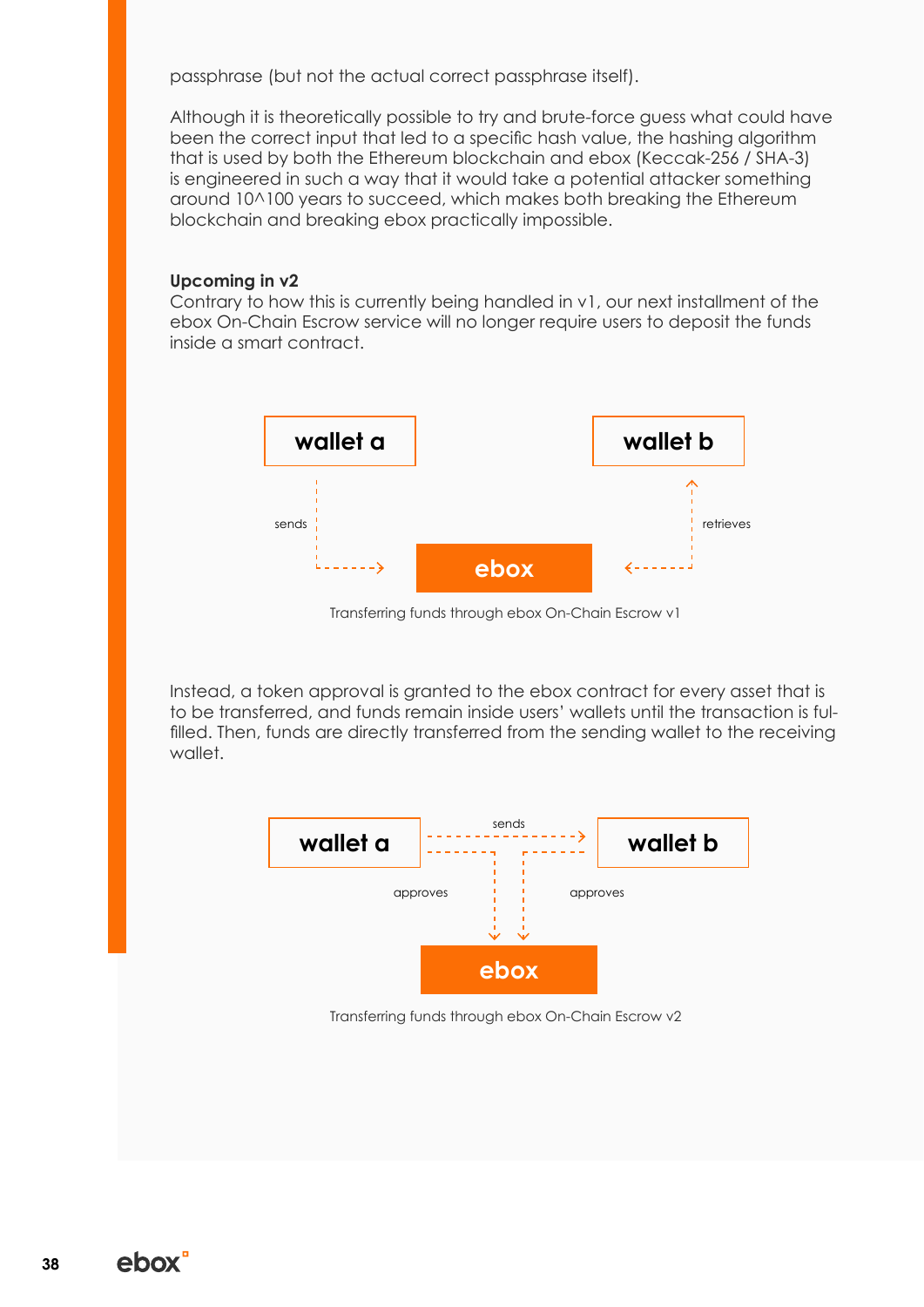passphrase (but not the actual correct passphrase itself).

Although it is theoretically possible to try and brute-force guess what could have been the correct input that led to a specific hash value, the hashing algorithm that is used by both the Ethereum blockchain and ebox (Keccak-256 / SHA-3) is engineered in such a way that it would take a potential attacker something around 10^100 years to succeed, which makes both breaking the Ethereum blockchain and breaking ebox practically impossible.

**Upcoming in v2**

Contrary to how this is currently being handled in v1, our next installment of the ebox On-Chain Escrow service will no longer require users to deposit the funds inside a smart contract.

wallet a — sends → ebox ← retrieves — wallet b

Transferring funds through ebox On-Chain Escrow v1

Instead, a token approval is granted to the ebox contract for every asset that is to be transferred, and funds remain inside users' wallets until the transaction is fulfilled. Then, funds are directly transferred from the sending wallet to the receiving wallet.

wallet a — sends → wallet b; wallet a — approves → ebox; wallet b — approves → ebox

Transferring funds through ebox On-Chain Escrow v2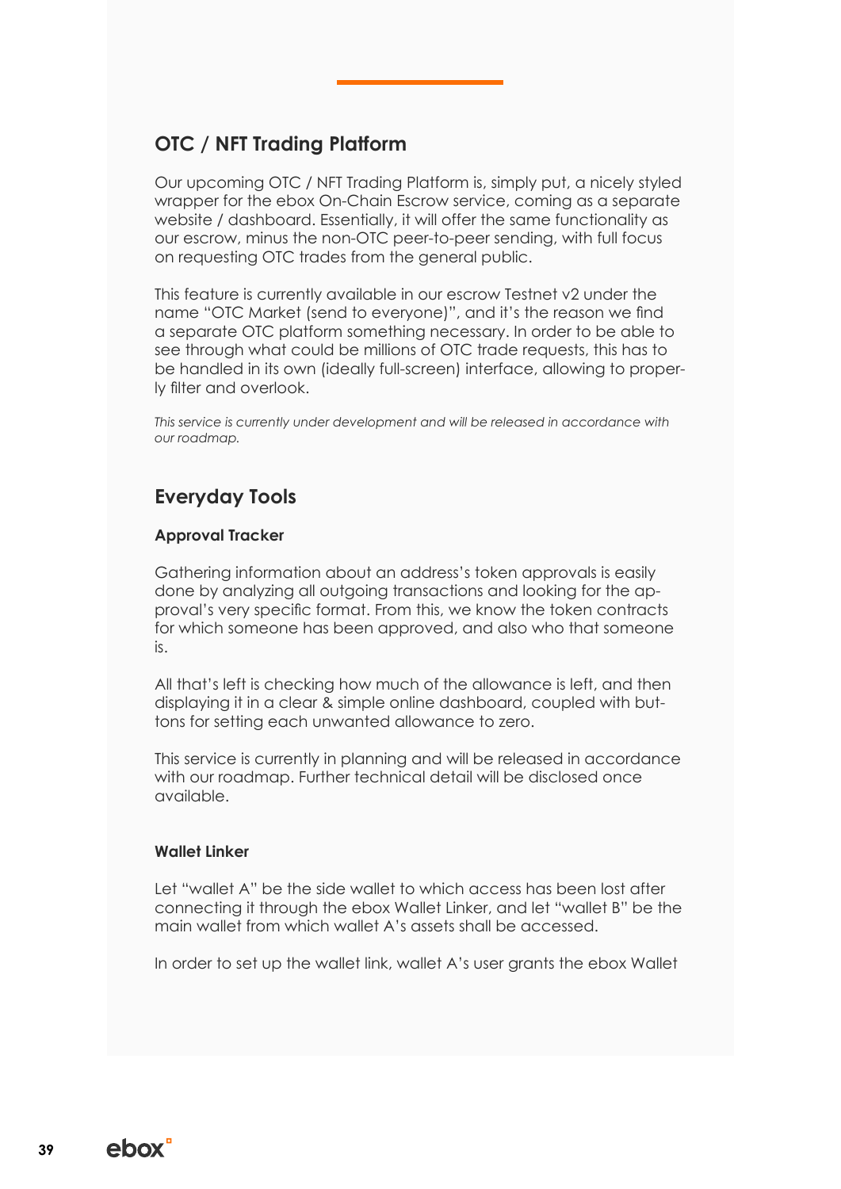## OTC / NFT Trading Platform

Our upcoming OTC / NFT Trading Platform is, simply put, a nicely styled wrapper for the ebox On-Chain Escrow service, coming as a separate website / dashboard. Essentially, it will offer the same functionality as our escrow, minus the non-OTC peer-to-peer sending, with full focus on requesting OTC trades from the general public.

This feature is currently available in our escrow Testnet v2 under the name "OTC Market (send to everyone)", and it's the reason we find a separate OTC platform something necessary. In order to be able to see through what could be millions of OTC trade requests, this has to be handled in its own (ideally full-screen) interface, allowing to properly filter and overlook.

*This service is currently under development and will be released in accordance with our roadmap.*

## Everyday Tools

### Approval Tracker

Gathering information about an address's token approvals is easily done by analyzing all outgoing transactions and looking for the approval's very specific format. From this, we know the token contracts for which someone has been approved, and also who that someone is.

All that's left is checking how much of the allowance is left, and then displaying it in a clear & simple online dashboard, coupled with buttons for setting each unwanted allowance to zero.

This service is currently in planning and will be released in accordance with our roadmap. Further technical detail will be disclosed once available.

### Wallet Linker

Let "wallet A" be the side wallet to which access has been lost after connecting it through the ebox Wallet Linker, and let "wallet B" be the main wallet from which wallet A's assets shall be accessed.

In order to set up the wallet link, wallet A's user grants the ebox Wallet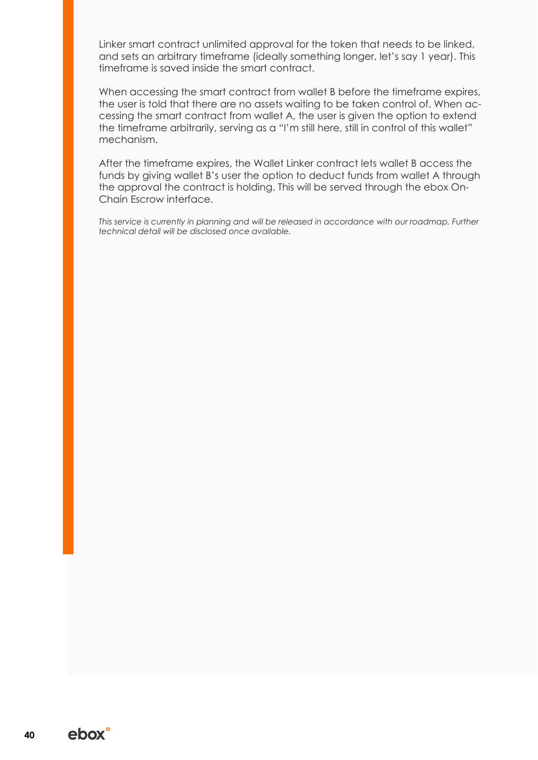Linker smart contract unlimited approval for the token that needs to be linked, and sets an arbitrary timeframe (ideally something longer, let's say 1 year). This timeframe is saved inside the smart contract.

When accessing the smart contract from wallet B before the timeframe expires, the user is told that there are no assets waiting to be taken control of. When accessing the smart contract from wallet A, the user is given the option to extend the timeframe arbitrarily, serving as a "I'm still here, still in control of this wallet" mechanism.

After the timeframe expires, the Wallet Linker contract lets wallet B access the funds by giving wallet B's user the option to deduct funds from wallet A through the approval the contract is holding. This will be served through the ebox On-Chain Escrow interface.

*This service is currently in planning and will be released in accordance with our roadmap. Further technical detail will be disclosed once available.*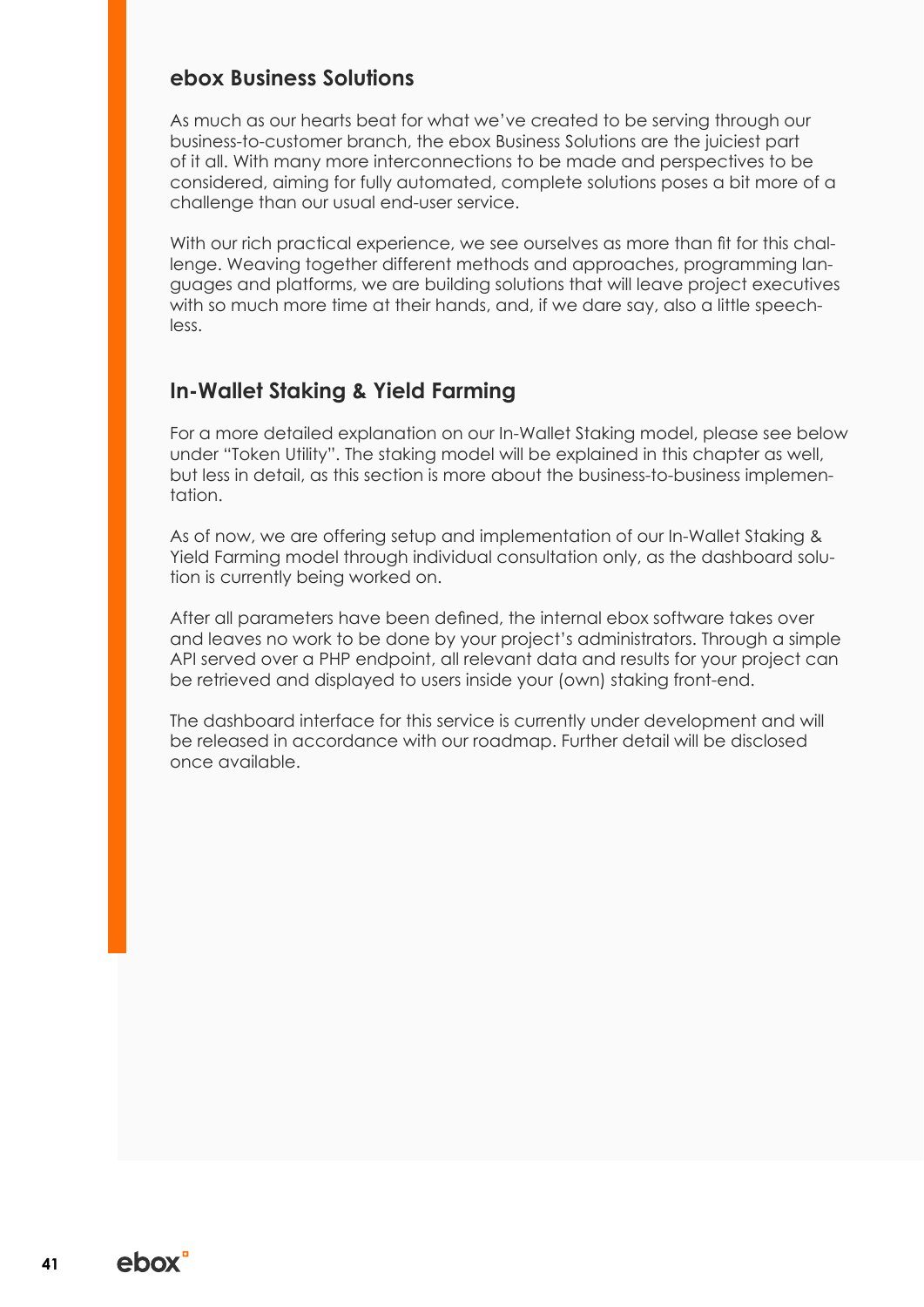## ebox Business Solutions

As much as our hearts beat for what we've created to be serving through our business-to-customer branch, the ebox Business Solutions are the juiciest part of it all. With many more interconnections to be made and perspectives to be considered, aiming for fully automated, complete solutions poses a bit more of a challenge than our usual end-user service.

With our rich practical experience, we see ourselves as more than fit for this challenge. Weaving together different methods and approaches, programming languages and platforms, we are building solutions that will leave project executives with so much more time at their hands, and, if we dare say, also a little speechless.

## In-Wallet Staking & Yield Farming

For a more detailed explanation on our In-Wallet Staking model, please see below under "Token Utility". The staking model will be explained in this chapter as well, but less in detail, as this section is more about the business-to-business implementation.

As of now, we are offering setup and implementation of our In-Wallet Staking & Yield Farming model through individual consultation only, as the dashboard solution is currently being worked on.

After all parameters have been defined, the internal ebox software takes over and leaves no work to be done by your project's administrators. Through a simple API served over a PHP endpoint, all relevant data and results for your project can be retrieved and displayed to users inside your (own) staking front-end.

The dashboard interface for this service is currently under development and will be released in accordance with our roadmap. Further detail will be disclosed once available.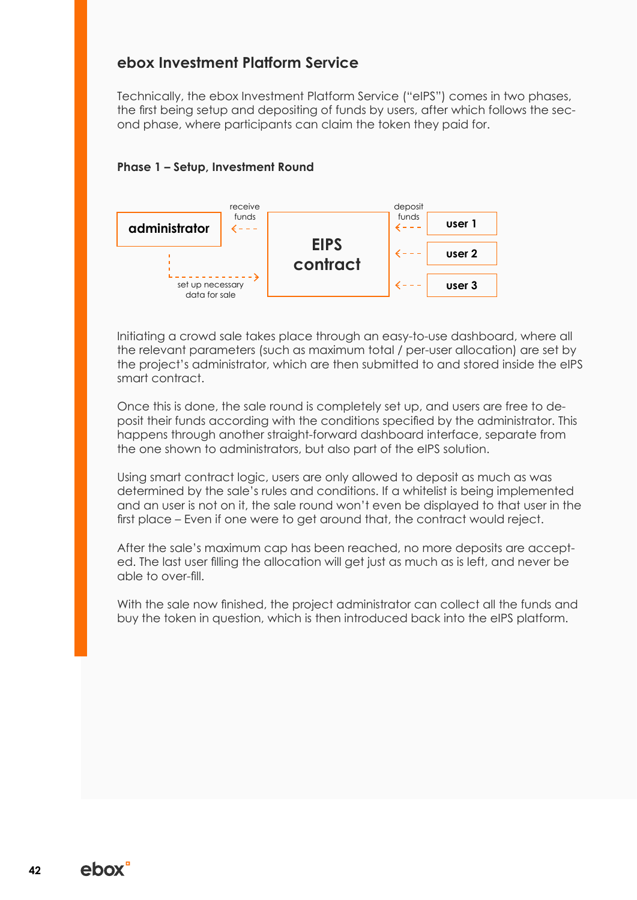## ebox Investment Platform Service

Technically, the ebox Investment Platform Service ("eIPS") comes in two phases, the first being setup and depositing of funds by users, after which follows the second phase, where participants can claim the token they paid for.

### Phase 1 – Setup, Investment Round

administrator

receive funds

set up necessary data for sale

EIPS contract

deposit funds

user 1

user 2

user 3

Initiating a crowd sale takes place through an easy-to-use dashboard, where all the relevant parameters (such as maximum total / per-user allocation) are set by the project's administrator, which are then submitted to and stored inside the eIPS smart contract.

Once this is done, the sale round is completely set up, and users are free to deposit their funds according with the conditions specified by the administrator. This happens through another straight-forward dashboard interface, separate from the one shown to administrators, but also part of the eIPS solution.

Using smart contract logic, users are only allowed to deposit as much as was determined by the sale's rules and conditions. If a whitelist is being implemented and an user is not on it, the sale round won't even be displayed to that user in the first place – Even if one were to get around that, the contract would reject.

After the sale's maximum cap has been reached, no more deposits are accepted. The last user filling the allocation will get just as much as is left, and never be able to over-fill.

With the sale now finished, the project administrator can collect all the funds and buy the token in question, which is then introduced back into the eIPS platform.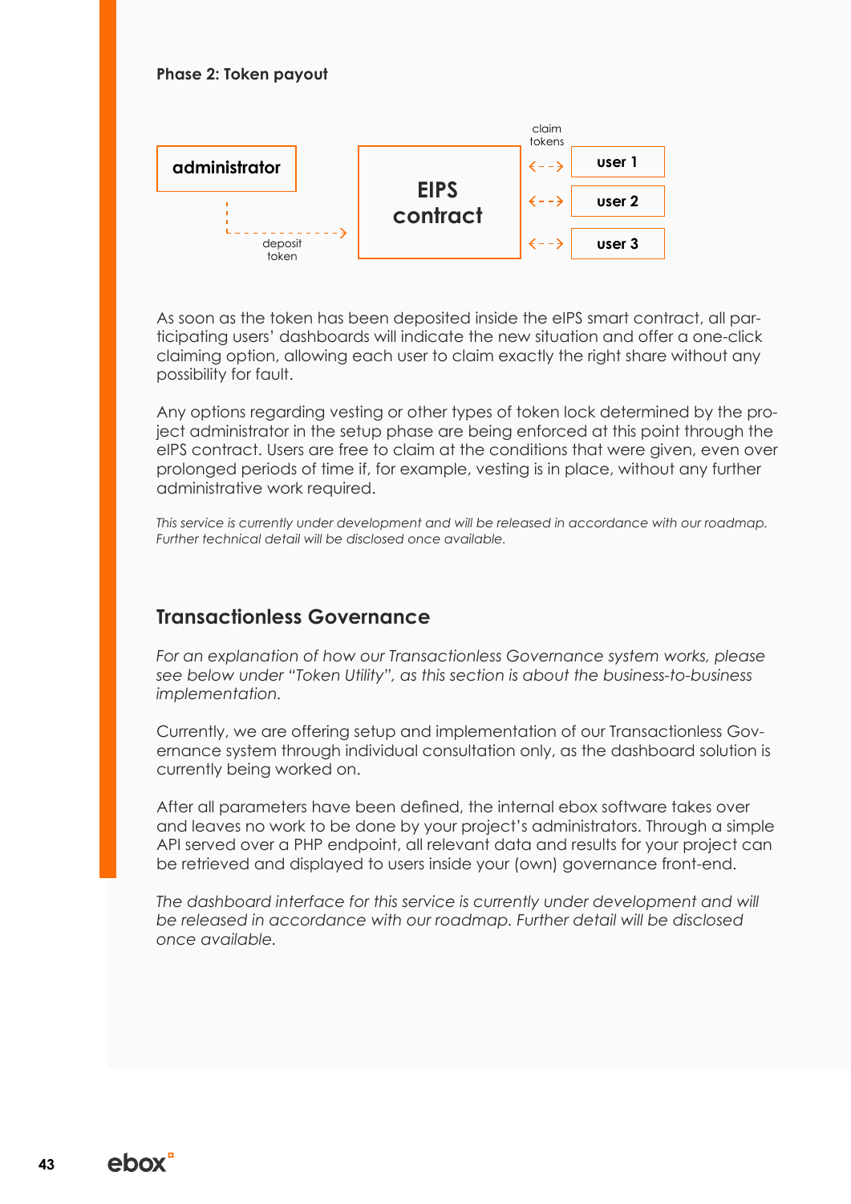**Phase 2: Token payout**

administrator

deposit token

EIPS contract

claim tokens

user 1

user 2

user 3

As soon as the token has been deposited inside the eIPS smart contract, all participating users' dashboards will indicate the new situation and offer a one-click claiming option, allowing each user to claim exactly the right share without any possibility for fault.

Any options regarding vesting or other types of token lock determined by the project administrator in the setup phase are being enforced at this point through the eIPS contract. Users are free to claim at the conditions that were given, even over prolonged periods of time if, for example, vesting is in place, without any further administrative work required.

*This service is currently under development and will be released in accordance with our roadmap. Further technical detail will be disclosed once available.*

## Transactionless Governance

*For an explanation of how our Transactionless Governance system works, please see below under "Token Utility", as this section is about the business-to-business implementation.*

Currently, we are offering setup and implementation of our Transactionless Governance system through individual consultation only, as the dashboard solution is currently being worked on.

After all parameters have been defined, the internal ebox software takes over and leaves no work to be done by your project's administrators. Through a simple API served over a PHP endpoint, all relevant data and results for your project can be retrieved and displayed to users inside your (own) governance front-end.

*The dashboard interface for this service is currently under development and will be released in accordance with our roadmap. Further detail will be disclosed once available.*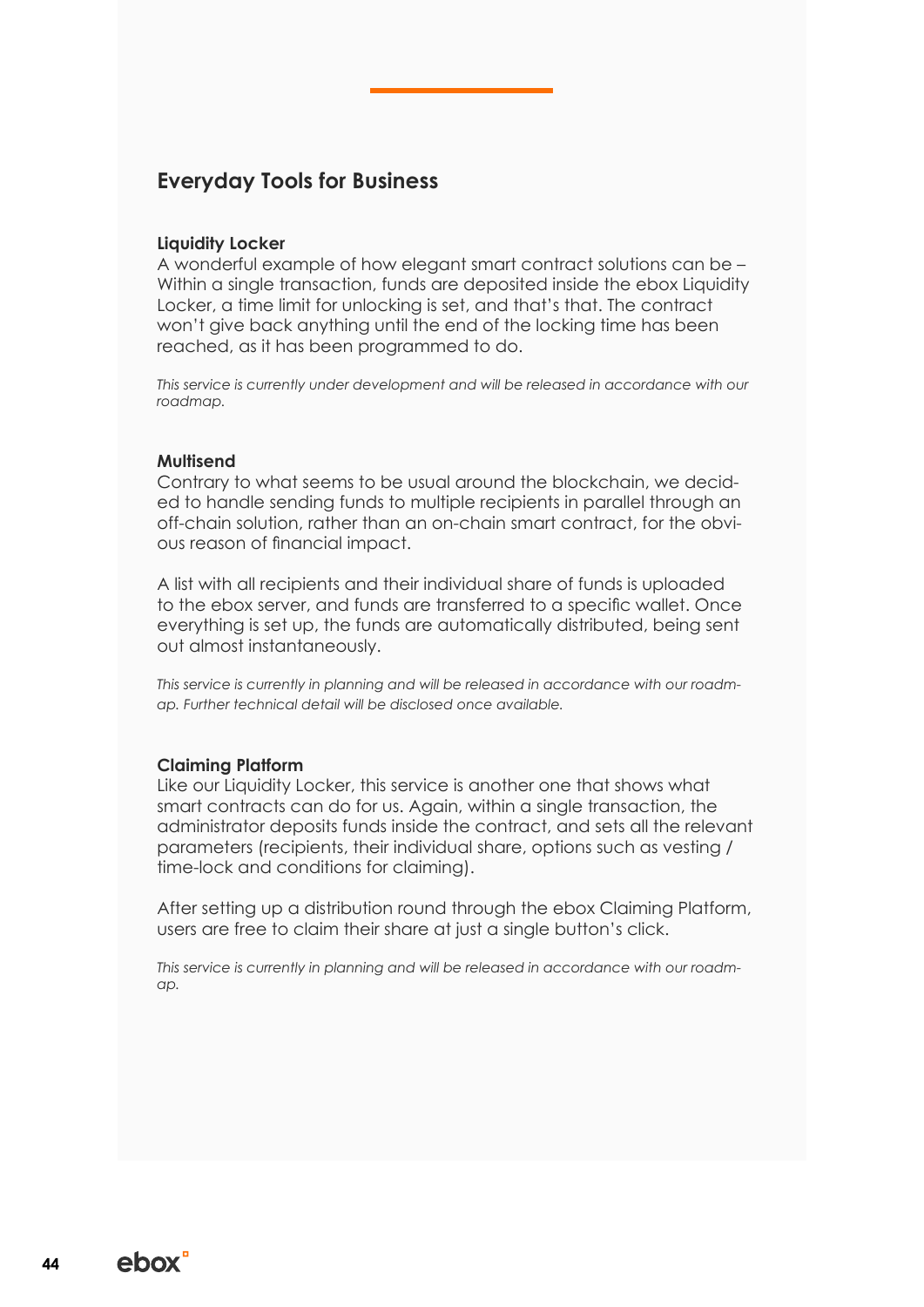## Everyday Tools for Business

### Liquidity Locker

A wonderful example of how elegant smart contract solutions can be – Within a single transaction, funds are deposited inside the ebox Liquidity Locker, a time limit for unlocking is set, and that's that. The contract won't give back anything until the end of the locking time has been reached, as it has been programmed to do.

*This service is currently under development and will be released in accordance with our roadmap.*

### Multisend

Contrary to what seems to be usual around the blockchain, we decided to handle sending funds to multiple recipients in parallel through an off-chain solution, rather than an on-chain smart contract, for the obvious reason of financial impact.

A list with all recipients and their individual share of funds is uploaded to the ebox server, and funds are transferred to a specific wallet. Once everything is set up, the funds are automatically distributed, being sent out almost instantaneously.

*This service is currently in planning and will be released in accordance with our roadmap. Further technical detail will be disclosed once available.*

### Claiming Platform

Like our Liquidity Locker, this service is another one that shows what smart contracts can do for us. Again, within a single transaction, the administrator deposits funds inside the contract, and sets all the relevant parameters (recipients, their individual share, options such as vesting / time-lock and conditions for claiming).

After setting up a distribution round through the ebox Claiming Platform, users are free to claim their share at just a single button's click.

*This service is currently in planning and will be released in accordance with our roadmap.*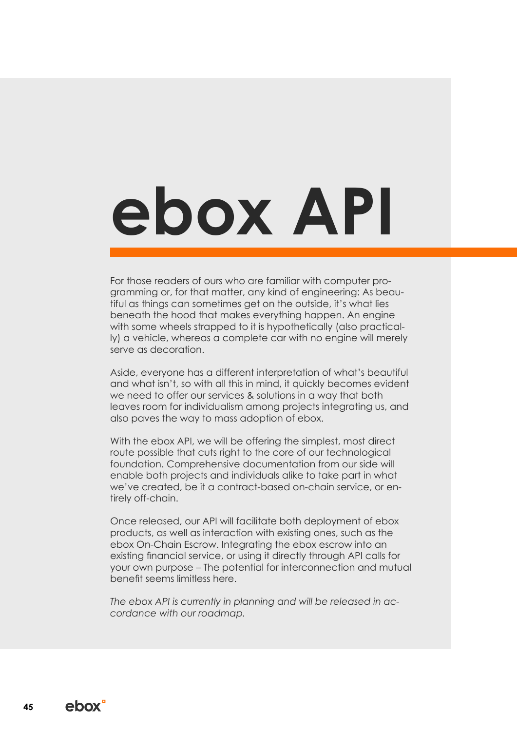# ebox API

For those readers of ours who are familiar with computer programming or, for that matter, any kind of engineering: As beautiful as things can sometimes get on the outside, it's what lies beneath the hood that makes everything happen. An engine with some wheels strapped to it is hypothetically (also practically) a vehicle, whereas a complete car with no engine will merely serve as decoration.

Aside, everyone has a different interpretation of what's beautiful and what isn't, so with all this in mind, it quickly becomes evident we need to offer our services & solutions in a way that both leaves room for individualism among projects integrating us, and also paves the way to mass adoption of ebox.

With the ebox API, we will be offering the simplest, most direct route possible that cuts right to the core of our technological foundation. Comprehensive documentation from our side will enable both projects and individuals alike to take part in what we've created, be it a contract-based on-chain service, or entirely off-chain.

Once released, our API will facilitate both deployment of ebox products, as well as interaction with existing ones, such as the ebox On-Chain Escrow. Integrating the ebox escrow into an existing financial service, or using it directly through API calls for your own purpose – The potential for interconnection and mutual benefit seems limitless here.

*The ebox API is currently in planning and will be released in accordance with our roadmap.*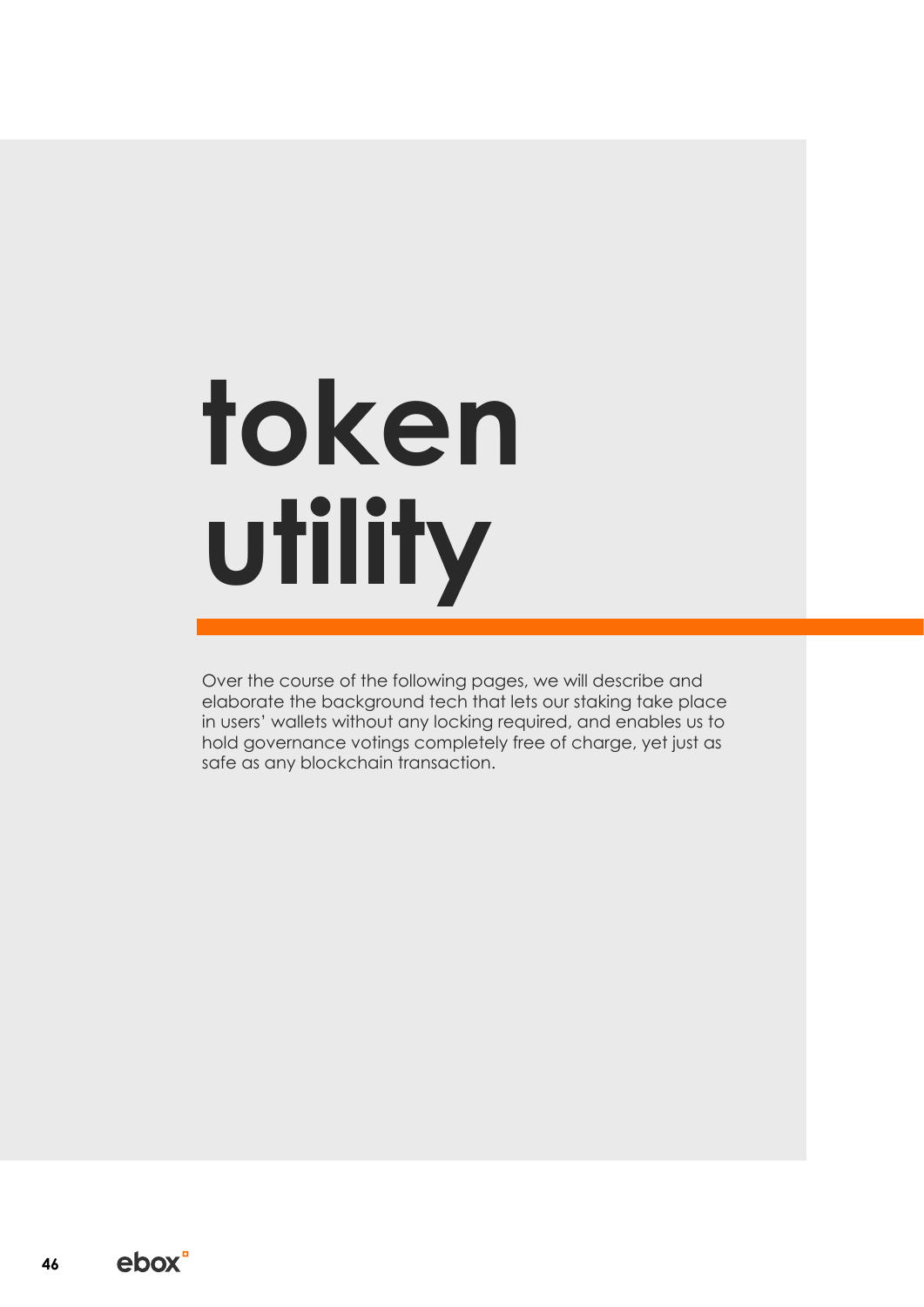# token utility

Over the course of the following pages, we will describe and elaborate the background tech that lets our staking take place in users' wallets without any locking required, and enables us to hold governance votings completely free of charge, yet just as safe as any blockchain transaction.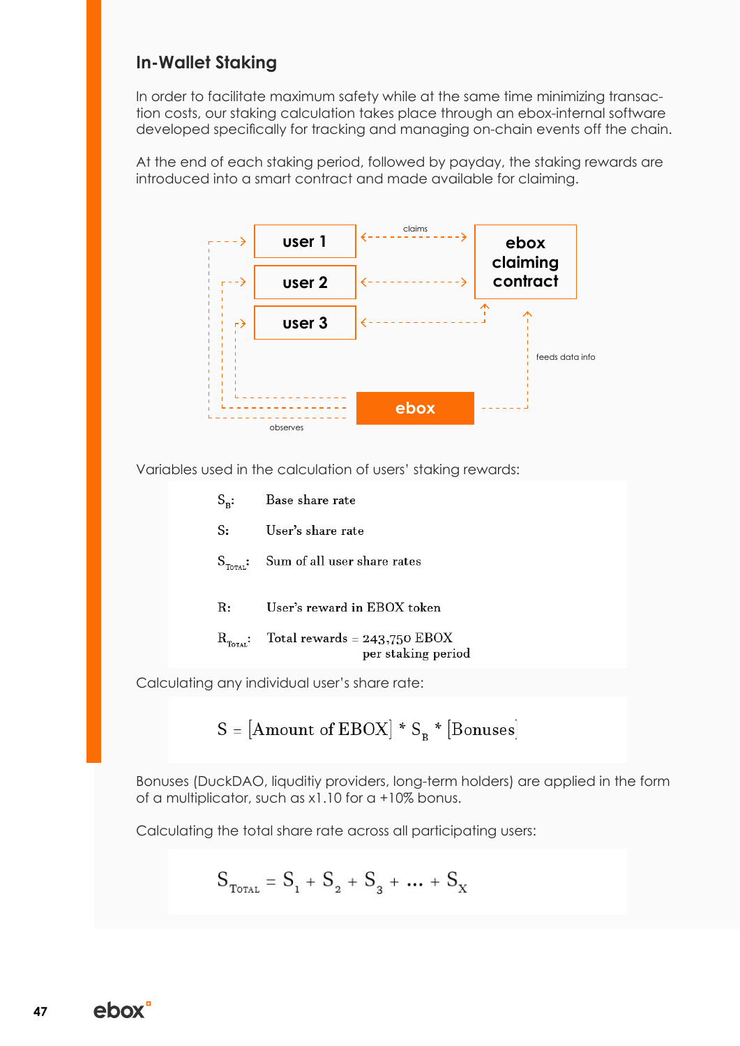## In-Wallet Staking

In order to facilitate maximum safety while at the same time minimizing transaction costs, our staking calculation takes place through an ebox-internal software developed specifically for tracking and managing on-chain events off the chain.

At the end of each staking period, followed by payday, the staking rewards are introduced into a smart contract and made available for claiming.

user 1
user 2
user 3
claims
ebox claiming contract
feeds data info
ebox
observes

Variables used in the calculation of users' staking rewards:

| | |
|---|---|
| $S_B$: | Base share rate |
| S: | User's share rate |
| $S_{Total}$: | Sum of all user share rates |
| R: | User's reward in EBOX token |
| $R_{Total}$: | Total rewards = 243,750 EBOX per staking period |

Calculating any individual user's share rate:

$$S = [\text{Amount of EBOX}] * S_B * [\text{Bonuses}]$$

Bonuses (DuckDAO, liquditiy providers, long-term holders) are applied in the form of a multiplicator, such as x1.10 for a +10% bonus.

Calculating the total share rate across all participating users:

$$S_{Total} = S_1 + S_2 + S_3 + \ldots + S_X$$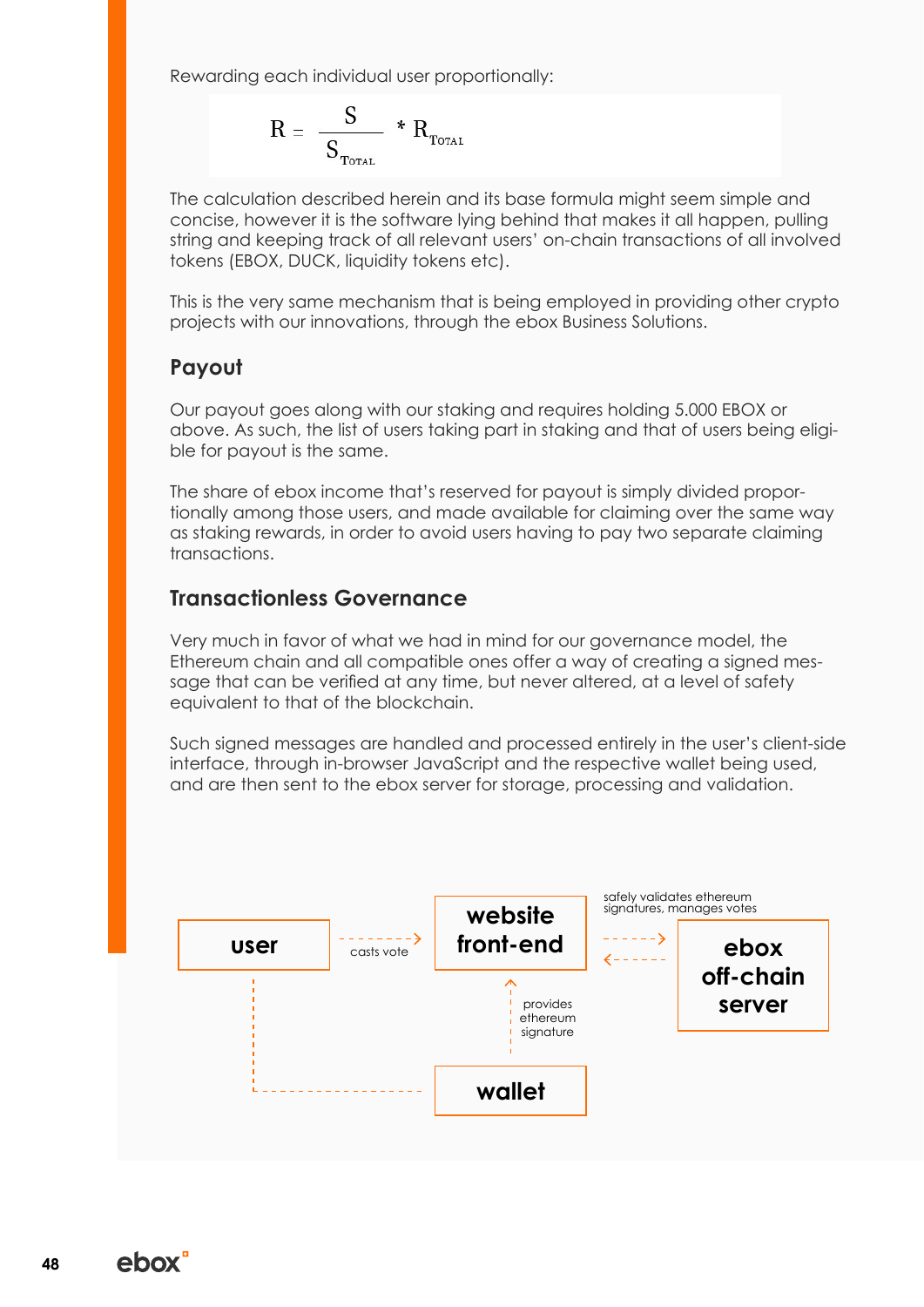Rewarding each individual user proportionally:

$$R = \frac{S}{S_{\text{Total}}} * R_{\text{Total}}$$

The calculation described herein and its base formula might seem simple and concise, however it is the software lying behind that makes it all happen, pulling string and keeping track of all relevant users' on-chain transactions of all involved tokens (EBOX, DUCK, liquidity tokens etc).

This is the very same mechanism that is being employed in providing other crypto projects with our innovations, through the ebox Business Solutions.

## Payout

Our payout goes along with our staking and requires holding 5.000 EBOX or above. As such, the list of users taking part in staking and that of users being eligible for payout is the same.

The share of ebox income that's reserved for payout is simply divided proportionally among those users, and made available for claiming over the same way as staking rewards, in order to avoid users having to pay two separate claiming transactions.

## Transactionless Governance

Very much in favor of what we had in mind for our governance model, the Ethereum chain and all compatible ones offer a way of creating a signed message that can be verified at any time, but never altered, at a level of safety equivalent to that of the blockchain.

Such signed messages are handled and processed entirely in the user's client-side interface, through in-browser JavaScript and the respective wallet being used, and are then sent to the ebox server for storage, processing and validation.

user --casts vote--> website front-end <--safely validates ethereum signatures, manages votes--> ebox off-chain server

wallet --provides ethereum signature--> website front-end

user --- wallet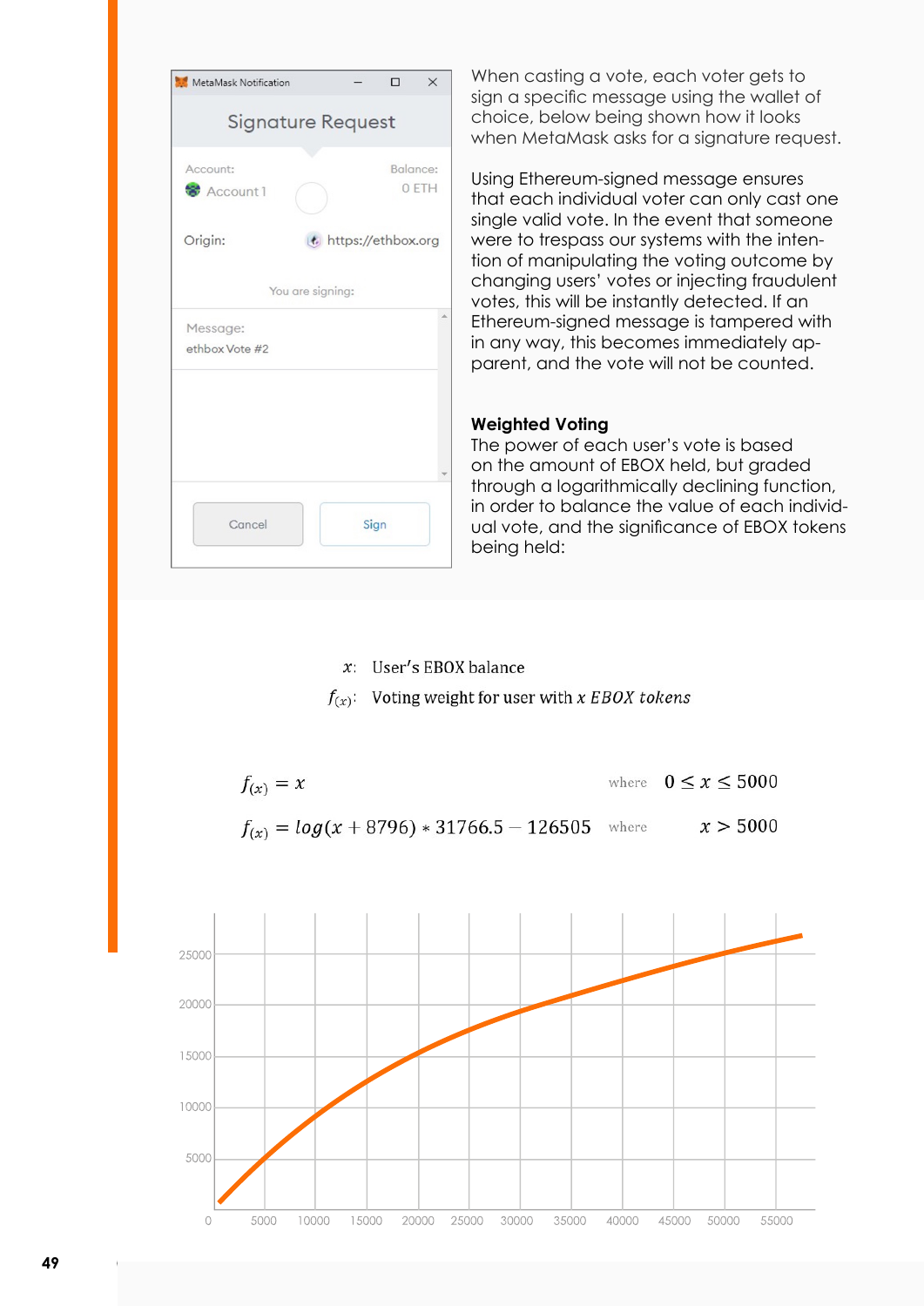When casting a vote, each voter gets to sign a specific message using the wallet of choice, below being shown how it looks when MetaMask asks for a signature request.

Using Ethereum-signed message ensures that each individual voter can only cast one single valid vote. In the event that someone were to trespass our systems with the intention of manipulating the voting outcome by changing users' votes or injecting fraudulent votes, this will be instantly detected. If an Ethereum-signed message is tampered with in any way, this becomes immediately apparent, and the vote will not be counted.

**Weighted Voting**

The power of each user's vote is based on the amount of EBOX held, but graded through a logarithmically declining function, in order to balance the value of each individual vote, and the significance of EBOX tokens being held:

$x$: User's EBOX balance

$f_{(x)}$: Voting weight for user with $x$ *EBOX tokens*

$$f_{(x)} = x \quad \text{where} \quad 0 \leq x \leq 5000$$

$$f_{(x)} = log(x + 8796) * 31766.5 - 126505 \quad \text{where} \quad x > 5000$$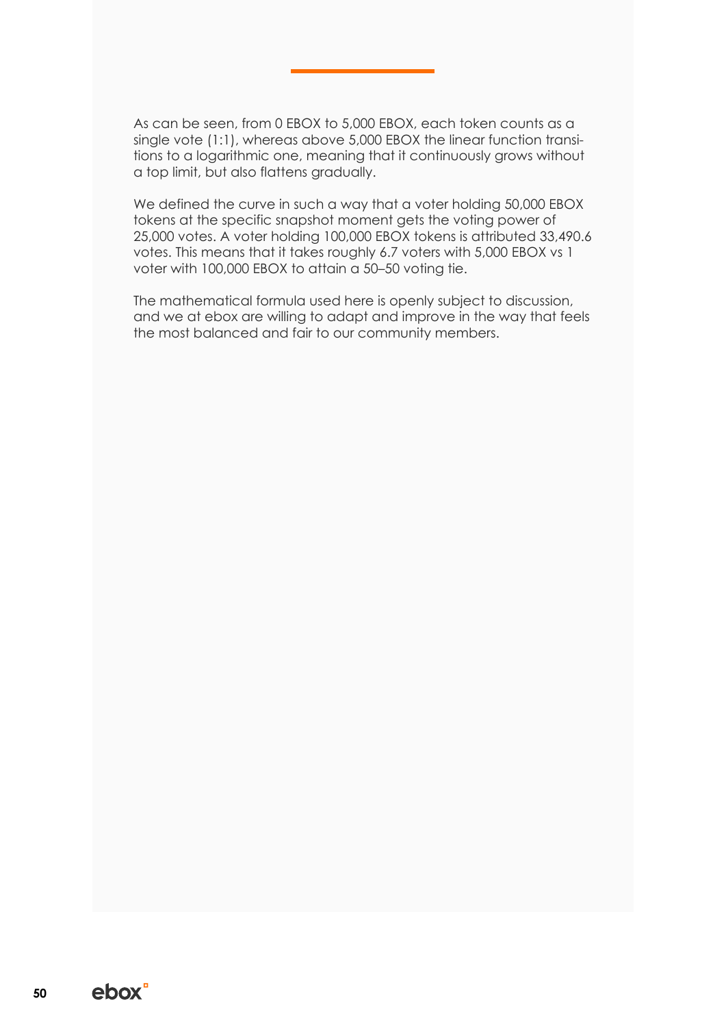As can be seen, from 0 EBOX to 5,000 EBOX, each token counts as a single vote (1:1), whereas above 5,000 EBOX the linear function transitions to a logarithmic one, meaning that it continuously grows without a top limit, but also flattens gradually.

We defined the curve in such a way that a voter holding 50,000 EBOX tokens at the specific snapshot moment gets the voting power of 25,000 votes. A voter holding 100,000 EBOX tokens is attributed 33,490.6 votes. This means that it takes roughly 6.7 voters with 5,000 EBOX vs 1 voter with 100,000 EBOX to attain a 50–50 voting tie.

The mathematical formula used here is openly subject to discussion, and we at ebox are willing to adapt and improve in the way that feels the most balanced and fair to our community members.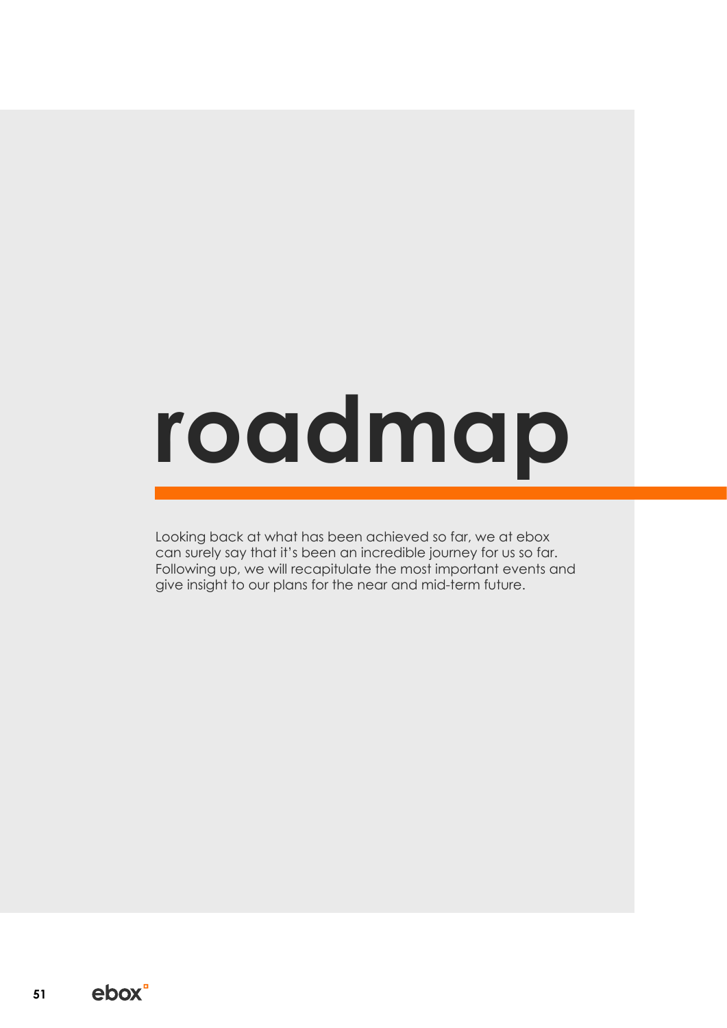# roadmap

Looking back at what has been achieved so far, we at ebox can surely say that it's been an incredible journey for us so far. Following up, we will recapitulate the most important events and give insight to our plans for the near and mid-term future.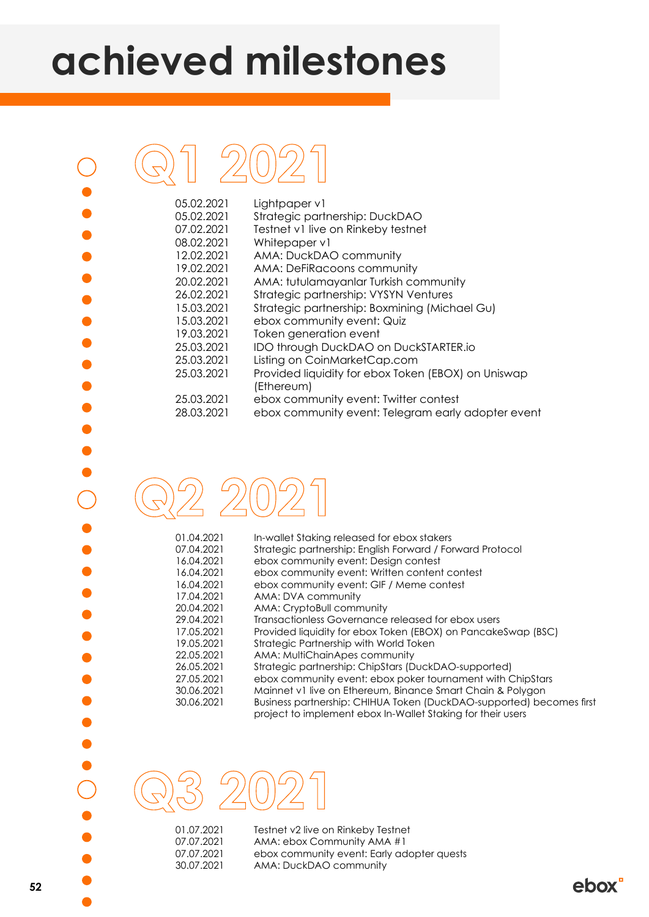# achieved milestones

## Q1 2021

| | |
|---|---|
| 05.02.2021 | Lightpaper v1 |
| 05.02.2021 | Strategic partnership: DuckDAO |
| 07.02.2021 | Testnet v1 live on Rinkeby testnet |
| 08.02.2021 | Whitepaper v1 |
| 12.02.2021 | AMA: DuckDAO community |
| 19.02.2021 | AMA: DeFiRacoons community |
| 20.02.2021 | AMA: tutulamayanlar Turkish community |
| 26.02.2021 | Strategic partnership: VYSYN Ventures |
| 15.03.2021 | Strategic partnership: Boxmining (Michael Gu) |
| 15.03.2021 | ebox community event: Quiz |
| 19.03.2021 | Token generation event |
| 25.03.2021 | IDO through DuckDAO on DuckSTARTER.io |
| 25.03.2021 | Listing on CoinMarketCap.com |
| 25.03.2021 | Provided liquidity for ebox Token (EBOX) on Uniswap (Ethereum) |
| 25.03.2021 | ebox community event: Twitter contest |
| 28.03.2021 | ebox community event: Telegram early adopter event |

## Q2 2021

| | |
|---|---|
| 01.04.2021 | In-wallet Staking released for ebox stakers |
| 07.04.2021 | Strategic partnership: English Forward / Forward Protocol |
| 16.04.2021 | ebox community event: Design contest |
| 16.04.2021 | ebox community event: Written content contest |
| 16.04.2021 | ebox community event: GIF / Meme contest |
| 17.04.2021 | AMA: DVA community |
| 20.04.2021 | AMA: CryptoBull community |
| 29.04.2021 | Transactionless Governance released for ebox users |
| 17.05.2021 | Provided liquidity for ebox Token (EBOX) on PancakeSwap (BSC) |
| 19.05.2021 | Strategic Partnership with World Token |
| 22.05.2021 | AMA: MultiChainApes community |
| 26.05.2021 | Strategic partnership: ChipStars (DuckDAO-supported) |
| 27.05.2021 | ebox community event: ebox poker tournament with ChipStars |
| 30.06.2021 | Mainnet v1 live on Ethereum, Binance Smart Chain & Polygon |
| 30.06.2021 | Business partnership: CHIHUA Token (DuckDAO-supported) becomes first project to implement ebox In-Wallet Staking for their users |

## Q3 2021

| | |
|---|---|
| 01.07.2021 | Testnet v2 live on Rinkeby Testnet |
| 07.07.2021 | AMA: ebox Community AMA #1 |
| 07.07.2021 | ebox community event: Early adopter quests |
| 30.07.2021 | AMA: DuckDAO community |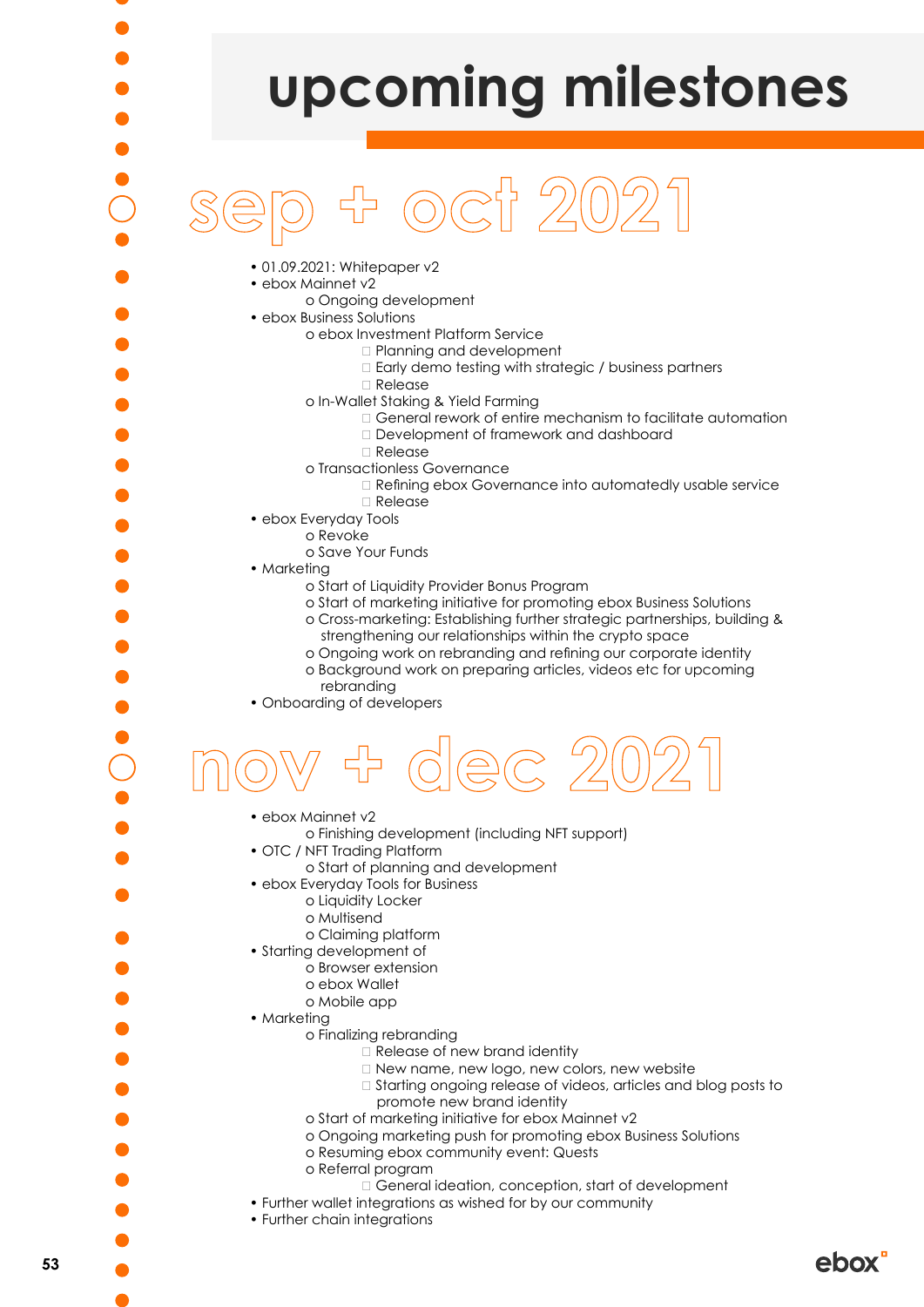# upcoming milestones

## sep + oct 2021

- 01.09.2021: Whitepaper v2
- ebox Mainnet v2
  - Ongoing development
- ebox Business Solutions
  - ebox Investment Platform Service
    - Planning and development
    - Early demo testing with strategic / business partners
    - Release
  - In-Wallet Staking & Yield Farming
    - General rework of entire mechanism to facilitate automation
    - Development of framework and dashboard
    - Release
  - Transactionless Governance
    - Refining ebox Governance into automatedly usable service
    - Release
- ebox Everyday Tools
  - Revoke
  - Save Your Funds
- Marketing
  - Start of Liquidity Provider Bonus Program
  - Start of marketing initiative for promoting ebox Business Solutions
  - Cross-marketing: Establishing further strategic partnerships, building & strengthening our relationships within the crypto space
  - Ongoing work on rebranding and refining our corporate identity
  - Background work on preparing articles, videos etc for upcoming rebranding
- Onboarding of developers

## nov + dec 2021

- ebox Mainnet v2
  - Finishing development (including NFT support)
- OTC / NFT Trading Platform
  - Start of planning and development
- ebox Everyday Tools for Business
  - Liquidity Locker
  - Multisend
  - Claiming platform
- Starting development of
  - Browser extension
  - ebox Wallet
  - Mobile app
- Marketing
  - Finalizing rebranding
    - Release of new brand identity
    - New name, new logo, new colors, new website
    - Starting ongoing release of videos, articles and blog posts to promote new brand identity
  - Start of marketing initiative for ebox Mainnet v2
  - Ongoing marketing push for promoting ebox Business Solutions
  - Resuming ebox community event: Quests
  - Referral program
    - General ideation, conception, start of development
- Further wallet integrations as wished for by our community
- Further chain integrations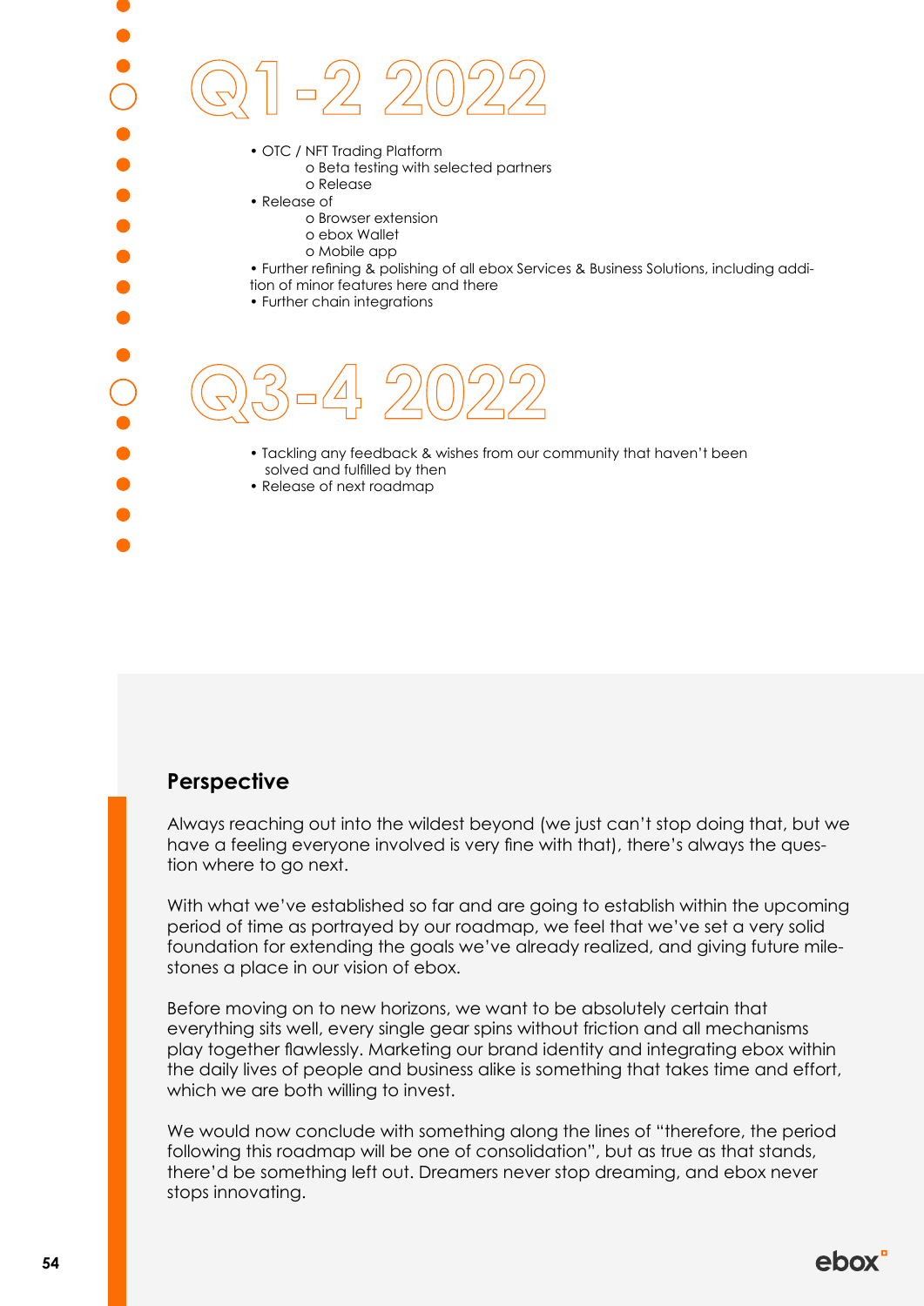# Q1-2 2022

- OTC / NFT Trading Platform
  - Beta testing with selected partners
  - Release
- Release of
  - Browser extension
  - ebox Wallet
  - Mobile app
- Further refining & polishing of all ebox Services & Business Solutions, including addition of minor features here and there
- Further chain integrations

# Q3-4 2022

- Tackling any feedback & wishes from our community that haven't been solved and fulfilled by then
- Release of next roadmap

## Perspective

Always reaching out into the wildest beyond (we just can't stop doing that, but we have a feeling everyone involved is very fine with that), there's always the question where to go next.

With what we've established so far and are going to establish within the upcoming period of time as portrayed by our roadmap, we feel that we've set a very solid foundation for extending the goals we've already realized, and giving future milestones a place in our vision of ebox.

Before moving on to new horizons, we want to be absolutely certain that everything sits well, every single gear spins without friction and all mechanisms play together flawlessly. Marketing our brand identity and integrating ebox within the daily lives of people and business alike is something that takes time and effort, which we are both willing to invest.

We would now conclude with something along the lines of "therefore, the period following this roadmap will be one of consolidation", but as true as that stands, there'd be something left out. Dreamers never stop dreaming, and ebox never stops innovating.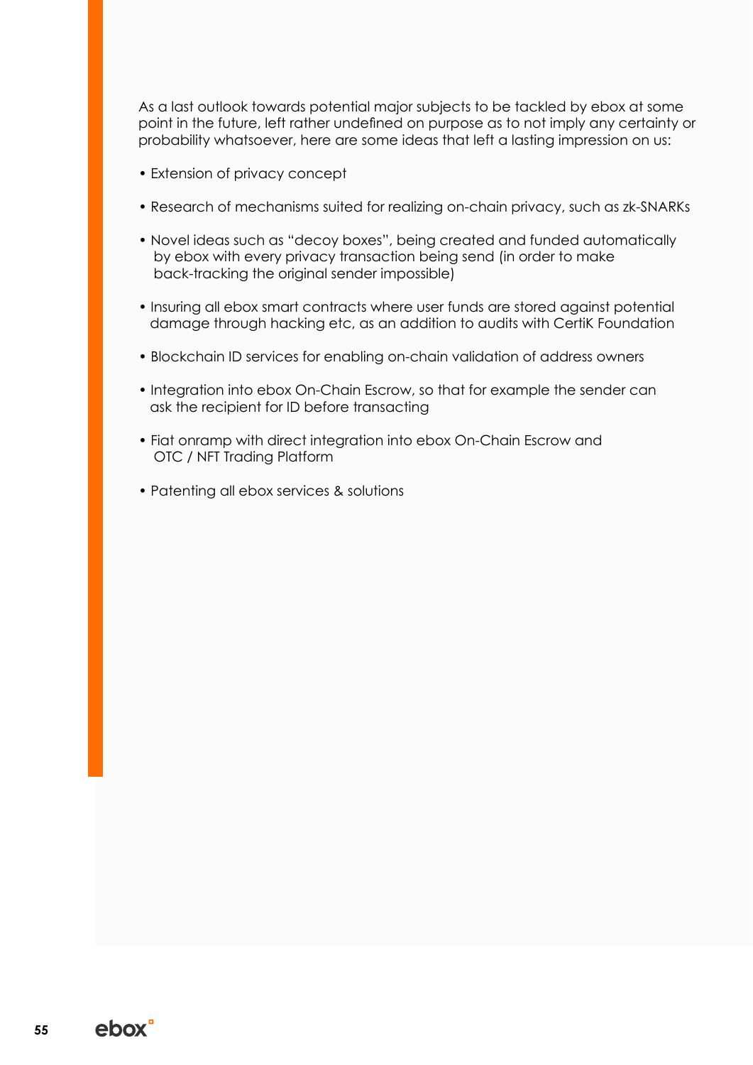As a last outlook towards potential major subjects to be tackled by ebox at some point in the future, left rather undefined on purpose as to not imply any certainty or probability whatsoever, here are some ideas that left a lasting impression on us:

- Extension of privacy concept
- Research of mechanisms suited for realizing on-chain privacy, such as zk-SNARKs
- Novel ideas such as "decoy boxes", being created and funded automatically by ebox with every privacy transaction being send (in order to make back-tracking the original sender impossible)
- Insuring all ebox smart contracts where user funds are stored against potential damage through hacking etc, as an addition to audits with CertiK Foundation
- Blockchain ID services for enabling on-chain validation of address owners
- Integration into ebox On-Chain Escrow, so that for example the sender can ask the recipient for ID before transacting
- Fiat onramp with direct integration into ebox On-Chain Escrow and OTC / NFT Trading Platform
- Patenting all ebox services & solutions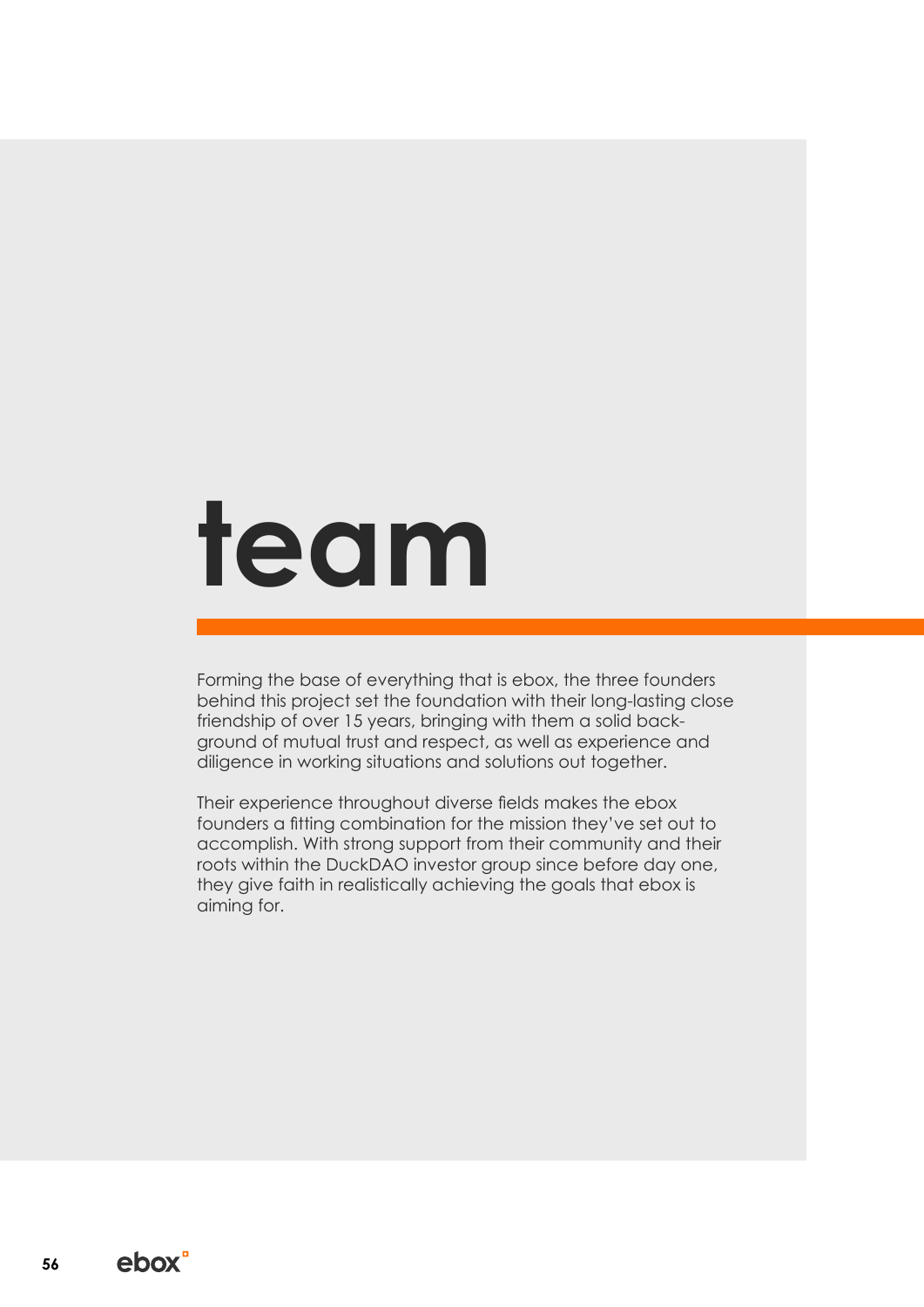# team

Forming the base of everything that is ebox, the three founders behind this project set the foundation with their long-lasting close friendship of over 15 years, bringing with them a solid background of mutual trust and respect, as well as experience and diligence in working situations and solutions out together.

Their experience throughout diverse fields makes the ebox founders a fitting combination for the mission they've set out to accomplish. With strong support from their community and their roots within the DuckDAO investor group since before day one, they give faith in realistically achieving the goals that ebox is aiming for.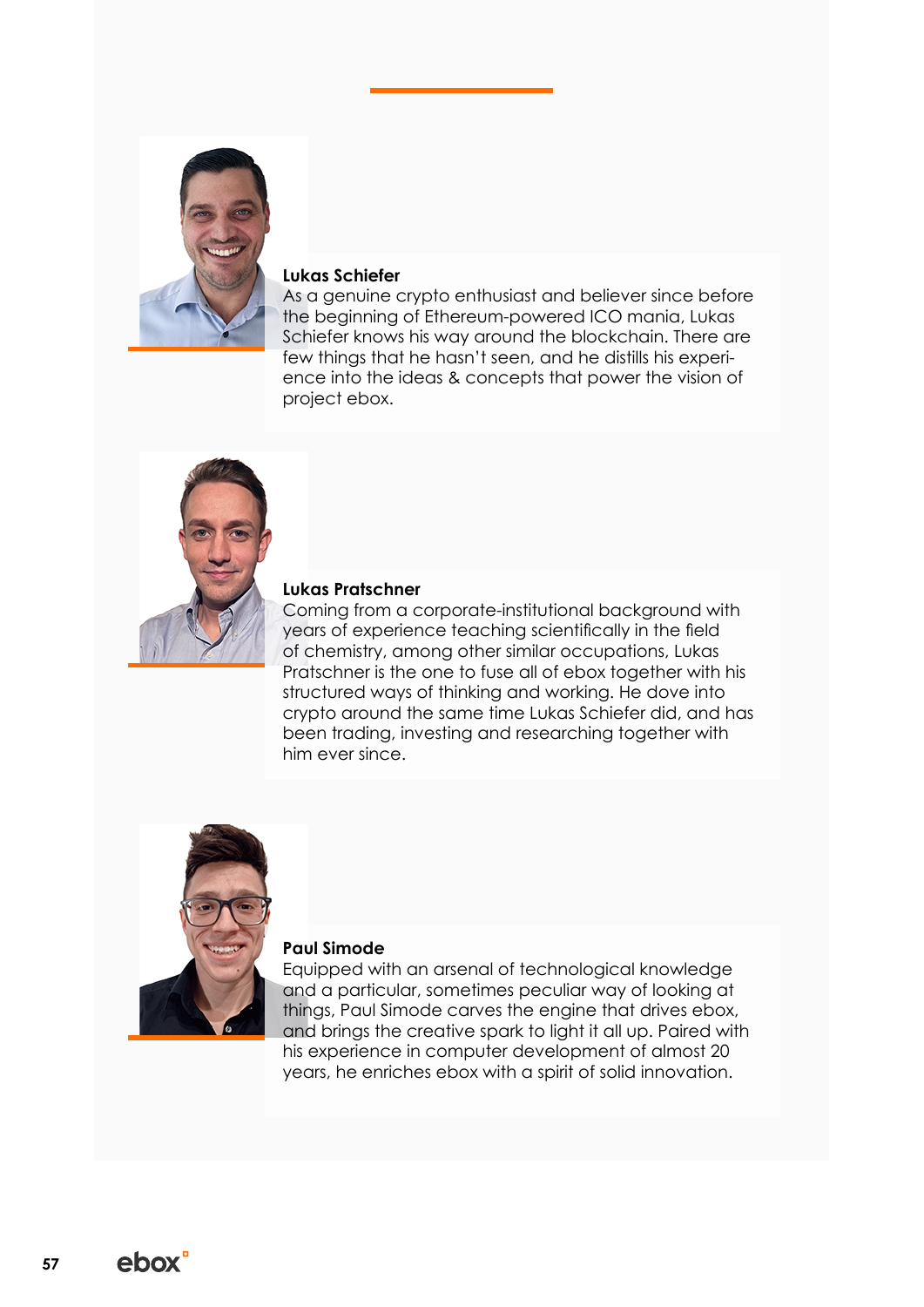**Lukas Schiefer**

As a genuine crypto enthusiast and believer since before the beginning of Ethereum-powered ICO mania, Lukas Schiefer knows his way around the blockchain. There are few things that he hasn't seen, and he distills his experience into the ideas & concepts that power the vision of project ebox.

**Lukas Pratschner**

Coming from a corporate-institutional background with years of experience teaching scientifically in the field of chemistry, among other similar occupations, Lukas Pratschner is the one to fuse all of ebox together with his structured ways of thinking and working. He dove into crypto around the same time Lukas Schiefer did, and has been trading, investing and researching together with him ever since.

**Paul Simode**

Equipped with an arsenal of technological knowledge and a particular, sometimes peculiar way of looking at things, Paul Simode carves the engine that drives ebox, and brings the creative spark to light it all up. Paired with his experience in computer development of almost 20 years, he enriches ebox with a spirit of solid innovation.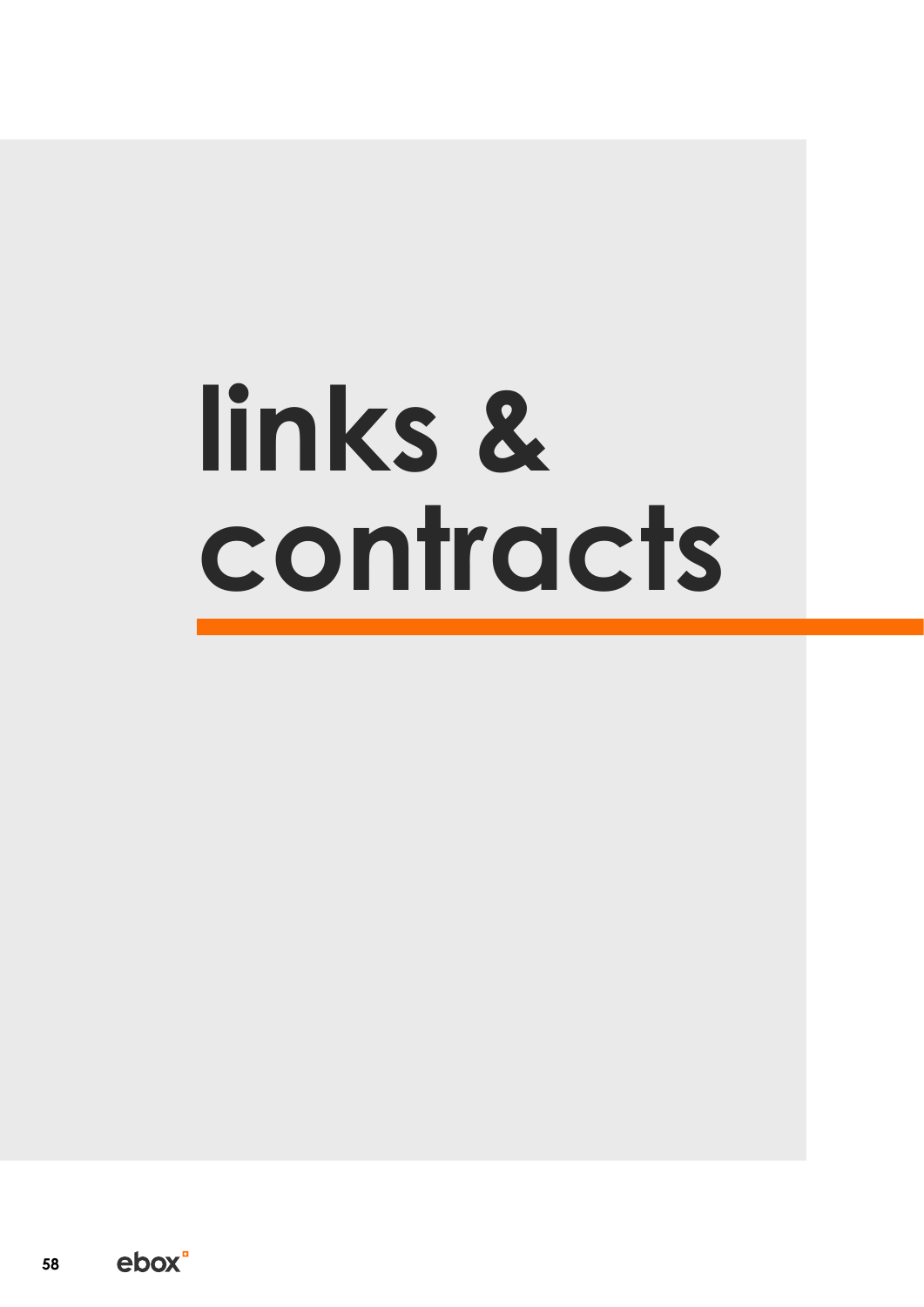# links & contracts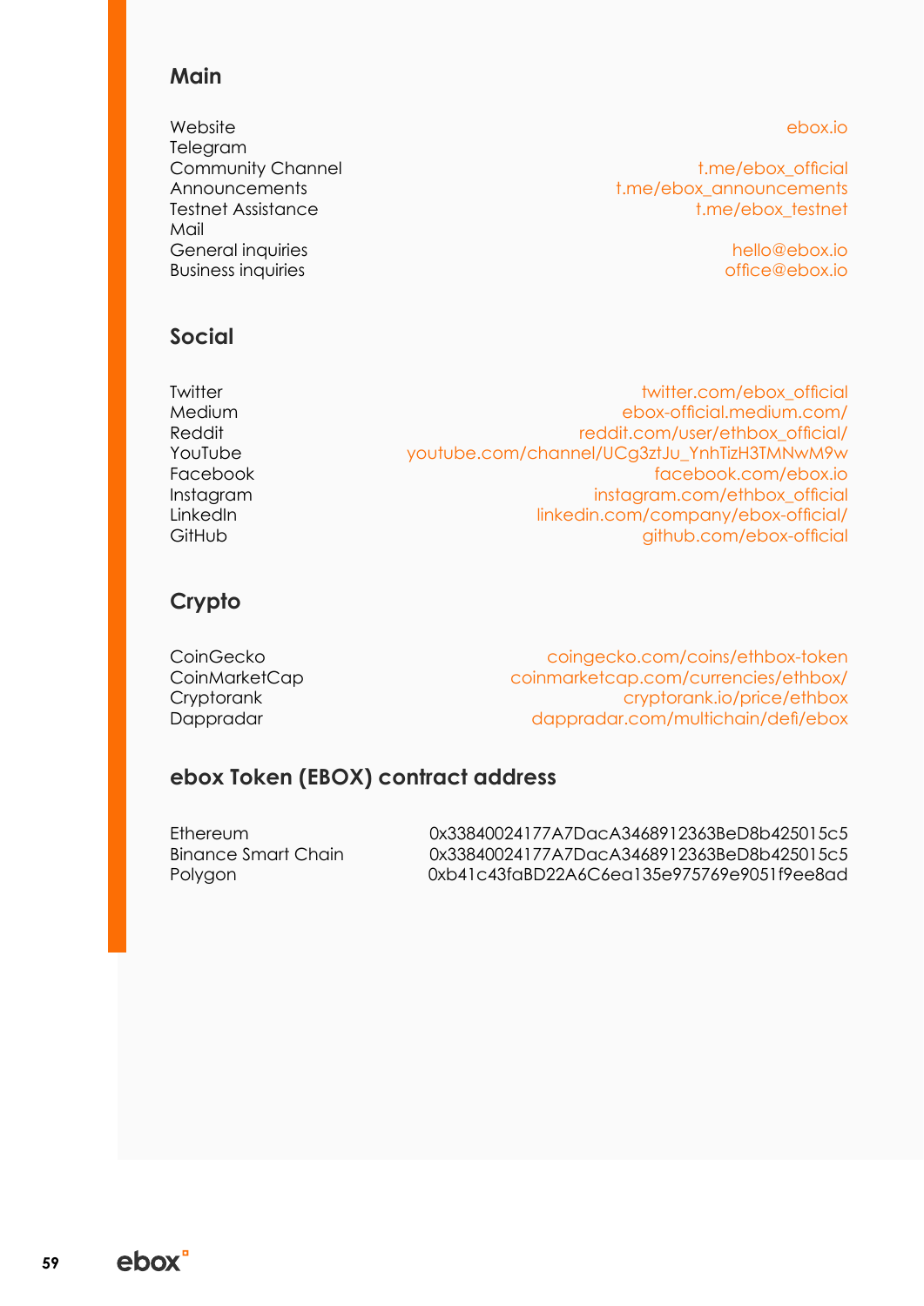## Main

| | |
|---|---|
| Website | ebox.io |
| Telegram | |
| Community Channel | t.me/ebox_official |
| Announcements | t.me/ebox_announcements |
| Testnet Assistance | t.me/ebox_testnet |
| Mail | |
| General inquiries | hello@ebox.io |
| Business inquiries | office@ebox.io |

## Social

| | |
|---|---|
| Twitter | twitter.com/ebox_official |
| Medium | ebox-official.medium.com/ |
| Reddit | reddit.com/user/ethbox_official/ |
| YouTube | youtube.com/channel/UCg3ztJu_YnhTizH3TMNwM9w |
| Facebook | facebook.com/ebox.io |
| Instagram | instagram.com/ethbox_official |
| LinkedIn | linkedin.com/company/ebox-official/ |
| GitHub | github.com/ebox-official |

## Crypto

| | |
|---|---|
| CoinGecko | coingecko.com/coins/ethbox-token |
| CoinMarketCap | coinmarketcap.com/currencies/ethbox/ |
| Cryptorank | cryptorank.io/price/ethbox |
| Dappradar | dappradar.com/multichain/defi/ebox |

## ebox Token (EBOX) contract address

| | |
|---|---|
| Ethereum | 0x33840024177A7DacA3468912363BeD8b425015c5 |
| Binance Smart Chain | 0x33840024177A7DacA3468912363BeD8b425015c5 |
| Polygon | 0xb41c43faBD22A6C6ea135e975769e9051f9ee8ad |